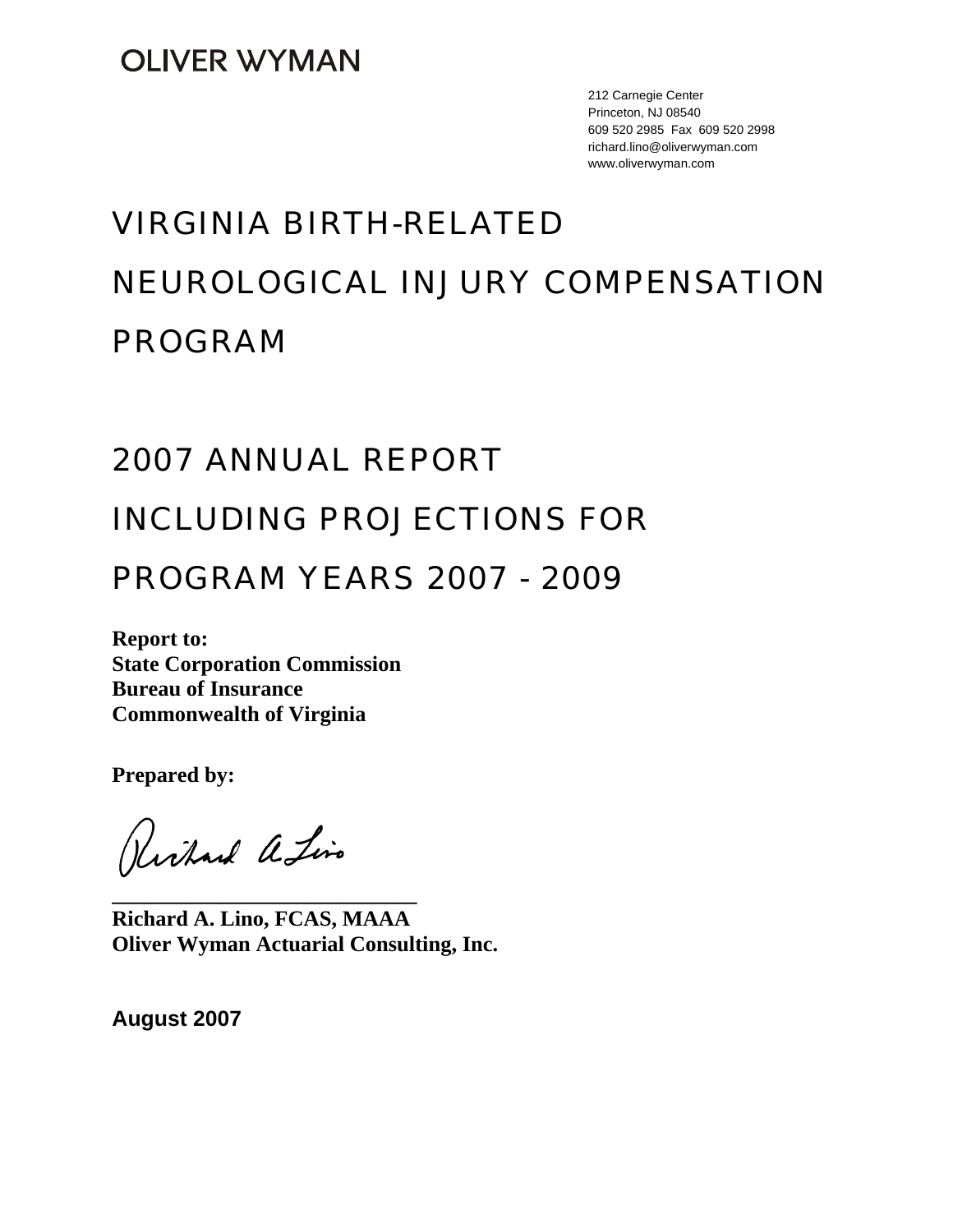OLIVER WYMAN

212 Carnegie Center
Princeton, NJ 08540
609 520 2985 Fax 609 520 2998
richard.lino@oliverwyman.com
www.oliverwyman.com

# VIRGINIA BIRTH-RELATED NEUROLOGICAL INJURY COMPENSATION PROGRAM

# 2007 ANNUAL REPORT INCLUDING PROJECTIONS FOR PROGRAM YEARS 2007 - 2009

**Report to:**
**State Corporation Commission**
**Bureau of Insurance**
**Commonwealth of Virginia**

**Prepared by:**

Richard A. Lino

**Richard A. Lino, FCAS, MAAA**
**Oliver Wyman Actuarial Consulting, Inc.**

**August 2007**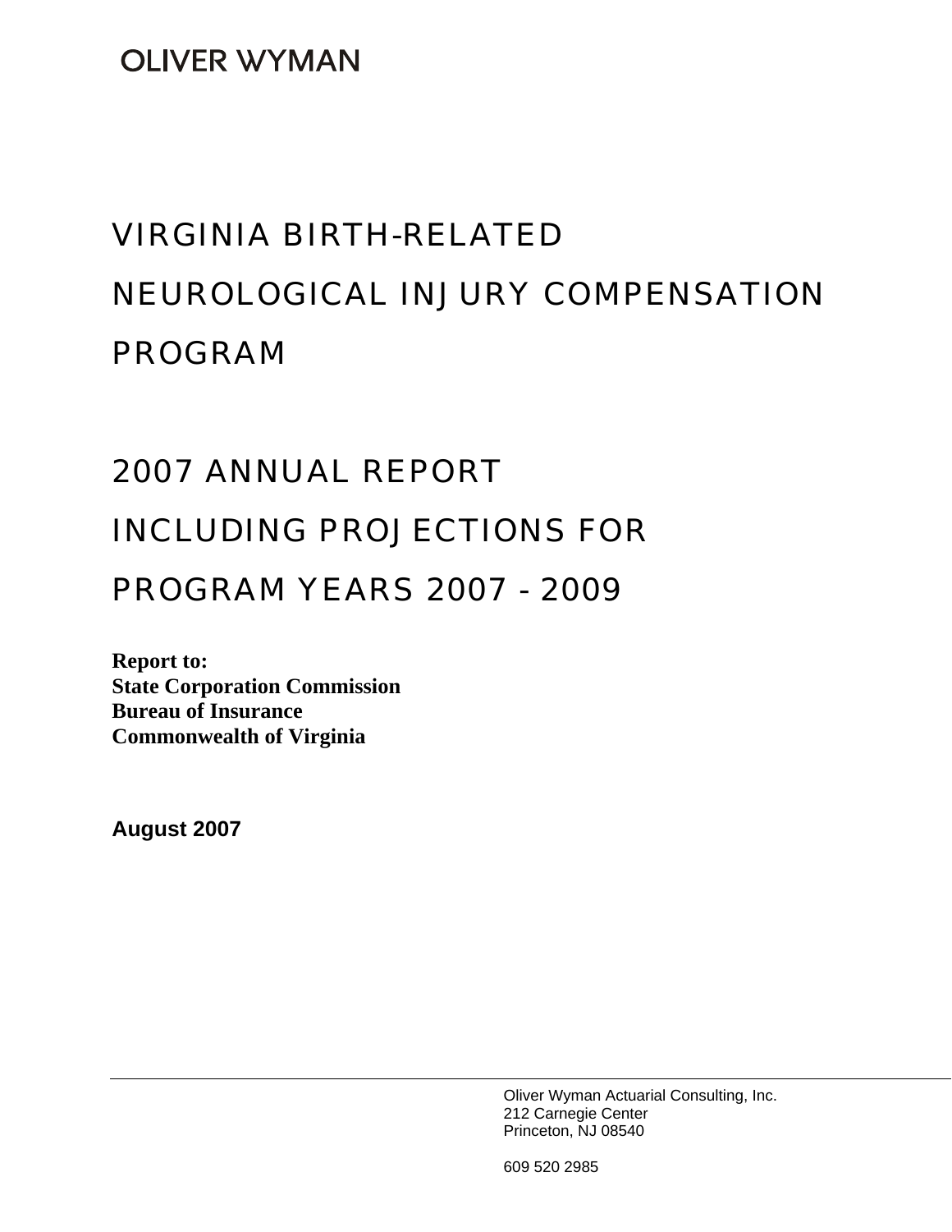OLIVER WYMAN

# VIRGINIA BIRTH-RELATED NEUROLOGICAL INJURY COMPENSATION PROGRAM

# 2007 ANNUAL REPORT INCLUDING PROJECTIONS FOR PROGRAM YEARS 2007 - 2009

**Report to:**
**State Corporation Commission**
**Bureau of Insurance**
**Commonwealth of Virginia**

**August 2007**

Oliver Wyman Actuarial Consulting, Inc.
212 Carnegie Center
Princeton, NJ 08540

609 520 2985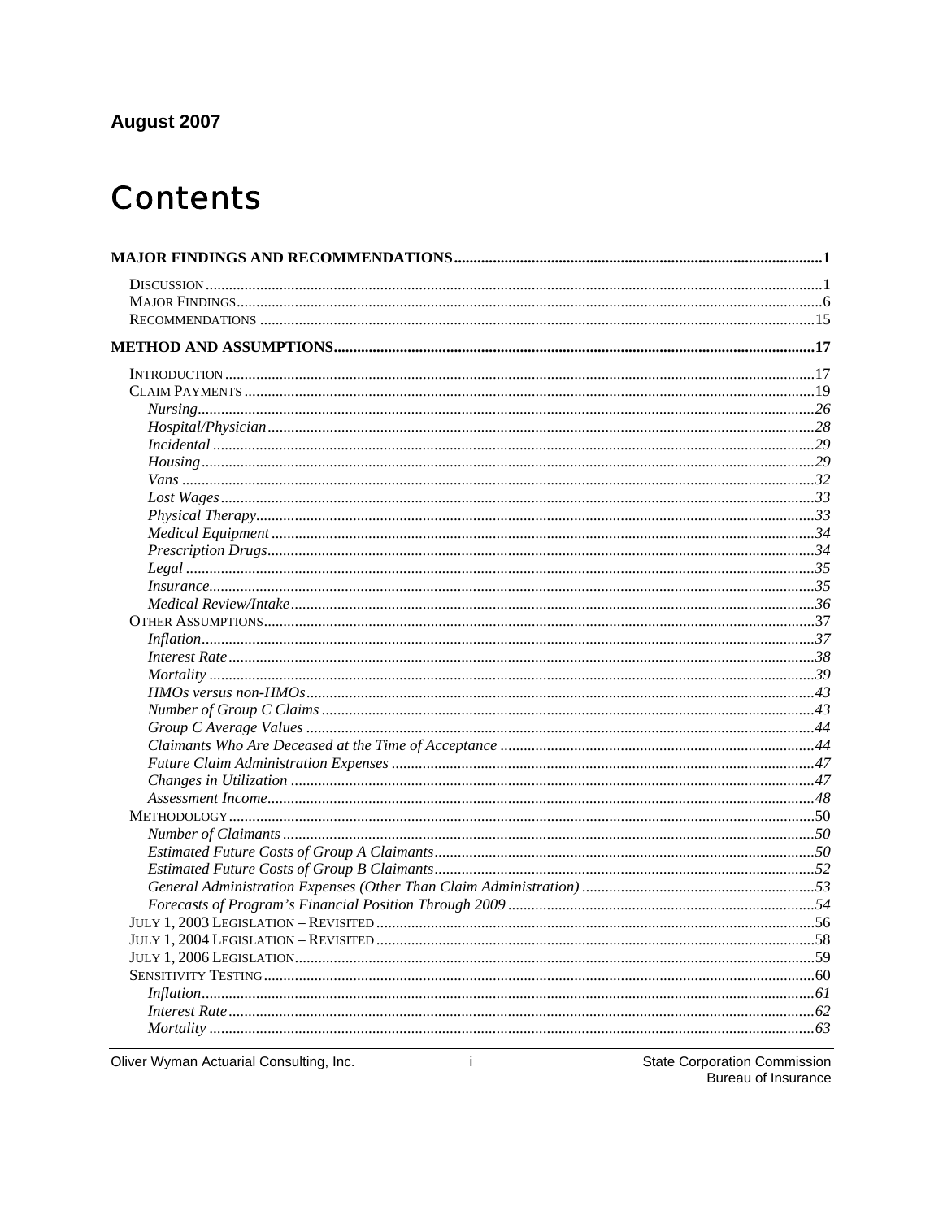**August 2007**

# Contents

**MAJOR FINDINGS AND RECOMMENDATIONS** .......... **1**

- DISCUSSION .......... 1
- MAJOR FINDINGS .......... 6
- RECOMMENDATIONS .......... 15

**METHOD AND ASSUMPTIONS** .......... **17**

- INTRODUCTION .......... 17
- CLAIM PAYMENTS .......... 19
  - *Nursing* .......... *26*
  - *Hospital/Physician* .......... *28*
  - *Incidental* .......... *29*
  - *Housing* .......... *29*
  - *Vans* .......... *32*
  - *Lost Wages* .......... *33*
  - *Physical Therapy* .......... *33*
  - *Medical Equipment* .......... *34*
  - *Prescription Drugs* .......... *34*
  - *Legal* .......... *35*
  - *Insurance* .......... *35*
  - *Medical Review/Intake* .......... *36*
- OTHER ASSUMPTIONS .......... 37
  - *Inflation* .......... *37*
  - *Interest Rate* .......... *38*
  - *Mortality* .......... *39*
  - *HMOs versus non-HMOs* .......... *43*
  - *Number of Group C Claims* .......... *43*
  - *Group C Average Values* .......... *44*
  - *Claimants Who Are Deceased at the Time of Acceptance* .......... *44*
  - *Future Claim Administration Expenses* .......... *47*
  - *Changes in Utilization* .......... *47*
  - *Assessment Income* .......... *48*
- METHODOLOGY .......... 50
  - *Number of Claimants* .......... *50*
  - *Estimated Future Costs of Group A Claimants* .......... *50*
  - *Estimated Future Costs of Group B Claimants* .......... *52*
  - *General Administration Expenses (Other Than Claim Administration)* .......... *53*
  - *Forecasts of Program's Financial Position Through 2009* .......... *54*
- JULY 1, 2003 LEGISLATION – REVISITED .......... 56
- JULY 1, 2004 LEGISLATION – REVISITED .......... 58
- JULY 1, 2006 LEGISLATION .......... 59
- SENSITIVITY TESTING .......... 60
  - *Inflation* .......... *61*
  - *Interest Rate* .......... *62*
  - *Mortality* .......... *63*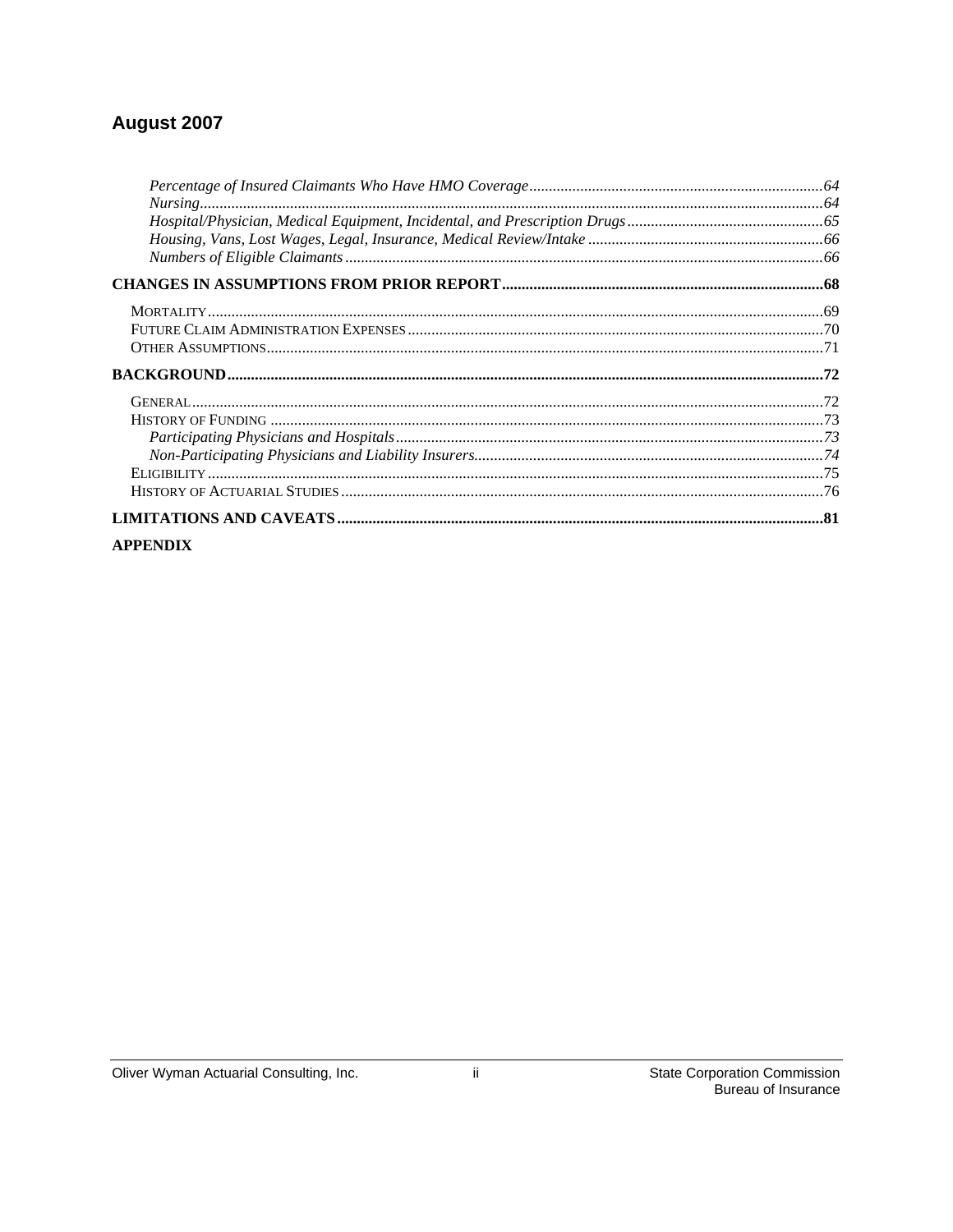# August 2007

*Percentage of Insured Claimants Who Have HMO Coverage* ..... *64*
*Nursing* ..... *64*
*Hospital/Physician, Medical Equipment, Incidental, and Prescription Drugs* ..... *65*
*Housing, Vans, Lost Wages, Legal, Insurance, Medical Review/Intake* ..... *66*
*Numbers of Eligible Claimants* ..... *66*

**CHANGES IN ASSUMPTIONS FROM PRIOR REPORT ..... 68**

MORTALITY ..... 69
FUTURE CLAIM ADMINISTRATION EXPENSES ..... 70
OTHER ASSUMPTIONS ..... 71

**BACKGROUND ..... 72**

GENERAL ..... 72
HISTORY OF FUNDING ..... 73
*Participating Physicians and Hospitals* ..... *73*
*Non-Participating Physicians and Liability Insurers* ..... *74*
ELIGIBILITY ..... 75
HISTORY OF ACTUARIAL STUDIES ..... 76

**LIMITATIONS AND CAVEATS ..... 81**

**APPENDIX**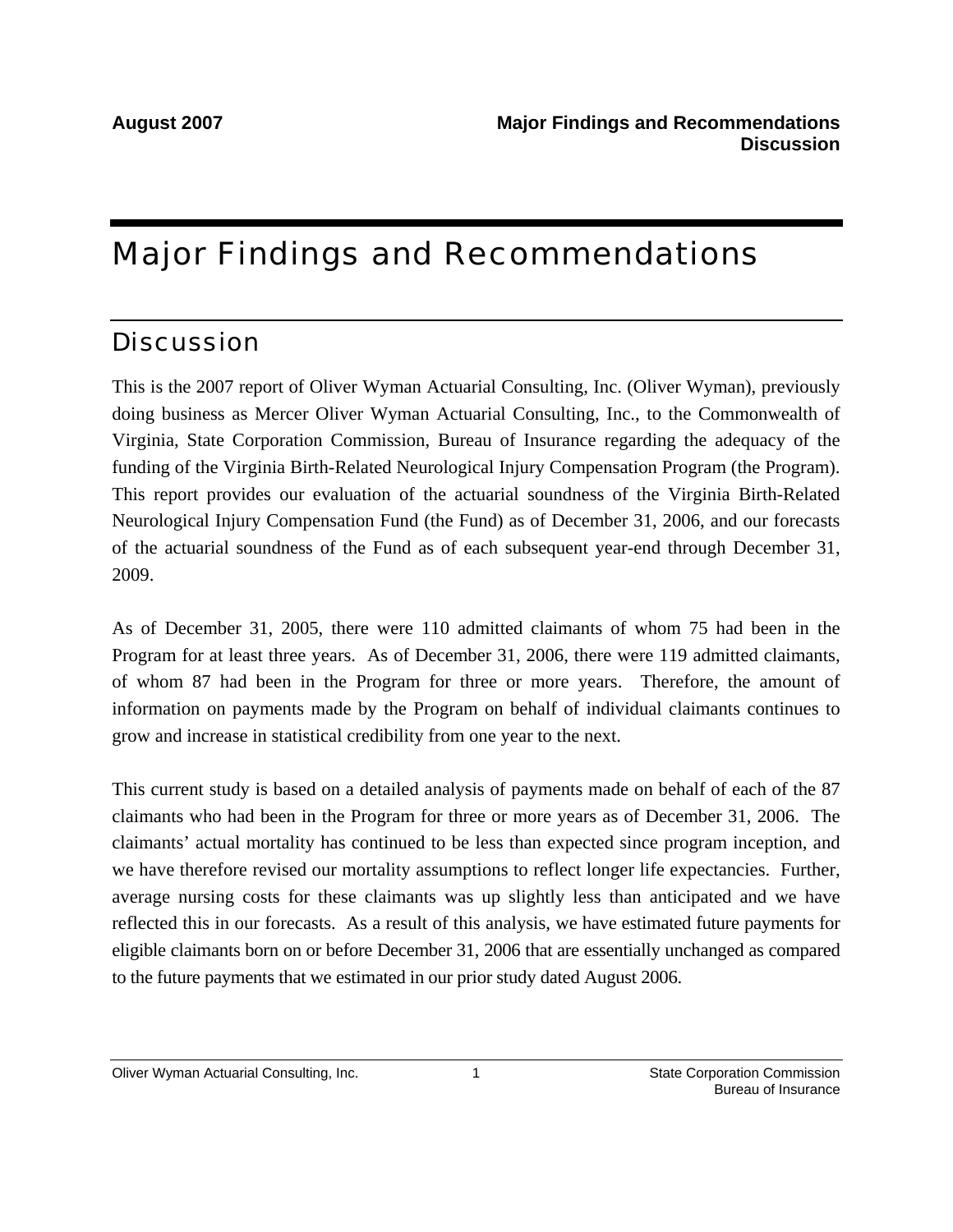# Major Findings and Recommendations

## Discussion

This is the 2007 report of Oliver Wyman Actuarial Consulting, Inc. (Oliver Wyman), previously doing business as Mercer Oliver Wyman Actuarial Consulting, Inc., to the Commonwealth of Virginia, State Corporation Commission, Bureau of Insurance regarding the adequacy of the funding of the Virginia Birth-Related Neurological Injury Compensation Program (the Program). This report provides our evaluation of the actuarial soundness of the Virginia Birth-Related Neurological Injury Compensation Fund (the Fund) as of December 31, 2006, and our forecasts of the actuarial soundness of the Fund as of each subsequent year-end through December 31, 2009.

As of December 31, 2005, there were 110 admitted claimants of whom 75 had been in the Program for at least three years. As of December 31, 2006, there were 119 admitted claimants, of whom 87 had been in the Program for three or more years. Therefore, the amount of information on payments made by the Program on behalf of individual claimants continues to grow and increase in statistical credibility from one year to the next.

This current study is based on a detailed analysis of payments made on behalf of each of the 87 claimants who had been in the Program for three or more years as of December 31, 2006. The claimants' actual mortality has continued to be less than expected since program inception, and we have therefore revised our mortality assumptions to reflect longer life expectancies. Further, average nursing costs for these claimants was up slightly less than anticipated and we have reflected this in our forecasts. As a result of this analysis, we have estimated future payments for eligible claimants born on or before December 31, 2006 that are essentially unchanged as compared to the future payments that we estimated in our prior study dated August 2006.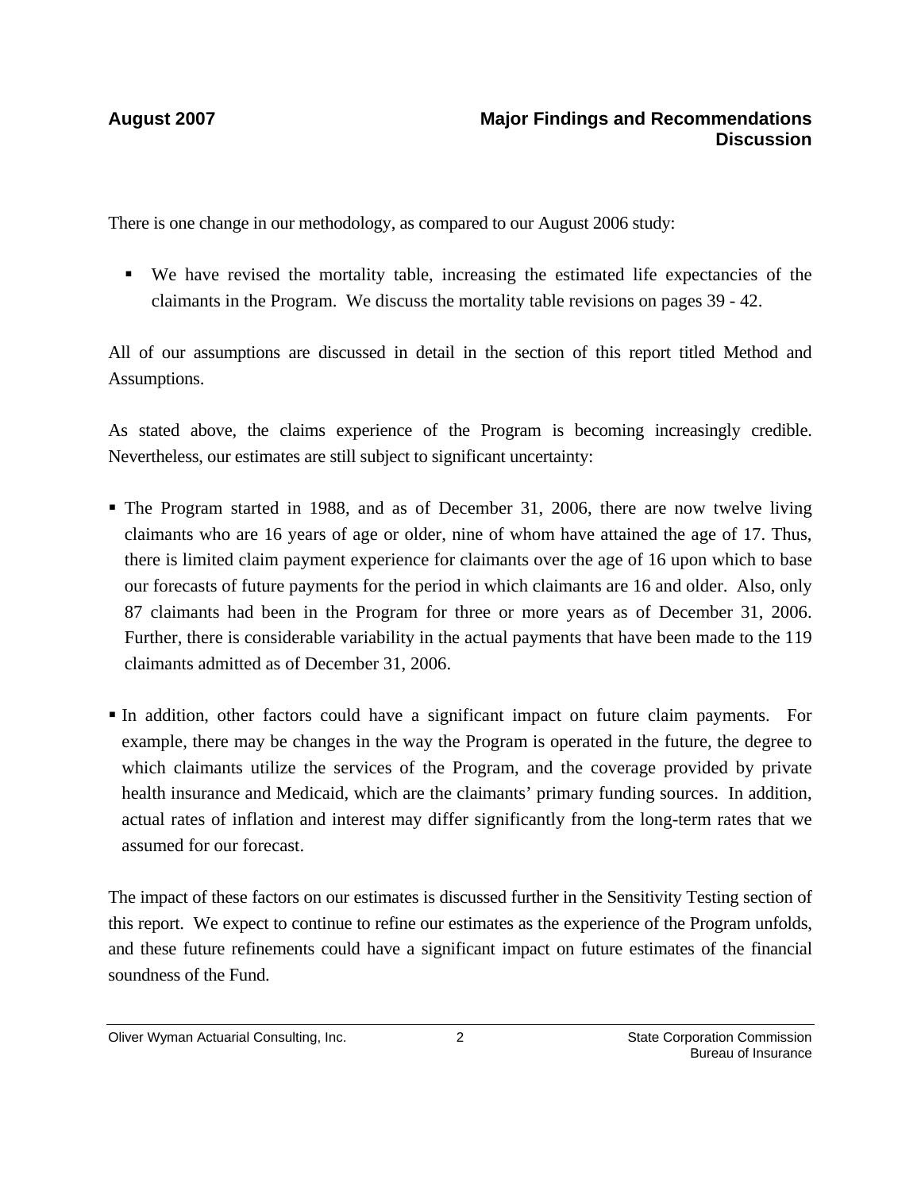There is one change in our methodology, as compared to our August 2006 study:

- We have revised the mortality table, increasing the estimated life expectancies of the claimants in the Program. We discuss the mortality table revisions on pages 39 - 42.

All of our assumptions are discussed in detail in the section of this report titled Method and Assumptions.

As stated above, the claims experience of the Program is becoming increasingly credible. Nevertheless, our estimates are still subject to significant uncertainty:

- The Program started in 1988, and as of December 31, 2006, there are now twelve living claimants who are 16 years of age or older, nine of whom have attained the age of 17. Thus, there is limited claim payment experience for claimants over the age of 16 upon which to base our forecasts of future payments for the period in which claimants are 16 and older. Also, only 87 claimants had been in the Program for three or more years as of December 31, 2006. Further, there is considerable variability in the actual payments that have been made to the 119 claimants admitted as of December 31, 2006.

- In addition, other factors could have a significant impact on future claim payments. For example, there may be changes in the way the Program is operated in the future, the degree to which claimants utilize the services of the Program, and the coverage provided by private health insurance and Medicaid, which are the claimants' primary funding sources. In addition, actual rates of inflation and interest may differ significantly from the long-term rates that we assumed for our forecast.

The impact of these factors on our estimates is discussed further in the Sensitivity Testing section of this report. We expect to continue to refine our estimates as the experience of the Program unfolds, and these future refinements could have a significant impact on future estimates of the financial soundness of the Fund.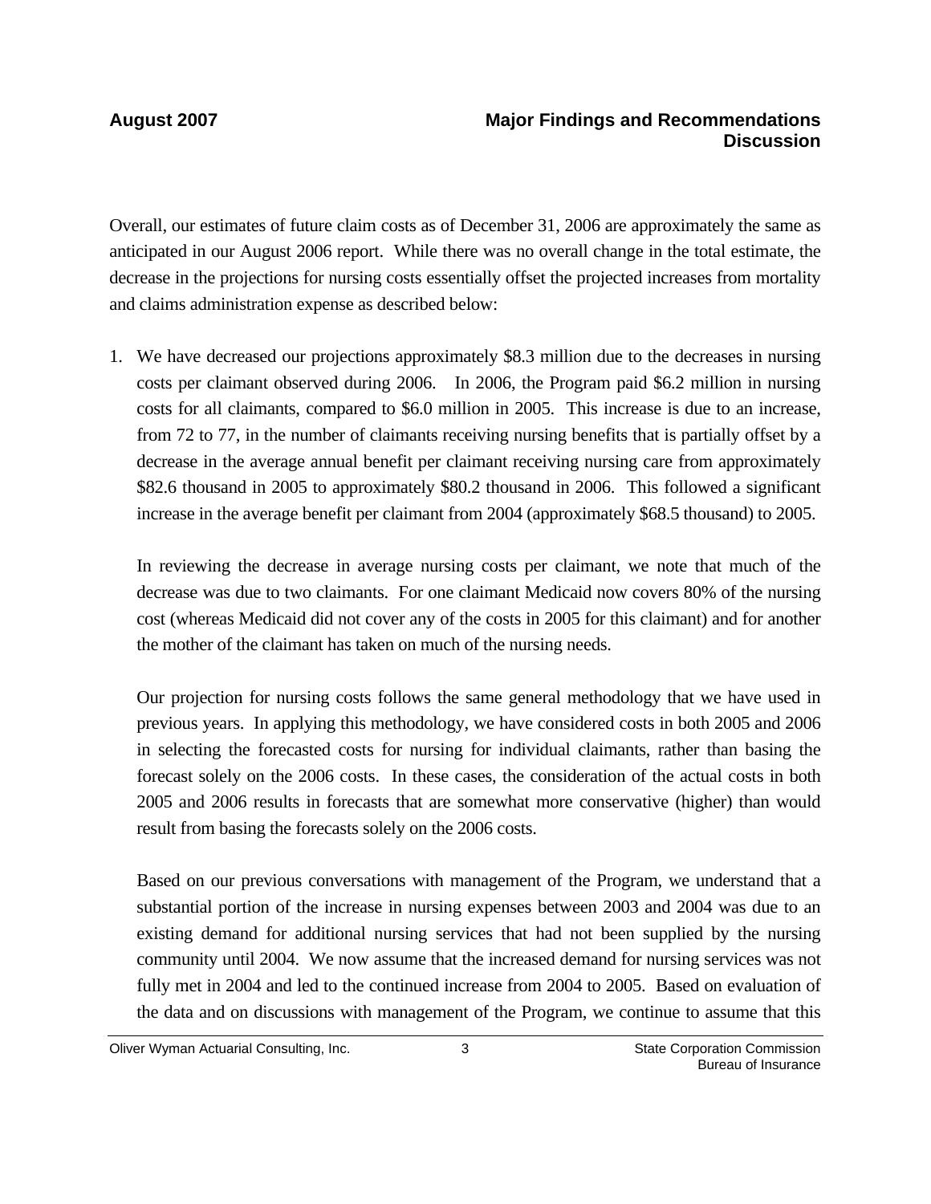Overall, our estimates of future claim costs as of December 31, 2006 are approximately the same as anticipated in our August 2006 report. While there was no overall change in the total estimate, the decrease in the projections for nursing costs essentially offset the projected increases from mortality and claims administration expense as described below:

1. We have decreased our projections approximately $8.3 million due to the decreases in nursing costs per claimant observed during 2006. In 2006, the Program paid $6.2 million in nursing costs for all claimants, compared to $6.0 million in 2005. This increase is due to an increase, from 72 to 77, in the number of claimants receiving nursing benefits that is partially offset by a decrease in the average annual benefit per claimant receiving nursing care from approximately $82.6 thousand in 2005 to approximately $80.2 thousand in 2006. This followed a significant increase in the average benefit per claimant from 2004 (approximately $68.5 thousand) to 2005.

   In reviewing the decrease in average nursing costs per claimant, we note that much of the decrease was due to two claimants. For one claimant Medicaid now covers 80% of the nursing cost (whereas Medicaid did not cover any of the costs in 2005 for this claimant) and for another the mother of the claimant has taken on much of the nursing needs.

   Our projection for nursing costs follows the same general methodology that we have used in previous years. In applying this methodology, we have considered costs in both 2005 and 2006 in selecting the forecasted costs for nursing for individual claimants, rather than basing the forecast solely on the 2006 costs. In these cases, the consideration of the actual costs in both 2005 and 2006 results in forecasts that are somewhat more conservative (higher) than would result from basing the forecasts solely on the 2006 costs.

   Based on our previous conversations with management of the Program, we understand that a substantial portion of the increase in nursing expenses between 2003 and 2004 was due to an existing demand for additional nursing services that had not been supplied by the nursing community until 2004. We now assume that the increased demand for nursing services was not fully met in 2004 and led to the continued increase from 2004 to 2005. Based on evaluation of the data and on discussions with management of the Program, we continue to assume that this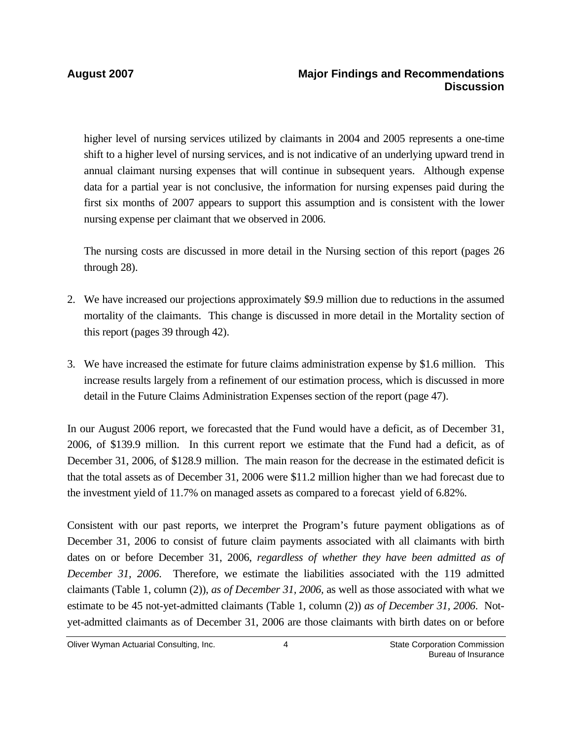higher level of nursing services utilized by claimants in 2004 and 2005 represents a one-time shift to a higher level of nursing services, and is not indicative of an underlying upward trend in annual claimant nursing expenses that will continue in subsequent years. Although expense data for a partial year is not conclusive, the information for nursing expenses paid during the first six months of 2007 appears to support this assumption and is consistent with the lower nursing expense per claimant that we observed in 2006.

The nursing costs are discussed in more detail in the Nursing section of this report (pages 26 through 28).

2. We have increased our projections approximately $9.9 million due to reductions in the assumed mortality of the claimants. This change is discussed in more detail in the Mortality section of this report (pages 39 through 42).

3. We have increased the estimate for future claims administration expense by $1.6 million. This increase results largely from a refinement of our estimation process, which is discussed in more detail in the Future Claims Administration Expenses section of the report (page 47).

In our August 2006 report, we forecasted that the Fund would have a deficit, as of December 31, 2006, of $139.9 million. In this current report we estimate that the Fund had a deficit, as of December 31, 2006, of $128.9 million. The main reason for the decrease in the estimated deficit is that the total assets as of December 31, 2006 were $11.2 million higher than we had forecast due to the investment yield of 11.7% on managed assets as compared to a forecast yield of 6.82%.

Consistent with our past reports, we interpret the Program's future payment obligations as of December 31, 2006 to consist of future claim payments associated with all claimants with birth dates on or before December 31, 2006, *regardless of whether they have been admitted as of December 31, 2006*. Therefore, we estimate the liabilities associated with the 119 admitted claimants (Table 1, column (2)), *as of December 31, 2006*, as well as those associated with what we estimate to be 45 not-yet-admitted claimants (Table 1, column (2)) *as of December 31, 2006*. Not-yet-admitted claimants as of December 31, 2006 are those claimants with birth dates on or before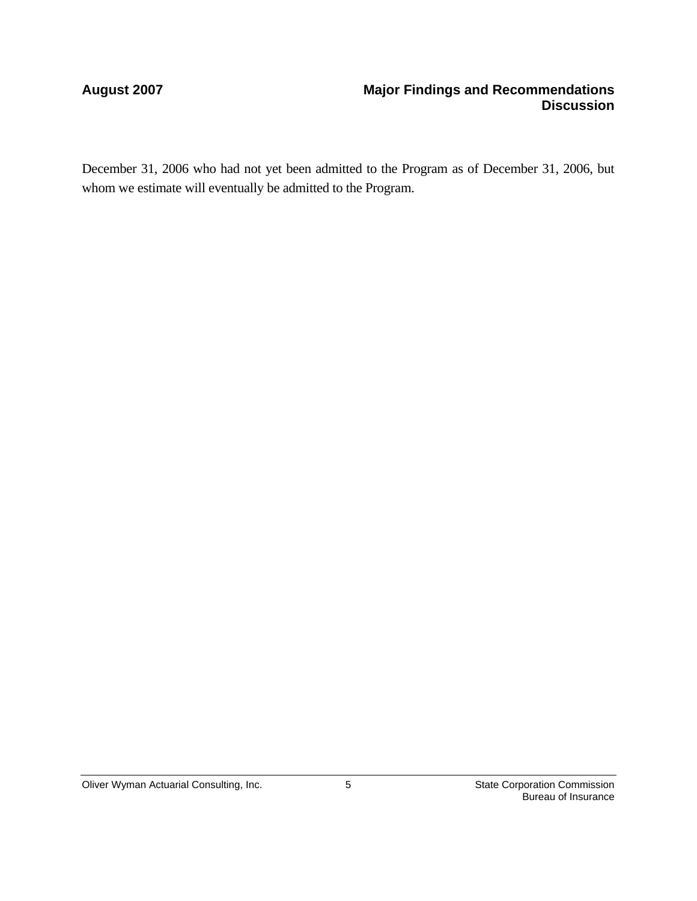December 31, 2006 who had not yet been admitted to the Program as of December 31, 2006, but whom we estimate will eventually be admitted to the Program.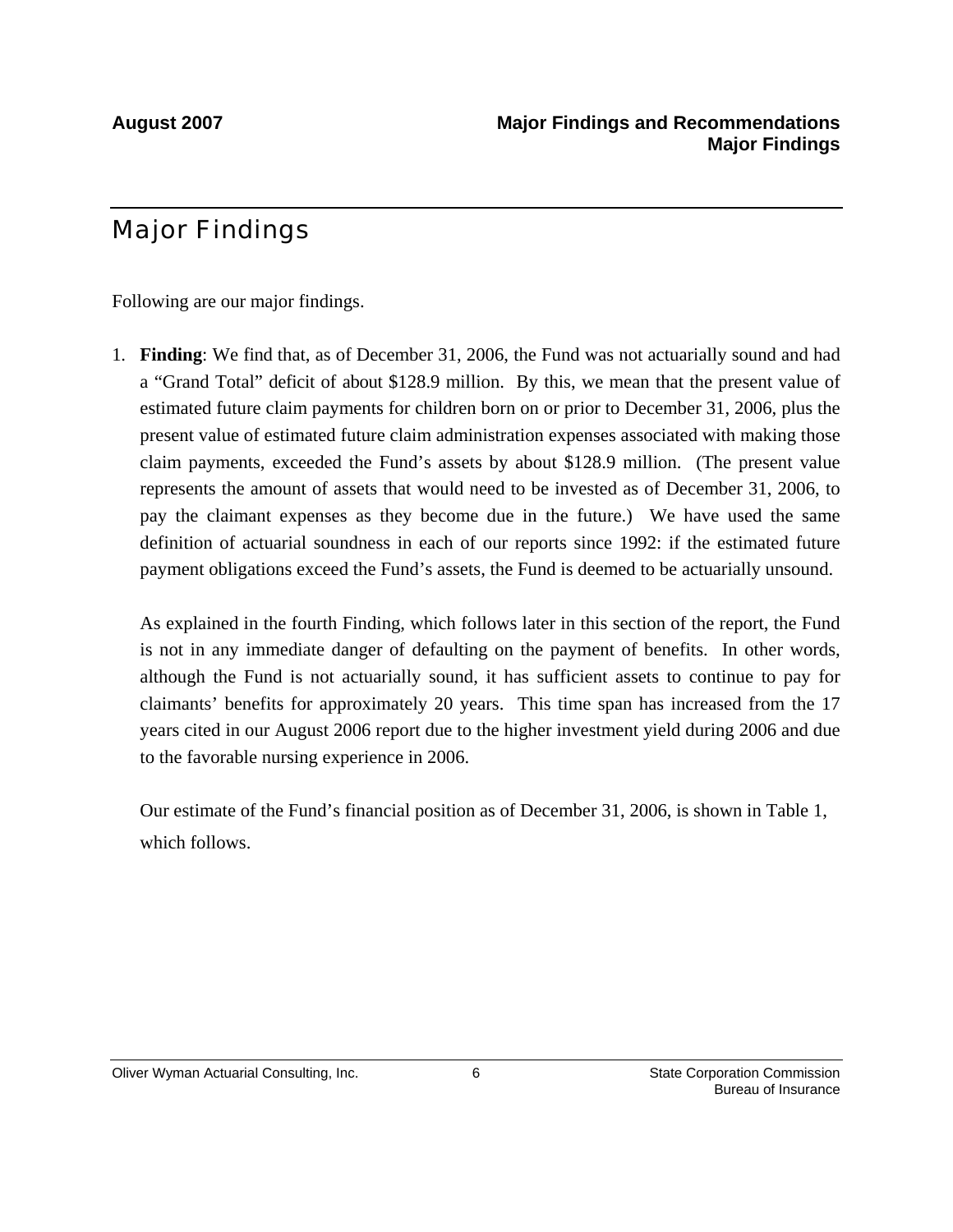# Major Findings

Following are our major findings.

1. **Finding**: We find that, as of December 31, 2006, the Fund was not actuarially sound and had a "Grand Total" deficit of about $128.9 million. By this, we mean that the present value of estimated future claim payments for children born on or prior to December 31, 2006, plus the present value of estimated future claim administration expenses associated with making those claim payments, exceeded the Fund's assets by about $128.9 million. (The present value represents the amount of assets that would need to be invested as of December 31, 2006, to pay the claimant expenses as they become due in the future.) We have used the same definition of actuarial soundness in each of our reports since 1992: if the estimated future payment obligations exceed the Fund's assets, the Fund is deemed to be actuarially unsound.

   As explained in the fourth Finding, which follows later in this section of the report, the Fund is not in any immediate danger of defaulting on the payment of benefits. In other words, although the Fund is not actuarially sound, it has sufficient assets to continue to pay for claimants' benefits for approximately 20 years. This time span has increased from the 17 years cited in our August 2006 report due to the higher investment yield during 2006 and due to the favorable nursing experience in 2006.

   Our estimate of the Fund's financial position as of December 31, 2006, is shown in Table 1, which follows.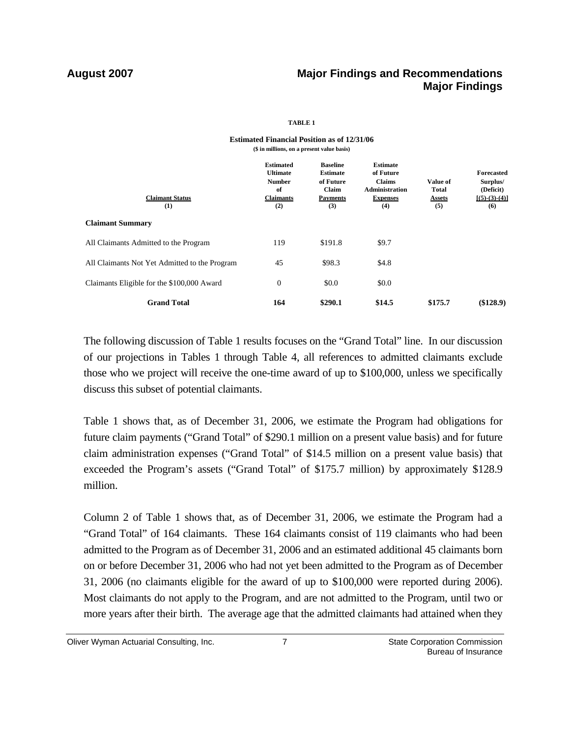**TABLE 1**

**Estimated Financial Position as of 12/31/06**
**($ in millions, on a present value basis)**

| Claimant Status (1) | Estimated Ultimate Number of Claimants (2) | Baseline Estimate of Future Claim Payments (3) | Estimate of Future Claims Administration Expenses (4) | Value of Total Assets (5) | Forecasted Surplus/ (Deficit) [(5)-(3)-(4)] (6) |
|---|---|---|---|---|---|
| **Claimant Summary** | | | | | |
| All Claimants Admitted to the Program | 119 | $191.8 | $9.7 | | |
| All Claimants Not Yet Admitted to the Program | 45 | $98.3 | $4.8 | | |
| Claimants Eligible for the $100,000 Award | 0 | $0.0 | $0.0 | | |
| **Grand Total** | **164** | **$290.1** | **$14.5** | **$175.7** | **($128.9)** |

The following discussion of Table 1 results focuses on the "Grand Total" line. In our discussion of our projections in Tables 1 through Table 4, all references to admitted claimants exclude those who we project will receive the one-time award of up to $100,000, unless we specifically discuss this subset of potential claimants.

Table 1 shows that, as of December 31, 2006, we estimate the Program had obligations for future claim payments ("Grand Total" of $290.1 million on a present value basis) and for future claim administration expenses ("Grand Total" of $14.5 million on a present value basis) that exceeded the Program's assets ("Grand Total" of $175.7 million) by approximately $128.9 million.

Column 2 of Table 1 shows that, as of December 31, 2006, we estimate the Program had a "Grand Total" of 164 claimants. These 164 claimants consist of 119 claimants who had been admitted to the Program as of December 31, 2006 and an estimated additional 45 claimants born on or before December 31, 2006 who had not yet been admitted to the Program as of December 31, 2006 (no claimants eligible for the award of up to $100,000 were reported during 2006). Most claimants do not apply to the Program, and are not admitted to the Program, until two or more years after their birth. The average age that the admitted claimants had attained when they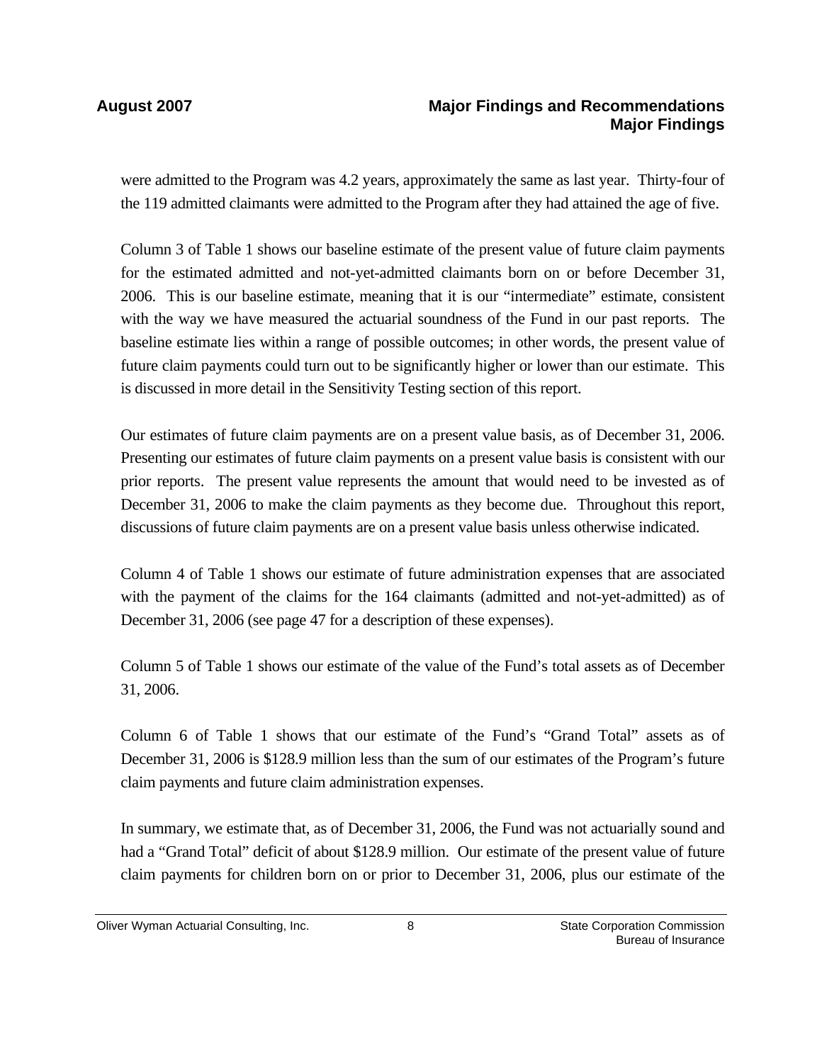were admitted to the Program was 4.2 years, approximately the same as last year. Thirty-four of the 119 admitted claimants were admitted to the Program after they had attained the age of five.

Column 3 of Table 1 shows our baseline estimate of the present value of future claim payments for the estimated admitted and not-yet-admitted claimants born on or before December 31, 2006. This is our baseline estimate, meaning that it is our "intermediate" estimate, consistent with the way we have measured the actuarial soundness of the Fund in our past reports. The baseline estimate lies within a range of possible outcomes; in other words, the present value of future claim payments could turn out to be significantly higher or lower than our estimate. This is discussed in more detail in the Sensitivity Testing section of this report.

Our estimates of future claim payments are on a present value basis, as of December 31, 2006. Presenting our estimates of future claim payments on a present value basis is consistent with our prior reports. The present value represents the amount that would need to be invested as of December 31, 2006 to make the claim payments as they become due. Throughout this report, discussions of future claim payments are on a present value basis unless otherwise indicated.

Column 4 of Table 1 shows our estimate of future administration expenses that are associated with the payment of the claims for the 164 claimants (admitted and not-yet-admitted) as of December 31, 2006 (see page 47 for a description of these expenses).

Column 5 of Table 1 shows our estimate of the value of the Fund's total assets as of December 31, 2006.

Column 6 of Table 1 shows that our estimate of the Fund's "Grand Total" assets as of December 31, 2006 is $128.9 million less than the sum of our estimates of the Program's future claim payments and future claim administration expenses.

In summary, we estimate that, as of December 31, 2006, the Fund was not actuarially sound and had a "Grand Total" deficit of about $128.9 million. Our estimate of the present value of future claim payments for children born on or prior to December 31, 2006, plus our estimate of the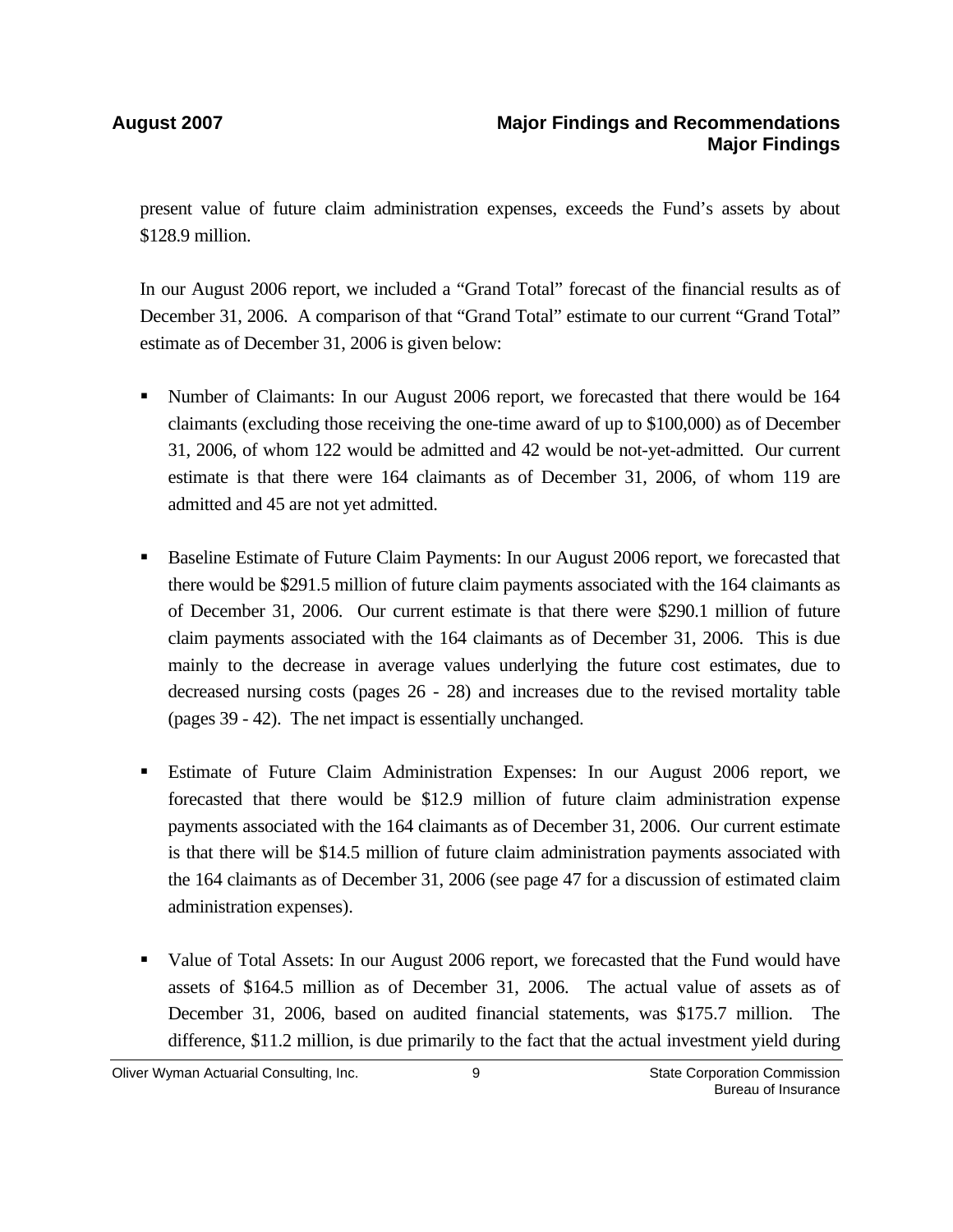present value of future claim administration expenses, exceeds the Fund's assets by about $128.9 million.

In our August 2006 report, we included a "Grand Total" forecast of the financial results as of December 31, 2006. A comparison of that "Grand Total" estimate to our current "Grand Total" estimate as of December 31, 2006 is given below:

- Number of Claimants: In our August 2006 report, we forecasted that there would be 164 claimants (excluding those receiving the one-time award of up to $100,000) as of December 31, 2006, of whom 122 would be admitted and 42 would be not-yet-admitted. Our current estimate is that there were 164 claimants as of December 31, 2006, of whom 119 are admitted and 45 are not yet admitted.

- Baseline Estimate of Future Claim Payments: In our August 2006 report, we forecasted that there would be $291.5 million of future claim payments associated with the 164 claimants as of December 31, 2006. Our current estimate is that there were $290.1 million of future claim payments associated with the 164 claimants as of December 31, 2006. This is due mainly to the decrease in average values underlying the future cost estimates, due to decreased nursing costs (pages 26 - 28) and increases due to the revised mortality table (pages 39 - 42). The net impact is essentially unchanged.

- Estimate of Future Claim Administration Expenses: In our August 2006 report, we forecasted that there would be $12.9 million of future claim administration expense payments associated with the 164 claimants as of December 31, 2006. Our current estimate is that there will be $14.5 million of future claim administration payments associated with the 164 claimants as of December 31, 2006 (see page 47 for a discussion of estimated claim administration expenses).

- Value of Total Assets: In our August 2006 report, we forecasted that the Fund would have assets of $164.5 million as of December 31, 2006. The actual value of assets as of December 31, 2006, based on audited financial statements, was $175.7 million. The difference, $11.2 million, is due primarily to the fact that the actual investment yield during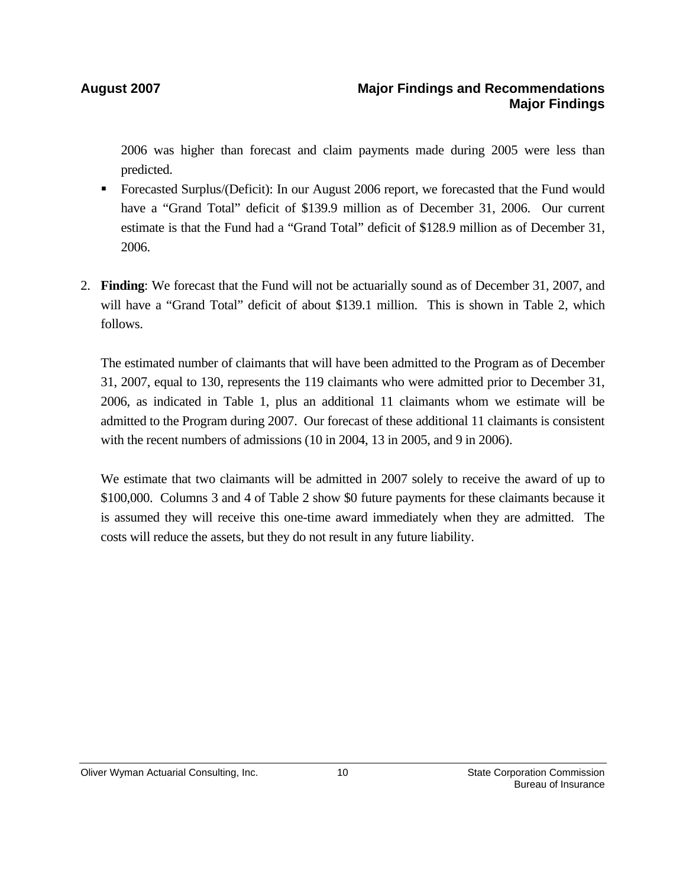2006 was higher than forecast and claim payments made during 2005 were less than predicted.

- Forecasted Surplus/(Deficit): In our August 2006 report, we forecasted that the Fund would have a "Grand Total" deficit of $139.9 million as of December 31, 2006. Our current estimate is that the Fund had a "Grand Total" deficit of $128.9 million as of December 31, 2006.

2. **Finding**: We forecast that the Fund will not be actuarially sound as of December 31, 2007, and will have a "Grand Total" deficit of about $139.1 million. This is shown in Table 2, which follows.

   The estimated number of claimants that will have been admitted to the Program as of December 31, 2007, equal to 130, represents the 119 claimants who were admitted prior to December 31, 2006, as indicated in Table 1, plus an additional 11 claimants whom we estimate will be admitted to the Program during 2007. Our forecast of these additional 11 claimants is consistent with the recent numbers of admissions (10 in 2004, 13 in 2005, and 9 in 2006).

   We estimate that two claimants will be admitted in 2007 solely to receive the award of up to $100,000. Columns 3 and 4 of Table 2 show $0 future payments for these claimants because it is assumed they will receive this one-time award immediately when they are admitted. The costs will reduce the assets, but they do not result in any future liability.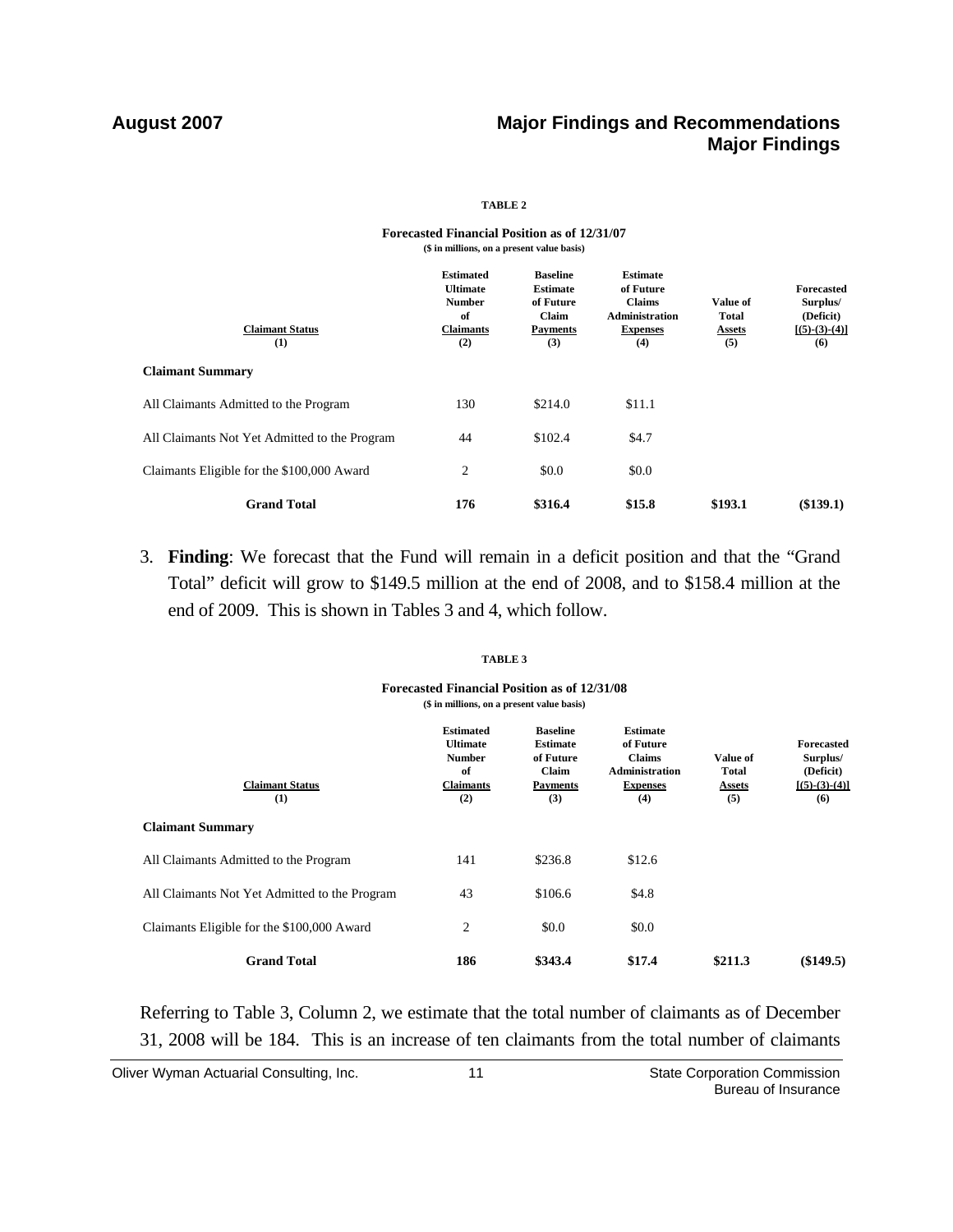**TABLE 2**

**Forecasted Financial Position as of 12/31/07**
**($ in millions, on a present value basis)**

| Claimant Status (1) | Estimated Ultimate Number of Claimants (2) | Baseline Estimate of Future Claim Payments (3) | Estimate of Future Claims Administration Expenses (4) | Value of Total Assets (5) | Forecasted Surplus/ (Deficit) [(5)-(3)-(4)] (6) |
|---|---|---|---|---|---|
| **Claimant Summary** | | | | | |
| All Claimants Admitted to the Program | 130 | $214.0 | $11.1 | | |
| All Claimants Not Yet Admitted to the Program | 44 | $102.4 | $4.7 | | |
| Claimants Eligible for the $100,000 Award | 2 | $0.0 | $0.0 | | |
| **Grand Total** | **176** | **$316.4** | **$15.8** | **$193.1** | **($139.1)** |

3. **Finding**: We forecast that the Fund will remain in a deficit position and that the "Grand Total" deficit will grow to $149.5 million at the end of 2008, and to $158.4 million at the end of 2009. This is shown in Tables 3 and 4, which follow.

**TABLE 3**

**Forecasted Financial Position as of 12/31/08**
**($ in millions, on a present value basis)**

| Claimant Status (1) | Estimated Ultimate Number of Claimants (2) | Baseline Estimate of Future Claim Payments (3) | Estimate of Future Claims Administration Expenses (4) | Value of Total Assets (5) | Forecasted Surplus/ (Deficit) [(5)-(3)-(4)] (6) |
|---|---|---|---|---|---|
| **Claimant Summary** | | | | | |
| All Claimants Admitted to the Program | 141 | $236.8 | $12.6 | | |
| All Claimants Not Yet Admitted to the Program | 43 | $106.6 | $4.8 | | |
| Claimants Eligible for the $100,000 Award | 2 | $0.0 | $0.0 | | |
| **Grand Total** | **186** | **$343.4** | **$17.4** | **$211.3** | **($149.5)** |

Referring to Table 3, Column 2, we estimate that the total number of claimants as of December 31, 2008 will be 184. This is an increase of ten claimants from the total number of claimants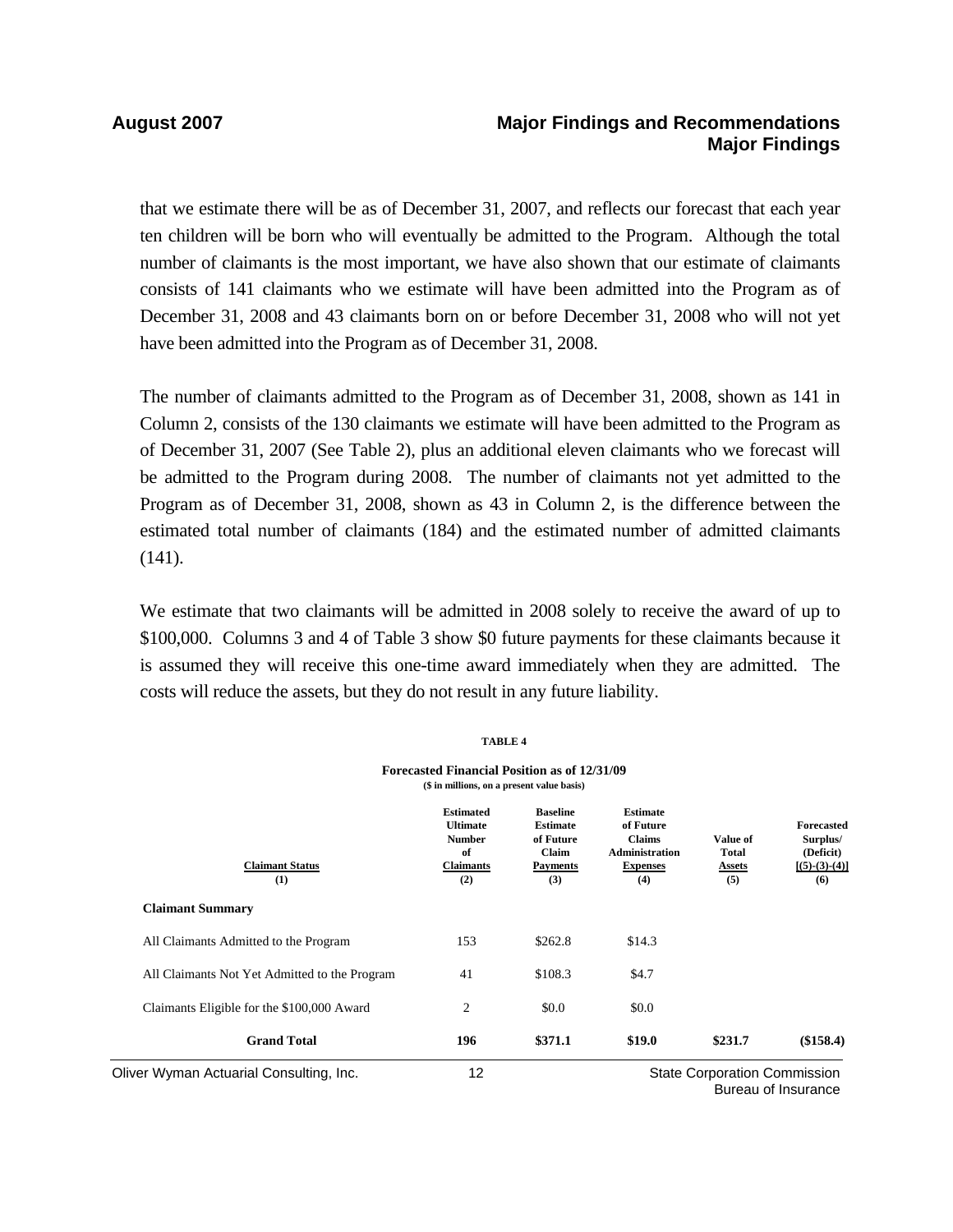that we estimate there will be as of December 31, 2007, and reflects our forecast that each year ten children will be born who will eventually be admitted to the Program. Although the total number of claimants is the most important, we have also shown that our estimate of claimants consists of 141 claimants who we estimate will have been admitted into the Program as of December 31, 2008 and 43 claimants born on or before December 31, 2008 who will not yet have been admitted into the Program as of December 31, 2008.

The number of claimants admitted to the Program as of December 31, 2008, shown as 141 in Column 2, consists of the 130 claimants we estimate will have been admitted to the Program as of December 31, 2007 (See Table 2), plus an additional eleven claimants who we forecast will be admitted to the Program during 2008. The number of claimants not yet admitted to the Program as of December 31, 2008, shown as 43 in Column 2, is the difference between the estimated total number of claimants (184) and the estimated number of admitted claimants (141).

We estimate that two claimants will be admitted in 2008 solely to receive the award of up to $100,000. Columns 3 and 4 of Table 3 show $0 future payments for these claimants because it is assumed they will receive this one-time award immediately when they are admitted. The costs will reduce the assets, but they do not result in any future liability.

**TABLE 4**

**Forecasted Financial Position as of 12/31/09**
($ in millions, on a present value basis)

| Claimant Status (1) | Estimated Ultimate Number of Claimants (2) | Baseline Estimate of Future Claim Payments (3) | Estimate of Future Claims Administration Expenses (4) | Value of Total Assets (5) | Forecasted Surplus/ (Deficit) [(5)-(3)-(4)] (6) |
|---|---|---|---|---|---|
| **Claimant Summary** | | | | | |
| All Claimants Admitted to the Program | 153 | $262.8 | $14.3 | | |
| All Claimants Not Yet Admitted to the Program | 41 | $108.3 | $4.7 | | |
| Claimants Eligible for the $100,000 Award | 2 | $0.0 | $0.0 | | |
| **Grand Total** | **196** | **$371.1** | **$19.0** | **$231.7** | **($158.4)** |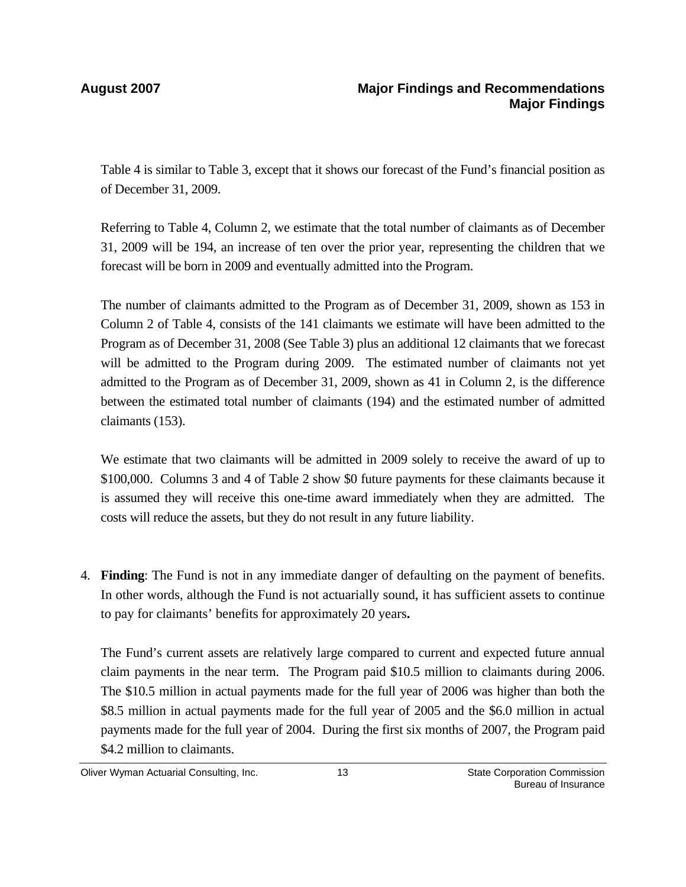Table 4 is similar to Table 3, except that it shows our forecast of the Fund's financial position as of December 31, 2009.

Referring to Table 4, Column 2, we estimate that the total number of claimants as of December 31, 2009 will be 194, an increase of ten over the prior year, representing the children that we forecast will be born in 2009 and eventually admitted into the Program.

The number of claimants admitted to the Program as of December 31, 2009, shown as 153 in Column 2 of Table 4, consists of the 141 claimants we estimate will have been admitted to the Program as of December 31, 2008 (See Table 3) plus an additional 12 claimants that we forecast will be admitted to the Program during 2009. The estimated number of claimants not yet admitted to the Program as of December 31, 2009, shown as 41 in Column 2, is the difference between the estimated total number of claimants (194) and the estimated number of admitted claimants (153).

We estimate that two claimants will be admitted in 2009 solely to receive the award of up to \$100,000. Columns 3 and 4 of Table 2 show \$0 future payments for these claimants because it is assumed they will receive this one-time award immediately when they are admitted. The costs will reduce the assets, but they do not result in any future liability.

4. **Finding**: The Fund is not in any immediate danger of defaulting on the payment of benefits. In other words, although the Fund is not actuarially sound, it has sufficient assets to continue to pay for claimants' benefits for approximately 20 years**.**

   The Fund's current assets are relatively large compared to current and expected future annual claim payments in the near term. The Program paid \$10.5 million to claimants during 2006. The \$10.5 million in actual payments made for the full year of 2006 was higher than both the \$8.5 million in actual payments made for the full year of 2005 and the \$6.0 million in actual payments made for the full year of 2004. During the first six months of 2007, the Program paid \$4.2 million to claimants.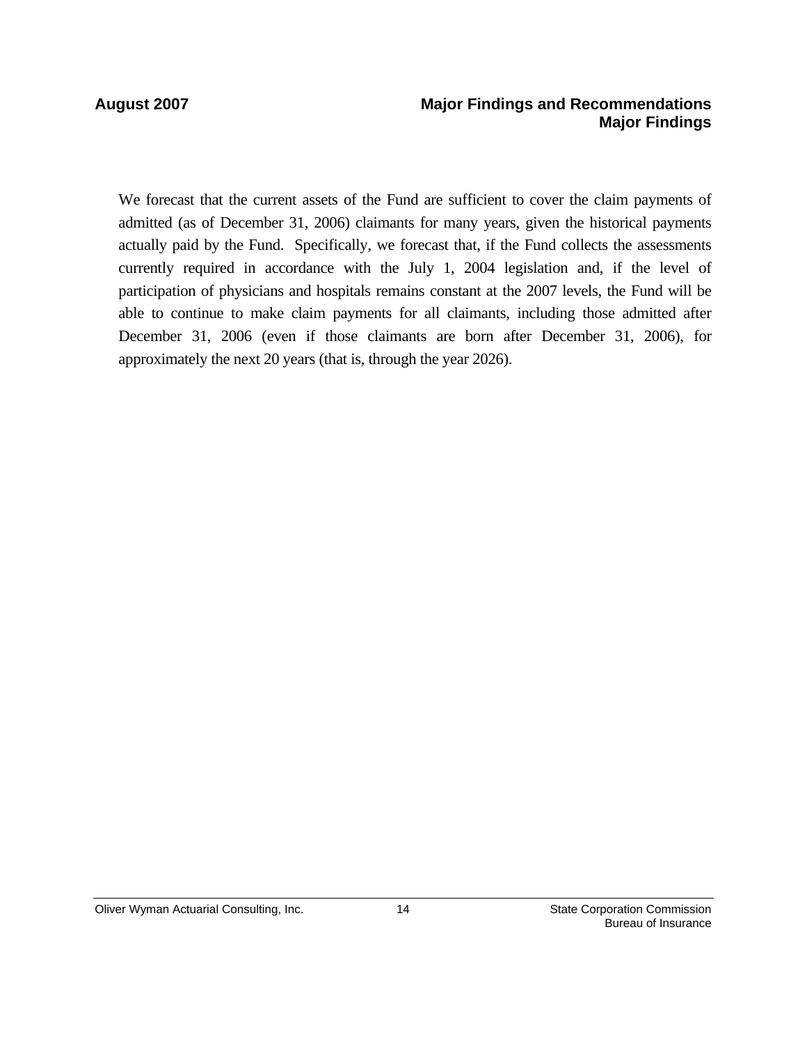We forecast that the current assets of the Fund are sufficient to cover the claim payments of admitted (as of December 31, 2006) claimants for many years, given the historical payments actually paid by the Fund. Specifically, we forecast that, if the Fund collects the assessments currently required in accordance with the July 1, 2004 legislation and, if the level of participation of physicians and hospitals remains constant at the 2007 levels, the Fund will be able to continue to make claim payments for all claimants, including those admitted after December 31, 2006 (even if those claimants are born after December 31, 2006), for approximately the next 20 years (that is, through the year 2026).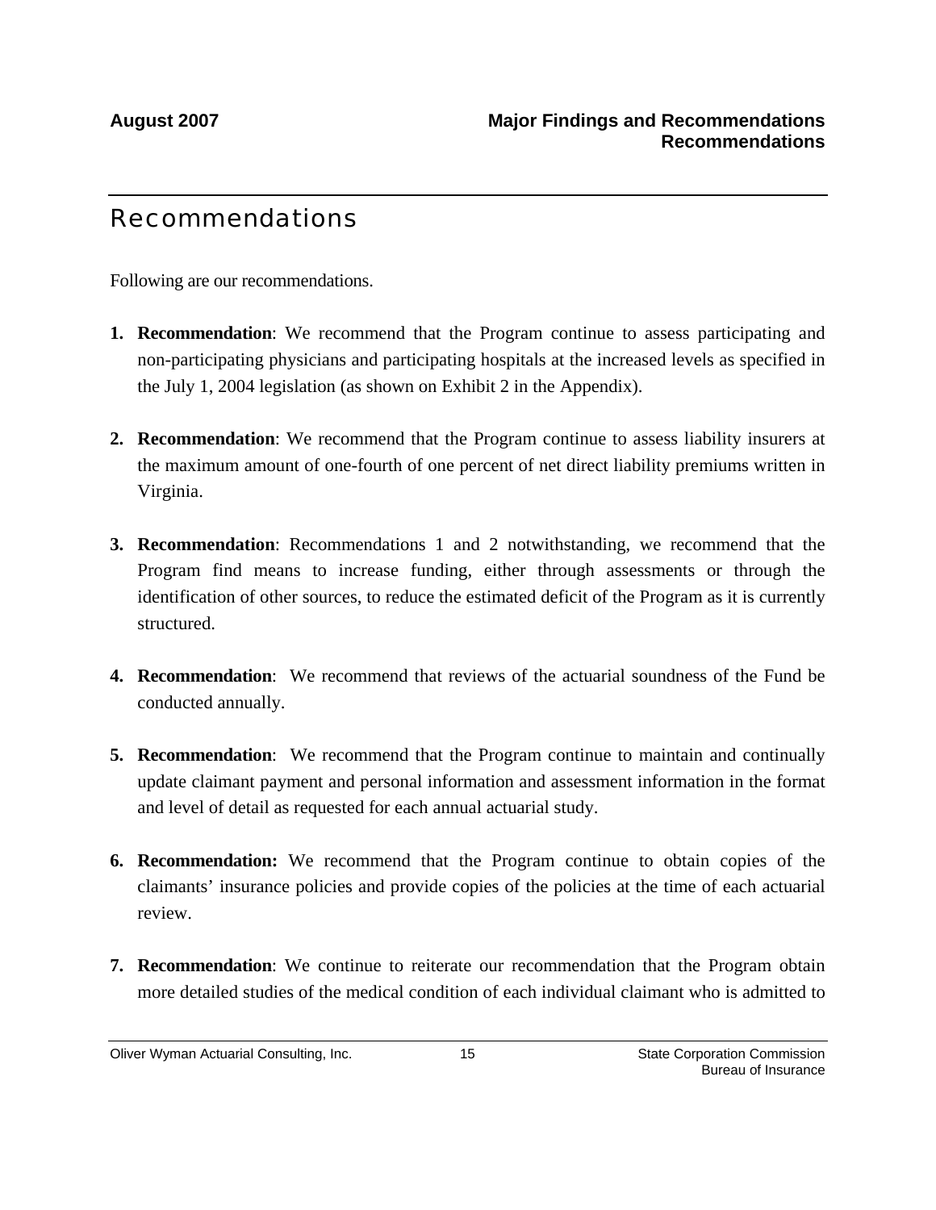# Recommendations

Following are our recommendations.

1. **Recommendation**: We recommend that the Program continue to assess participating and non-participating physicians and participating hospitals at the increased levels as specified in the July 1, 2004 legislation (as shown on Exhibit 2 in the Appendix).

2. **Recommendation**: We recommend that the Program continue to assess liability insurers at the maximum amount of one-fourth of one percent of net direct liability premiums written in Virginia.

3. **Recommendation**: Recommendations 1 and 2 notwithstanding, we recommend that the Program find means to increase funding, either through assessments or through the identification of other sources, to reduce the estimated deficit of the Program as it is currently structured.

4. **Recommendation**: We recommend that reviews of the actuarial soundness of the Fund be conducted annually.

5. **Recommendation**: We recommend that the Program continue to maintain and continually update claimant payment and personal information and assessment information in the format and level of detail as requested for each annual actuarial study.

6. **Recommendation:** We recommend that the Program continue to obtain copies of the claimants' insurance policies and provide copies of the policies at the time of each actuarial review.

7. **Recommendation**: We continue to reiterate our recommendation that the Program obtain more detailed studies of the medical condition of each individual claimant who is admitted to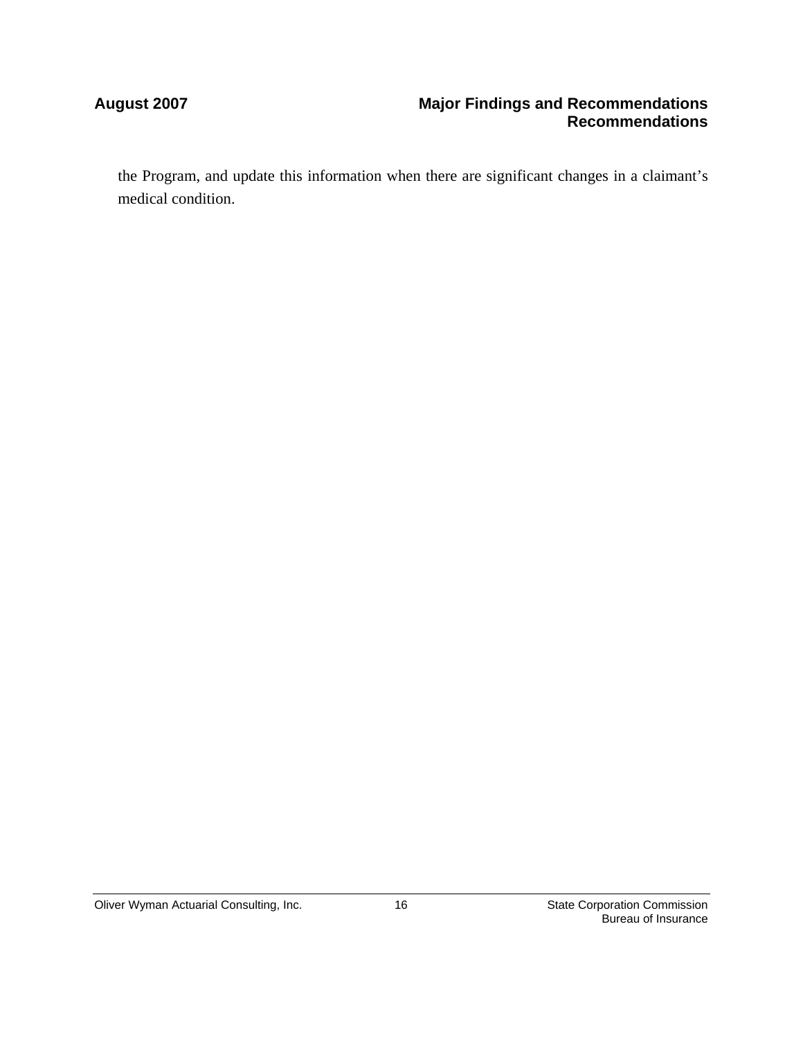the Program, and update this information when there are significant changes in a claimant's medical condition.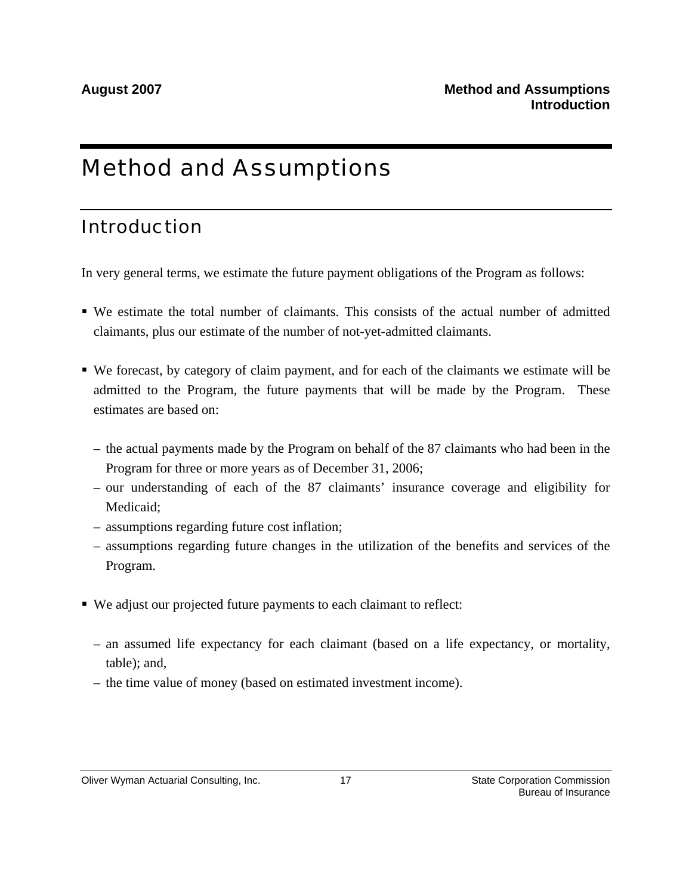# Method and Assumptions

## Introduction

In very general terms, we estimate the future payment obligations of the Program as follows:

- We estimate the total number of claimants. This consists of the actual number of admitted claimants, plus our estimate of the number of not-yet-admitted claimants.

- We forecast, by category of claim payment, and for each of the claimants we estimate will be admitted to the Program, the future payments that will be made by the Program. These estimates are based on:

  – the actual payments made by the Program on behalf of the 87 claimants who had been in the Program for three or more years as of December 31, 2006;
  – our understanding of each of the 87 claimants' insurance coverage and eligibility for Medicaid;
  – assumptions regarding future cost inflation;
  – assumptions regarding future changes in the utilization of the benefits and services of the Program.

- We adjust our projected future payments to each claimant to reflect:

  – an assumed life expectancy for each claimant (based on a life expectancy, or mortality, table); and,
  – the time value of money (based on estimated investment income).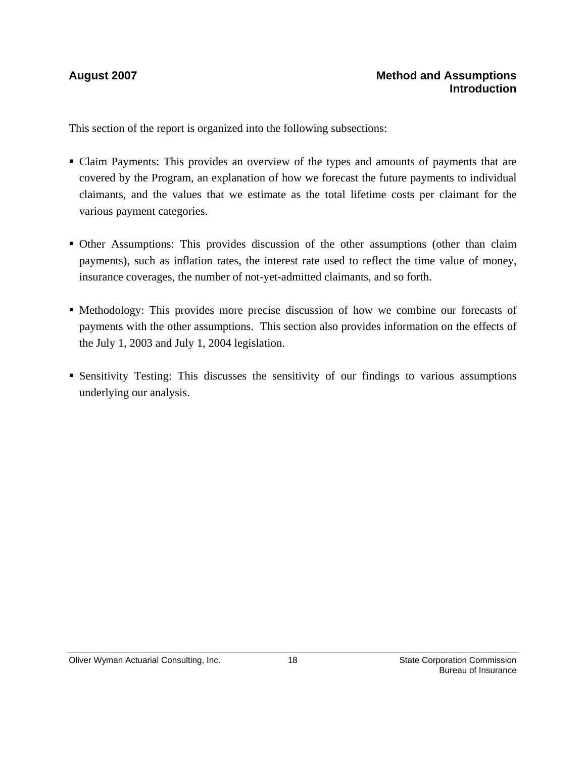This section of the report is organized into the following subsections:

- Claim Payments: This provides an overview of the types and amounts of payments that are covered by the Program, an explanation of how we forecast the future payments to individual claimants, and the values that we estimate as the total lifetime costs per claimant for the various payment categories.

- Other Assumptions: This provides discussion of the other assumptions (other than claim payments), such as inflation rates, the interest rate used to reflect the time value of money, insurance coverages, the number of not-yet-admitted claimants, and so forth.

- Methodology: This provides more precise discussion of how we combine our forecasts of payments with the other assumptions. This section also provides information on the effects of the July 1, 2003 and July 1, 2004 legislation.

- Sensitivity Testing: This discusses the sensitivity of our findings to various assumptions underlying our analysis.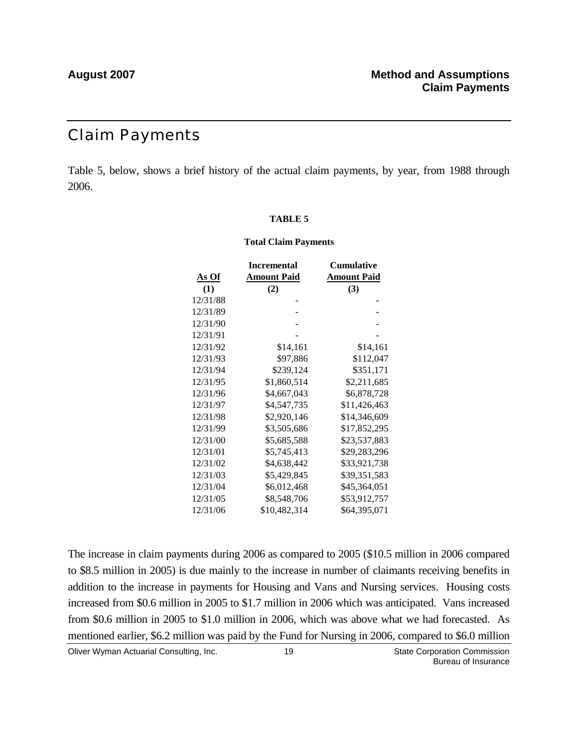# Claim Payments

Table 5, below, shows a brief history of the actual claim payments, by year, from 1988 through 2006.

**TABLE 5**

**Total Claim Payments**

| As Of | Incremental Amount Paid | Cumulative Amount Paid |
|---|---|---|
| **(1)** | **(2)** | **(3)** |
| 12/31/88 | - | - |
| 12/31/89 | - | - |
| 12/31/90 | - | - |
| 12/31/91 | - | - |
| 12/31/92 | $14,161 | $14,161 |
| 12/31/93 | $97,886 | $112,047 |
| 12/31/94 | $239,124 | $351,171 |
| 12/31/95 | $1,860,514 | $2,211,685 |
| 12/31/96 | $4,667,043 | $6,878,728 |
| 12/31/97 | $4,547,735 | $11,426,463 |
| 12/31/98 | $2,920,146 | $14,346,609 |
| 12/31/99 | $3,505,686 | $17,852,295 |
| 12/31/00 | $5,685,588 | $23,537,883 |
| 12/31/01 | $5,745,413 | $29,283,296 |
| 12/31/02 | $4,638,442 | $33,921,738 |
| 12/31/03 | $5,429,845 | $39,351,583 |
| 12/31/04 | $6,012,468 | $45,364,051 |
| 12/31/05 | $8,548,706 | $53,912,757 |
| 12/31/06 | $10,482,314 | $64,395,071 |

The increase in claim payments during 2006 as compared to 2005 ($10.5 million in 2006 compared to $8.5 million in 2005) is due mainly to the increase in number of claimants receiving benefits in addition to the increase in payments for Housing and Vans and Nursing services. Housing costs increased from $0.6 million in 2005 to $1.7 million in 2006 which was anticipated. Vans increased from $0.6 million in 2005 to $1.0 million in 2006, which was above what we had forecasted. As mentioned earlier, $6.2 million was paid by the Fund for Nursing in 2006, compared to $6.0 million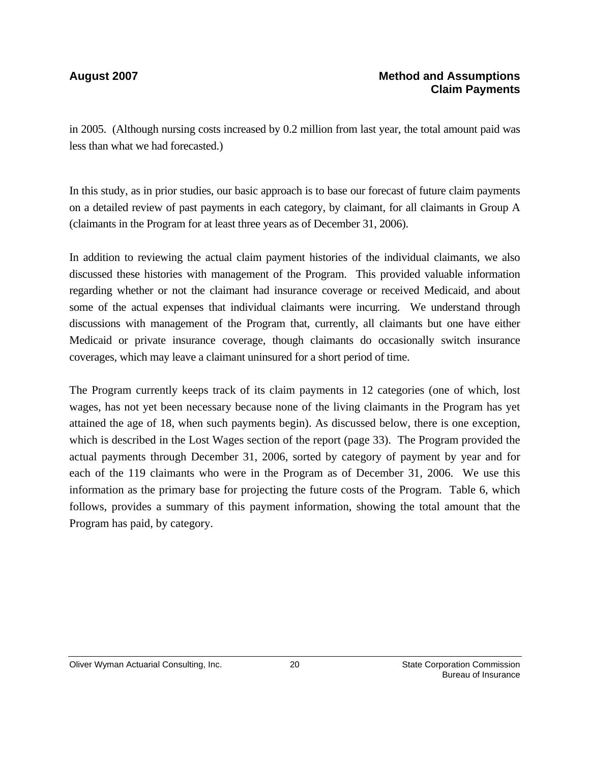in 2005. (Although nursing costs increased by 0.2 million from last year, the total amount paid was less than what we had forecasted.)

In this study, as in prior studies, our basic approach is to base our forecast of future claim payments on a detailed review of past payments in each category, by claimant, for all claimants in Group A (claimants in the Program for at least three years as of December 31, 2006).

In addition to reviewing the actual claim payment histories of the individual claimants, we also discussed these histories with management of the Program. This provided valuable information regarding whether or not the claimant had insurance coverage or received Medicaid, and about some of the actual expenses that individual claimants were incurring. We understand through discussions with management of the Program that, currently, all claimants but one have either Medicaid or private insurance coverage, though claimants do occasionally switch insurance coverages, which may leave a claimant uninsured for a short period of time.

The Program currently keeps track of its claim payments in 12 categories (one of which, lost wages, has not yet been necessary because none of the living claimants in the Program has yet attained the age of 18, when such payments begin). As discussed below, there is one exception, which is described in the Lost Wages section of the report (page 33). The Program provided the actual payments through December 31, 2006, sorted by category of payment by year and for each of the 119 claimants who were in the Program as of December 31, 2006. We use this information as the primary base for projecting the future costs of the Program. Table 6, which follows, provides a summary of this payment information, showing the total amount that the Program has paid, by category.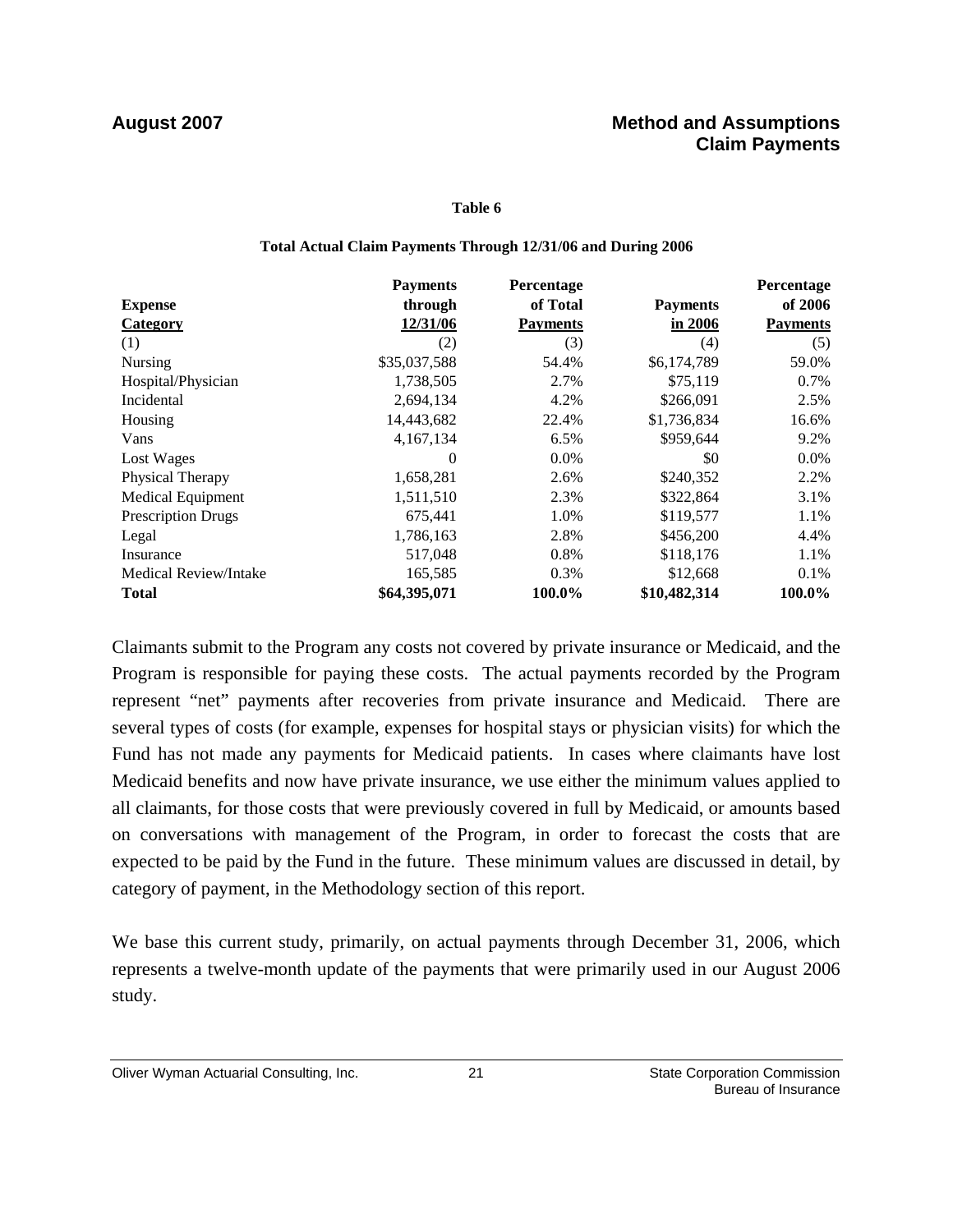**Table 6**

**Total Actual Claim Payments Through 12/31/06 and During 2006**

| Expense Category | Payments through 12/31/06 | Percentage of Total Payments | Payments in 2006 | Percentage of 2006 Payments |
|---|---|---|---|---|
| (1) | (2) | (3) | (4) | (5) |
| Nursing | $35,037,588 | 54.4% | $6,174,789 | 59.0% |
| Hospital/Physician | 1,738,505 | 2.7% | $75,119 | 0.7% |
| Incidental | 2,694,134 | 4.2% | $266,091 | 2.5% |
| Housing | 14,443,682 | 22.4% | $1,736,834 | 16.6% |
| Vans | 4,167,134 | 6.5% | $959,644 | 9.2% |
| Lost Wages | 0 | 0.0% | $0 | 0.0% |
| Physical Therapy | 1,658,281 | 2.6% | $240,352 | 2.2% |
| Medical Equipment | 1,511,510 | 2.3% | $322,864 | 3.1% |
| Prescription Drugs | 675,441 | 1.0% | $119,577 | 1.1% |
| Legal | 1,786,163 | 2.8% | $456,200 | 4.4% |
| Insurance | 517,048 | 0.8% | $118,176 | 1.1% |
| Medical Review/Intake | 165,585 | 0.3% | $12,668 | 0.1% |
| **Total** | **$64,395,071** | **100.0%** | **$10,482,314** | **100.0%** |

Claimants submit to the Program any costs not covered by private insurance or Medicaid, and the Program is responsible for paying these costs. The actual payments recorded by the Program represent "net" payments after recoveries from private insurance and Medicaid. There are several types of costs (for example, expenses for hospital stays or physician visits) for which the Fund has not made any payments for Medicaid patients. In cases where claimants have lost Medicaid benefits and now have private insurance, we use either the minimum values applied to all claimants, for those costs that were previously covered in full by Medicaid, or amounts based on conversations with management of the Program, in order to forecast the costs that are expected to be paid by the Fund in the future. These minimum values are discussed in detail, by category of payment, in the Methodology section of this report.

We base this current study, primarily, on actual payments through December 31, 2006, which represents a twelve-month update of the payments that were primarily used in our August 2006 study.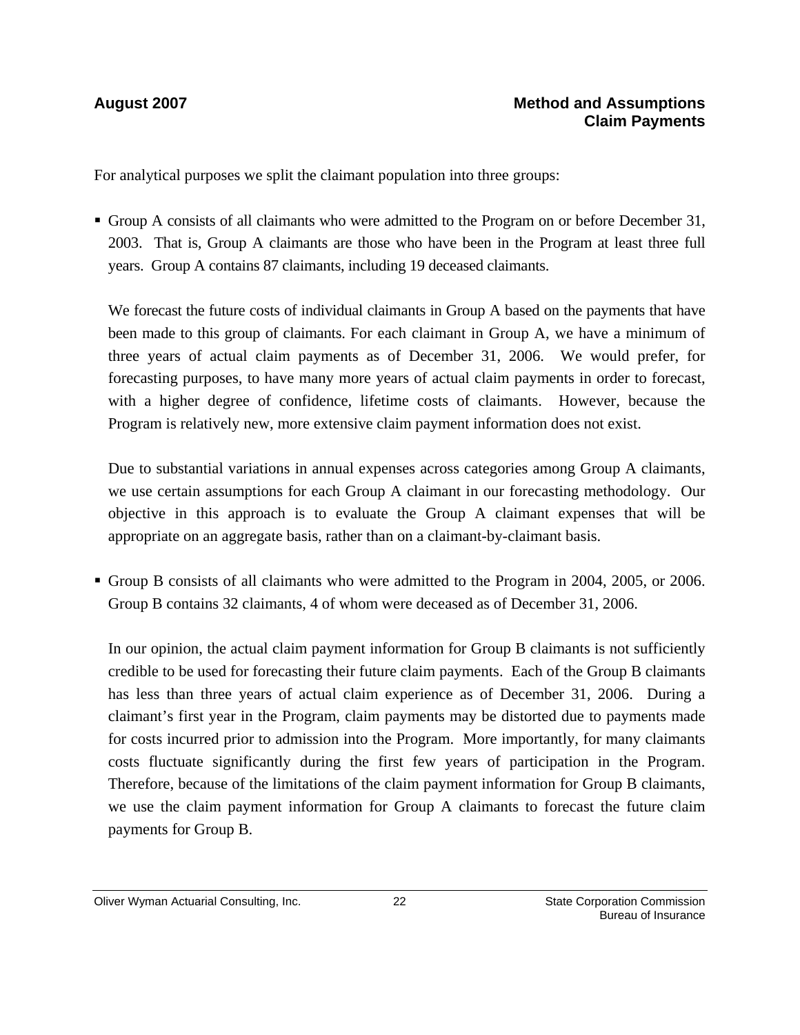For analytical purposes we split the claimant population into three groups:

- Group A consists of all claimants who were admitted to the Program on or before December 31, 2003. That is, Group A claimants are those who have been in the Program at least three full years. Group A contains 87 claimants, including 19 deceased claimants.

  We forecast the future costs of individual claimants in Group A based on the payments that have been made to this group of claimants. For each claimant in Group A, we have a minimum of three years of actual claim payments as of December 31, 2006. We would prefer, for forecasting purposes, to have many more years of actual claim payments in order to forecast, with a higher degree of confidence, lifetime costs of claimants. However, because the Program is relatively new, more extensive claim payment information does not exist.

  Due to substantial variations in annual expenses across categories among Group A claimants, we use certain assumptions for each Group A claimant in our forecasting methodology. Our objective in this approach is to evaluate the Group A claimant expenses that will be appropriate on an aggregate basis, rather than on a claimant-by-claimant basis.

- Group B consists of all claimants who were admitted to the Program in 2004, 2005, or 2006. Group B contains 32 claimants, 4 of whom were deceased as of December 31, 2006.

  In our opinion, the actual claim payment information for Group B claimants is not sufficiently credible to be used for forecasting their future claim payments. Each of the Group B claimants has less than three years of actual claim experience as of December 31, 2006. During a claimant's first year in the Program, claim payments may be distorted due to payments made for costs incurred prior to admission into the Program. More importantly, for many claimants costs fluctuate significantly during the first few years of participation in the Program. Therefore, because of the limitations of the claim payment information for Group B claimants, we use the claim payment information for Group A claimants to forecast the future claim payments for Group B.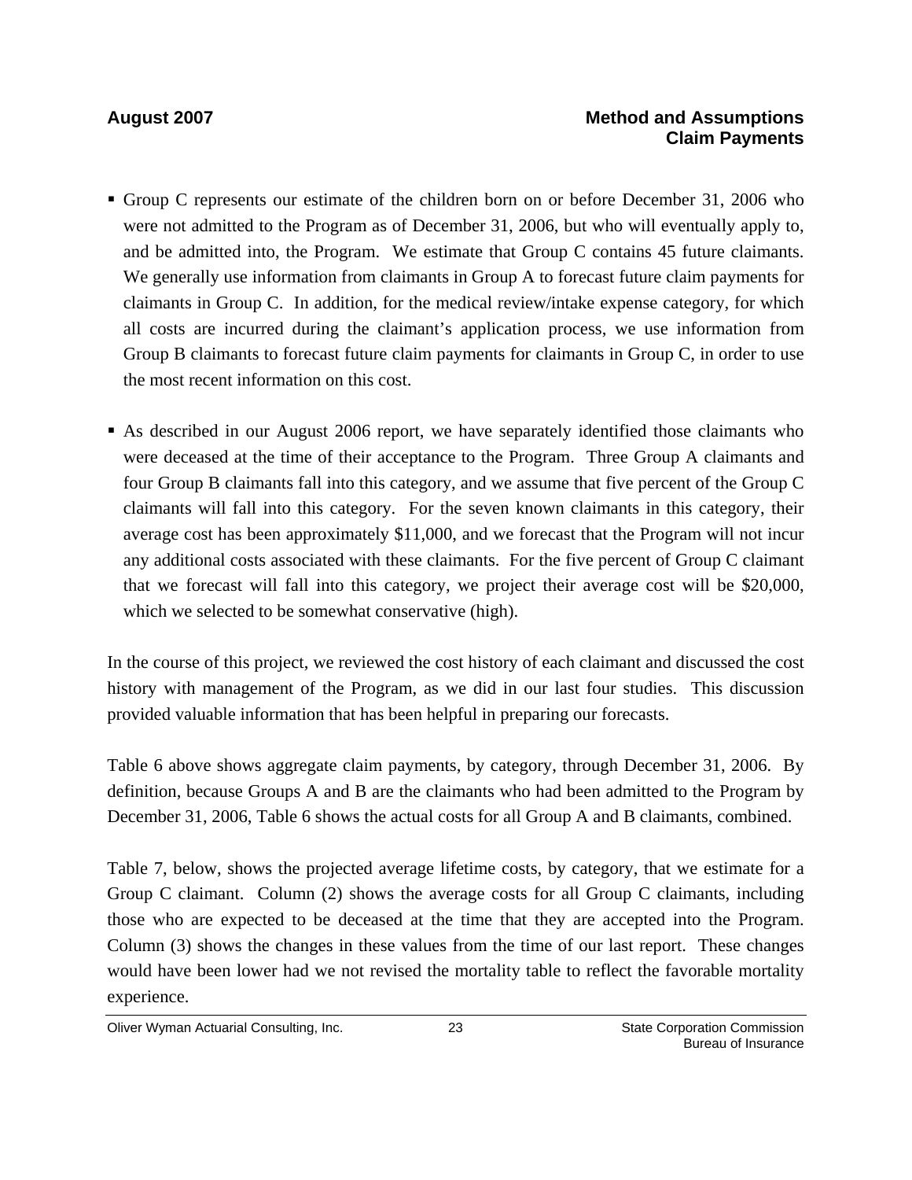- Group C represents our estimate of the children born on or before December 31, 2006 who were not admitted to the Program as of December 31, 2006, but who will eventually apply to, and be admitted into, the Program. We estimate that Group C contains 45 future claimants. We generally use information from claimants in Group A to forecast future claim payments for claimants in Group C. In addition, for the medical review/intake expense category, for which all costs are incurred during the claimant's application process, we use information from Group B claimants to forecast future claim payments for claimants in Group C, in order to use the most recent information on this cost.

- As described in our August 2006 report, we have separately identified those claimants who were deceased at the time of their acceptance to the Program. Three Group A claimants and four Group B claimants fall into this category, and we assume that five percent of the Group C claimants will fall into this category. For the seven known claimants in this category, their average cost has been approximately $11,000, and we forecast that the Program will not incur any additional costs associated with these claimants. For the five percent of Group C claimant that we forecast will fall into this category, we project their average cost will be $20,000, which we selected to be somewhat conservative (high).

In the course of this project, we reviewed the cost history of each claimant and discussed the cost history with management of the Program, as we did in our last four studies. This discussion provided valuable information that has been helpful in preparing our forecasts.

Table 6 above shows aggregate claim payments, by category, through December 31, 2006. By definition, because Groups A and B are the claimants who had been admitted to the Program by December 31, 2006, Table 6 shows the actual costs for all Group A and B claimants, combined.

Table 7, below, shows the projected average lifetime costs, by category, that we estimate for a Group C claimant. Column (2) shows the average costs for all Group C claimants, including those who are expected to be deceased at the time that they are accepted into the Program. Column (3) shows the changes in these values from the time of our last report. These changes would have been lower had we not revised the mortality table to reflect the favorable mortality experience.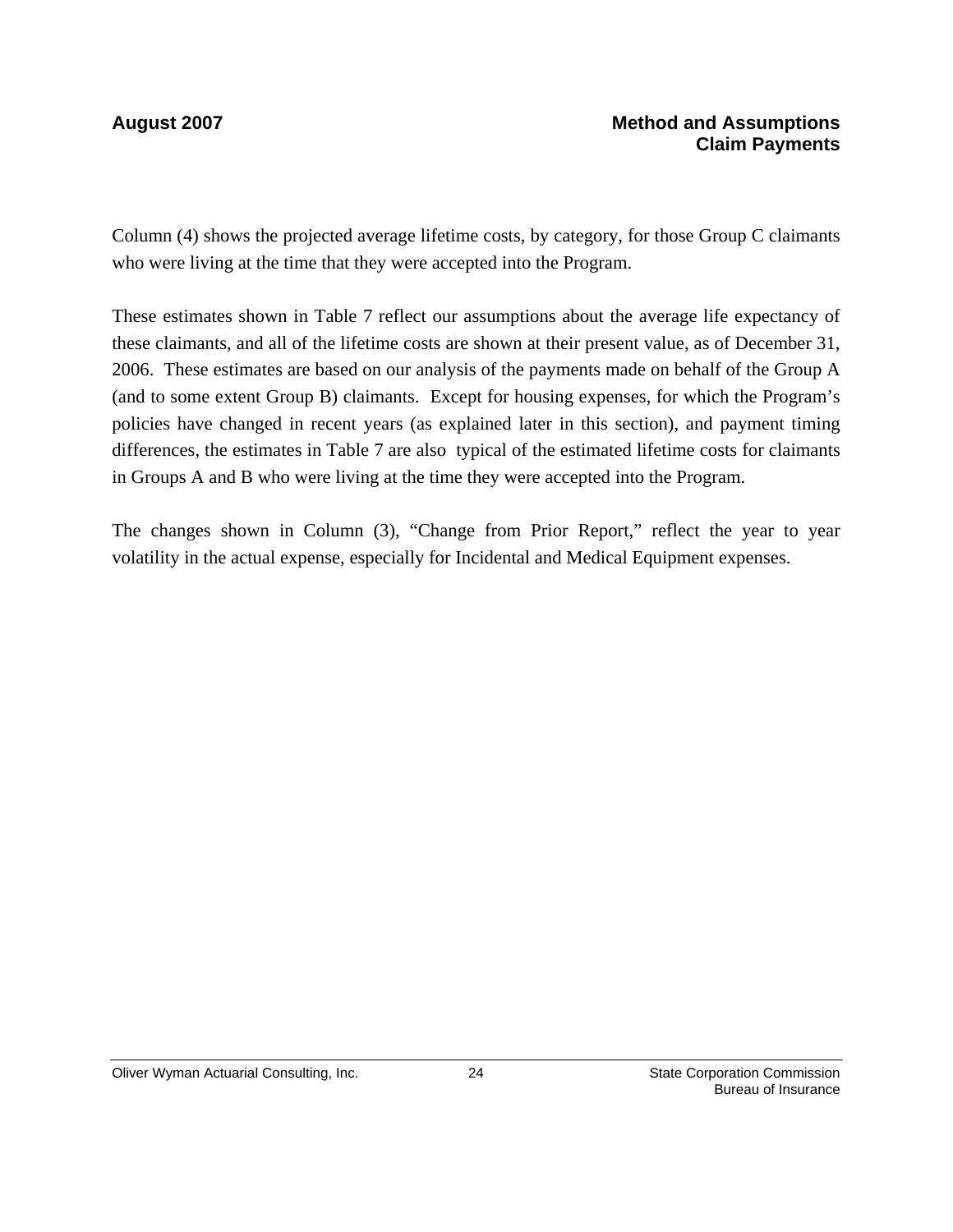Column (4) shows the projected average lifetime costs, by category, for those Group C claimants who were living at the time that they were accepted into the Program.

These estimates shown in Table 7 reflect our assumptions about the average life expectancy of these claimants, and all of the lifetime costs are shown at their present value, as of December 31, 2006. These estimates are based on our analysis of the payments made on behalf of the Group A (and to some extent Group B) claimants. Except for housing expenses, for which the Program's policies have changed in recent years (as explained later in this section), and payment timing differences, the estimates in Table 7 are also typical of the estimated lifetime costs for claimants in Groups A and B who were living at the time they were accepted into the Program.

The changes shown in Column (3), "Change from Prior Report," reflect the year to year volatility in the actual expense, especially for Incidental and Medical Equipment expenses.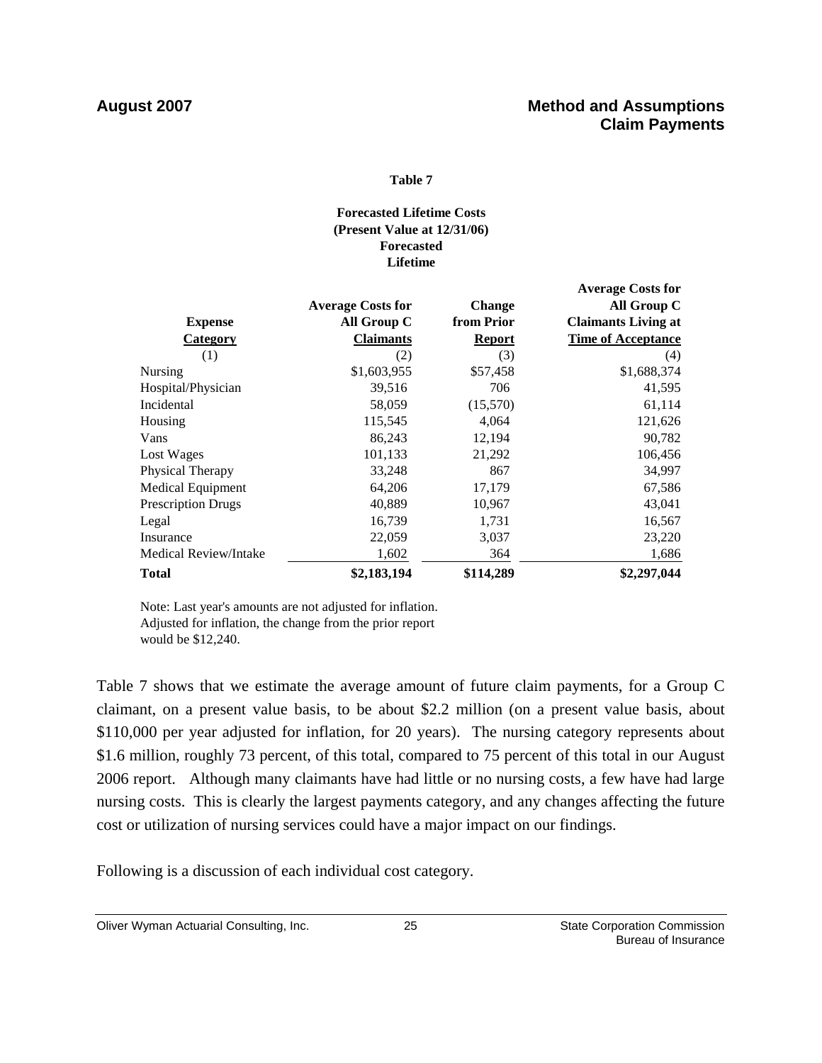**Table 7**

**Forecasted Lifetime Costs**
**(Present Value at 12/31/06)**
**Forecasted**
**Lifetime**

| Expense Category | Average Costs for All Group C Claimants | Change from Prior Report | Average Costs for All Group C Claimants Living at Time of Acceptance |
|---|---|---|---|
| (1) | (2) | (3) | (4) |
| Nursing | \$1,603,955 | \$57,458 | \$1,688,374 |
| Hospital/Physician | 39,516 | 706 | 41,595 |
| Incidental | 58,059 | (15,570) | 61,114 |
| Housing | 115,545 | 4,064 | 121,626 |
| Vans | 86,243 | 12,194 | 90,782 |
| Lost Wages | 101,133 | 21,292 | 106,456 |
| Physical Therapy | 33,248 | 867 | 34,997 |
| Medical Equipment | 64,206 | 17,179 | 67,586 |
| Prescription Drugs | 40,889 | 10,967 | 43,041 |
| Legal | 16,739 | 1,731 | 16,567 |
| Insurance | 22,059 | 3,037 | 23,220 |
| Medical Review/Intake | 1,602 | 364 | 1,686 |
| **Total** | **\$2,183,194** | **\$114,289** | **\$2,297,044** |

Note: Last year's amounts are not adjusted for inflation. Adjusted for inflation, the change from the prior report would be \$12,240.

Table 7 shows that we estimate the average amount of future claim payments, for a Group C claimant, on a present value basis, to be about \$2.2 million (on a present value basis, about \$110,000 per year adjusted for inflation, for 20 years). The nursing category represents about \$1.6 million, roughly 73 percent, of this total, compared to 75 percent of this total in our August 2006 report. Although many claimants have had little or no nursing costs, a few have had large nursing costs. This is clearly the largest payments category, and any changes affecting the future cost or utilization of nursing services could have a major impact on our findings.

Following is a discussion of each individual cost category.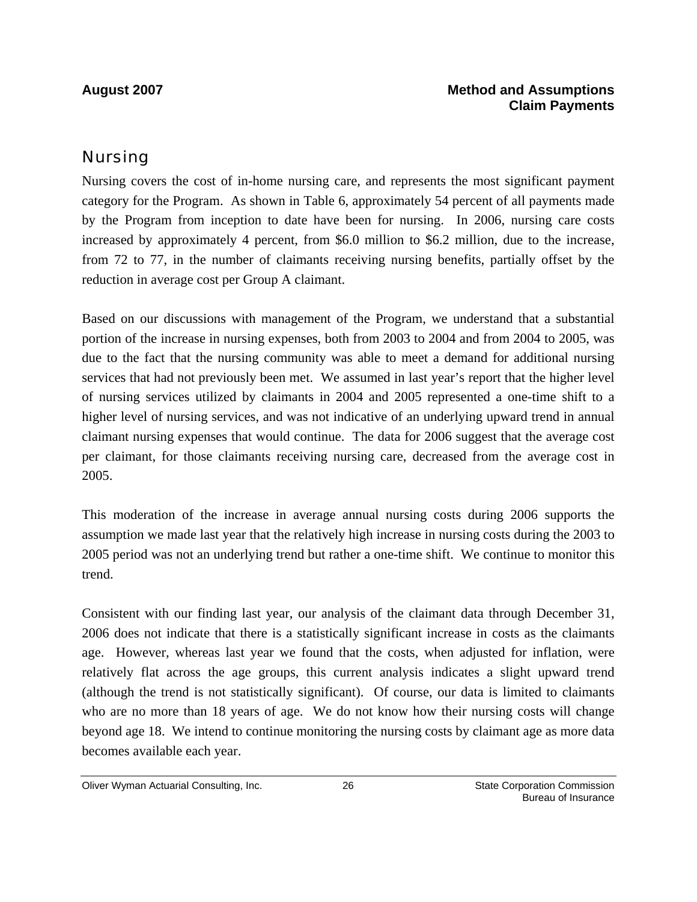## Nursing

Nursing covers the cost of in-home nursing care, and represents the most significant payment category for the Program. As shown in Table 6, approximately 54 percent of all payments made by the Program from inception to date have been for nursing. In 2006, nursing care costs increased by approximately 4 percent, from $6.0 million to $6.2 million, due to the increase, from 72 to 77, in the number of claimants receiving nursing benefits, partially offset by the reduction in average cost per Group A claimant.

Based on our discussions with management of the Program, we understand that a substantial portion of the increase in nursing expenses, both from 2003 to 2004 and from 2004 to 2005, was due to the fact that the nursing community was able to meet a demand for additional nursing services that had not previously been met. We assumed in last year's report that the higher level of nursing services utilized by claimants in 2004 and 2005 represented a one-time shift to a higher level of nursing services, and was not indicative of an underlying upward trend in annual claimant nursing expenses that would continue. The data for 2006 suggest that the average cost per claimant, for those claimants receiving nursing care, decreased from the average cost in 2005.

This moderation of the increase in average annual nursing costs during 2006 supports the assumption we made last year that the relatively high increase in nursing costs during the 2003 to 2005 period was not an underlying trend but rather a one-time shift. We continue to monitor this trend.

Consistent with our finding last year, our analysis of the claimant data through December 31, 2006 does not indicate that there is a statistically significant increase in costs as the claimants age. However, whereas last year we found that the costs, when adjusted for inflation, were relatively flat across the age groups, this current analysis indicates a slight upward trend (although the trend is not statistically significant). Of course, our data is limited to claimants who are no more than 18 years of age. We do not know how their nursing costs will change beyond age 18. We intend to continue monitoring the nursing costs by claimant age as more data becomes available each year.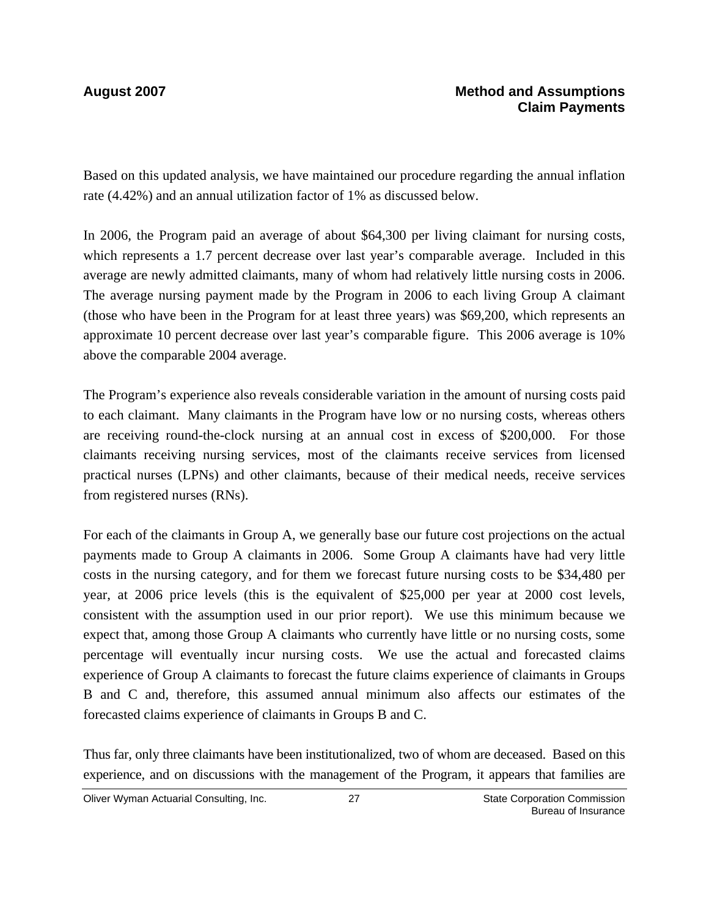Based on this updated analysis, we have maintained our procedure regarding the annual inflation rate (4.42%) and an annual utilization factor of 1% as discussed below.

In 2006, the Program paid an average of about $64,300 per living claimant for nursing costs, which represents a 1.7 percent decrease over last year's comparable average. Included in this average are newly admitted claimants, many of whom had relatively little nursing costs in 2006. The average nursing payment made by the Program in 2006 to each living Group A claimant (those who have been in the Program for at least three years) was $69,200, which represents an approximate 10 percent decrease over last year's comparable figure. This 2006 average is 10% above the comparable 2004 average.

The Program's experience also reveals considerable variation in the amount of nursing costs paid to each claimant. Many claimants in the Program have low or no nursing costs, whereas others are receiving round-the-clock nursing at an annual cost in excess of $200,000. For those claimants receiving nursing services, most of the claimants receive services from licensed practical nurses (LPNs) and other claimants, because of their medical needs, receive services from registered nurses (RNs).

For each of the claimants in Group A, we generally base our future cost projections on the actual payments made to Group A claimants in 2006. Some Group A claimants have had very little costs in the nursing category, and for them we forecast future nursing costs to be $34,480 per year, at 2006 price levels (this is the equivalent of $25,000 per year at 2000 cost levels, consistent with the assumption used in our prior report). We use this minimum because we expect that, among those Group A claimants who currently have little or no nursing costs, some percentage will eventually incur nursing costs. We use the actual and forecasted claims experience of Group A claimants to forecast the future claims experience of claimants in Groups B and C and, therefore, this assumed annual minimum also affects our estimates of the forecasted claims experience of claimants in Groups B and C.

Thus far, only three claimants have been institutionalized, two of whom are deceased. Based on this experience, and on discussions with the management of the Program, it appears that families are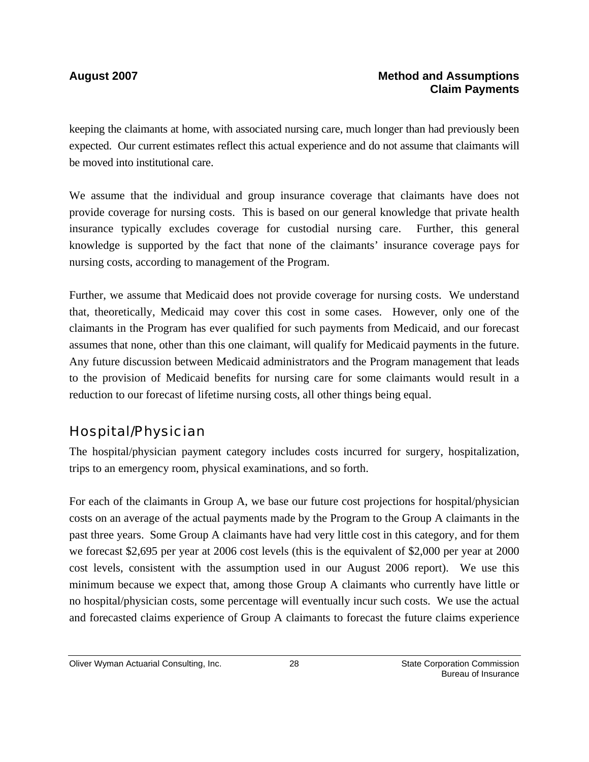keeping the claimants at home, with associated nursing care, much longer than had previously been expected. Our current estimates reflect this actual experience and do not assume that claimants will be moved into institutional care.

We assume that the individual and group insurance coverage that claimants have does not provide coverage for nursing costs. This is based on our general knowledge that private health insurance typically excludes coverage for custodial nursing care. Further, this general knowledge is supported by the fact that none of the claimants' insurance coverage pays for nursing costs, according to management of the Program.

Further, we assume that Medicaid does not provide coverage for nursing costs. We understand that, theoretically, Medicaid may cover this cost in some cases. However, only one of the claimants in the Program has ever qualified for such payments from Medicaid, and our forecast assumes that none, other than this one claimant, will qualify for Medicaid payments in the future. Any future discussion between Medicaid administrators and the Program management that leads to the provision of Medicaid benefits for nursing care for some claimants would result in a reduction to our forecast of lifetime nursing costs, all other things being equal.

## Hospital/Physician

The hospital/physician payment category includes costs incurred for surgery, hospitalization, trips to an emergency room, physical examinations, and so forth.

For each of the claimants in Group A, we base our future cost projections for hospital/physician costs on an average of the actual payments made by the Program to the Group A claimants in the past three years. Some Group A claimants have had very little cost in this category, and for them we forecast $2,695 per year at 2006 cost levels (this is the equivalent of $2,000 per year at 2000 cost levels, consistent with the assumption used in our August 2006 report). We use this minimum because we expect that, among those Group A claimants who currently have little or no hospital/physician costs, some percentage will eventually incur such costs. We use the actual and forecasted claims experience of Group A claimants to forecast the future claims experience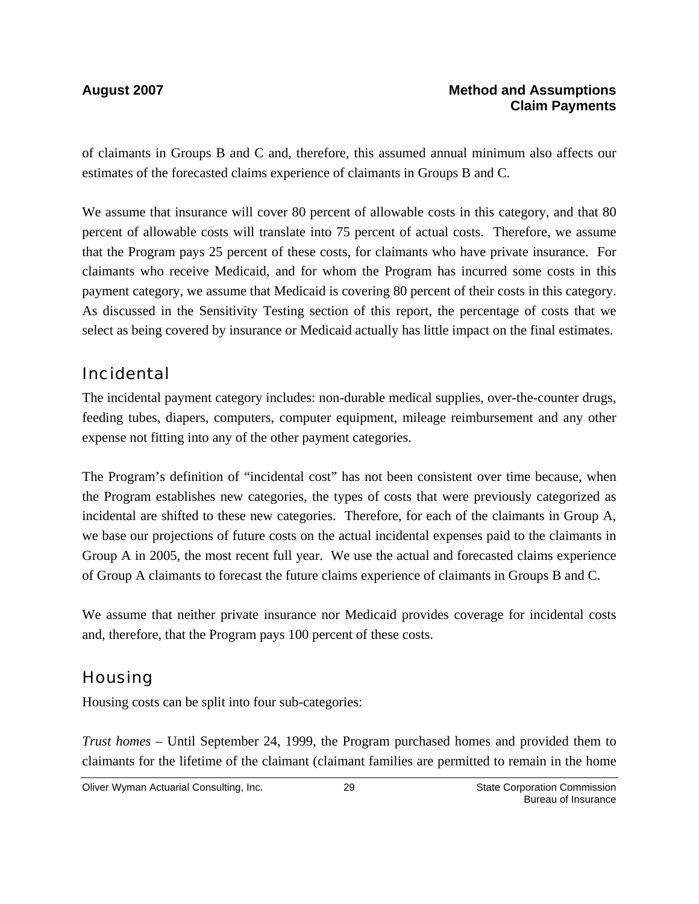of claimants in Groups B and C and, therefore, this assumed annual minimum also affects our estimates of the forecasted claims experience of claimants in Groups B and C.

We assume that insurance will cover 80 percent of allowable costs in this category, and that 80 percent of allowable costs will translate into 75 percent of actual costs. Therefore, we assume that the Program pays 25 percent of these costs, for claimants who have private insurance. For claimants who receive Medicaid, and for whom the Program has incurred some costs in this payment category, we assume that Medicaid is covering 80 percent of their costs in this category. As discussed in the Sensitivity Testing section of this report, the percentage of costs that we select as being covered by insurance or Medicaid actually has little impact on the final estimates.

## Incidental

The incidental payment category includes: non-durable medical supplies, over-the-counter drugs, feeding tubes, diapers, computers, computer equipment, mileage reimbursement and any other expense not fitting into any of the other payment categories.

The Program's definition of "incidental cost" has not been consistent over time because, when the Program establishes new categories, the types of costs that were previously categorized as incidental are shifted to these new categories. Therefore, for each of the claimants in Group A, we base our projections of future costs on the actual incidental expenses paid to the claimants in Group A in 2005, the most recent full year. We use the actual and forecasted claims experience of Group A claimants to forecast the future claims experience of claimants in Groups B and C.

We assume that neither private insurance nor Medicaid provides coverage for incidental costs and, therefore, that the Program pays 100 percent of these costs.

## Housing

Housing costs can be split into four sub-categories:

*Trust homes* – Until September 24, 1999, the Program purchased homes and provided them to claimants for the lifetime of the claimant (claimant families are permitted to remain in the home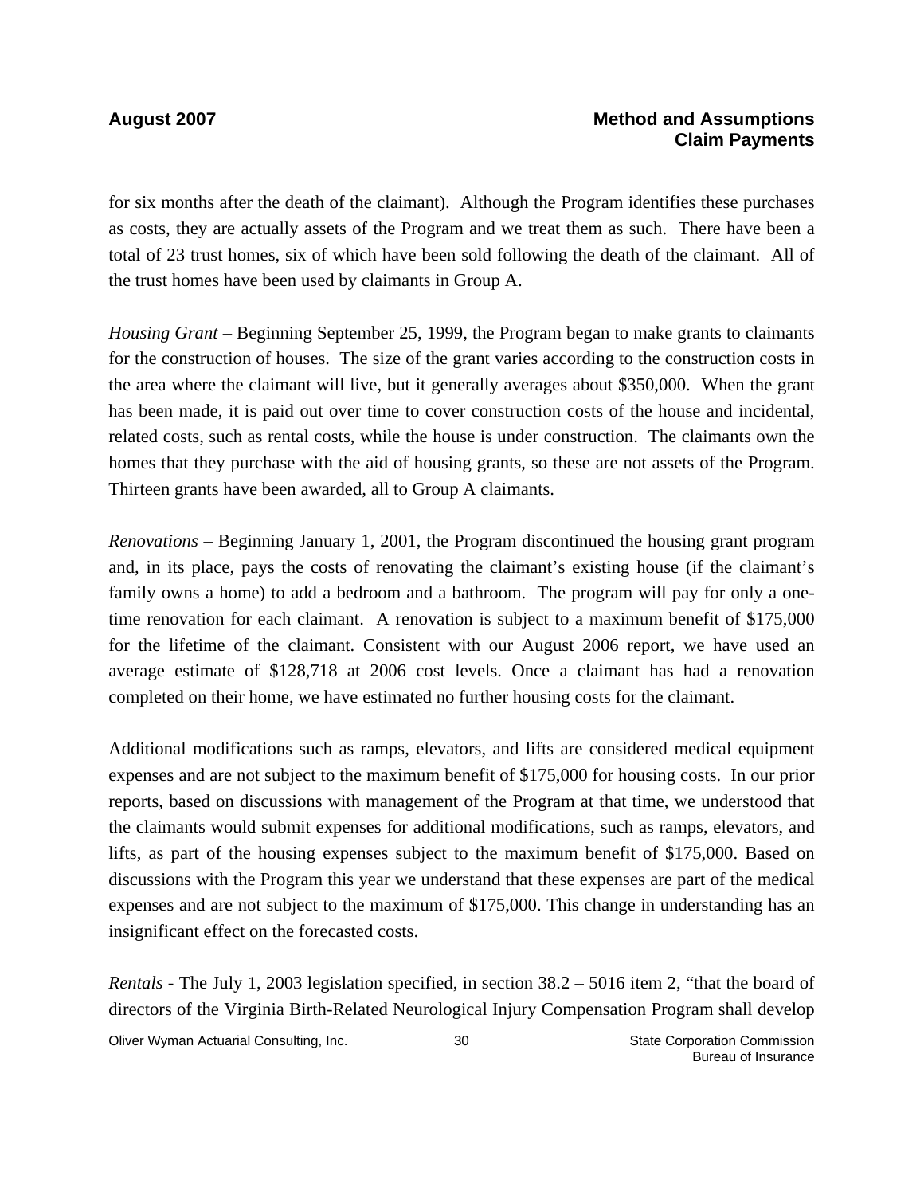for six months after the death of the claimant). Although the Program identifies these purchases as costs, they are actually assets of the Program and we treat them as such. There have been a total of 23 trust homes, six of which have been sold following the death of the claimant. All of the trust homes have been used by claimants in Group A.

*Housing Grant* – Beginning September 25, 1999, the Program began to make grants to claimants for the construction of houses. The size of the grant varies according to the construction costs in the area where the claimant will live, but it generally averages about $350,000. When the grant has been made, it is paid out over time to cover construction costs of the house and incidental, related costs, such as rental costs, while the house is under construction. The claimants own the homes that they purchase with the aid of housing grants, so these are not assets of the Program. Thirteen grants have been awarded, all to Group A claimants.

*Renovations* – Beginning January 1, 2001, the Program discontinued the housing grant program and, in its place, pays the costs of renovating the claimant's existing house (if the claimant's family owns a home) to add a bedroom and a bathroom. The program will pay for only a one-time renovation for each claimant. A renovation is subject to a maximum benefit of $175,000 for the lifetime of the claimant. Consistent with our August 2006 report, we have used an average estimate of $128,718 at 2006 cost levels. Once a claimant has had a renovation completed on their home, we have estimated no further housing costs for the claimant.

Additional modifications such as ramps, elevators, and lifts are considered medical equipment expenses and are not subject to the maximum benefit of $175,000 for housing costs. In our prior reports, based on discussions with management of the Program at that time, we understood that the claimants would submit expenses for additional modifications, such as ramps, elevators, and lifts, as part of the housing expenses subject to the maximum benefit of $175,000. Based on discussions with the Program this year we understand that these expenses are part of the medical expenses and are not subject to the maximum of $175,000. This change in understanding has an insignificant effect on the forecasted costs.

*Rentals* - The July 1, 2003 legislation specified, in section 38.2 – 5016 item 2, "that the board of directors of the Virginia Birth-Related Neurological Injury Compensation Program shall develop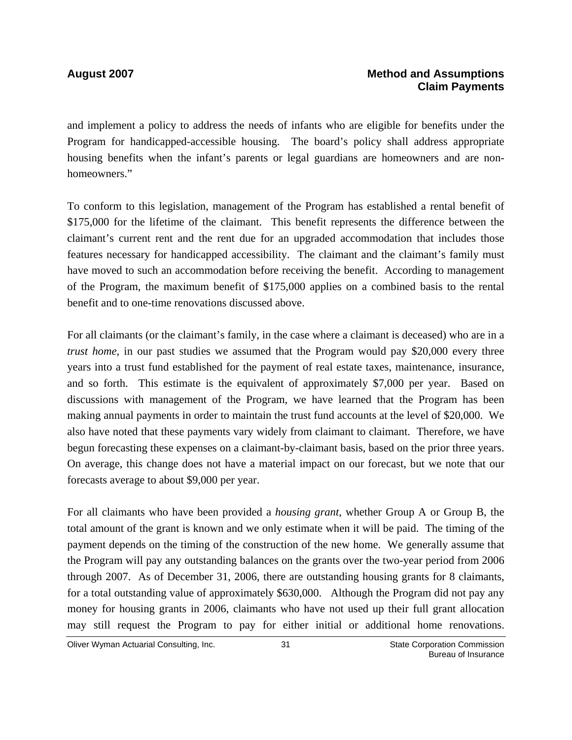and implement a policy to address the needs of infants who are eligible for benefits under the Program for handicapped-accessible housing. The board's policy shall address appropriate housing benefits when the infant's parents or legal guardians are homeowners and are non-homeowners."

To conform to this legislation, management of the Program has established a rental benefit of $175,000 for the lifetime of the claimant. This benefit represents the difference between the claimant's current rent and the rent due for an upgraded accommodation that includes those features necessary for handicapped accessibility. The claimant and the claimant's family must have moved to such an accommodation before receiving the benefit. According to management of the Program, the maximum benefit of $175,000 applies on a combined basis to the rental benefit and to one-time renovations discussed above.

For all claimants (or the claimant's family, in the case where a claimant is deceased) who are in a *trust home*, in our past studies we assumed that the Program would pay $20,000 every three years into a trust fund established for the payment of real estate taxes, maintenance, insurance, and so forth. This estimate is the equivalent of approximately $7,000 per year. Based on discussions with management of the Program, we have learned that the Program has been making annual payments in order to maintain the trust fund accounts at the level of $20,000. We also have noted that these payments vary widely from claimant to claimant. Therefore, we have begun forecasting these expenses on a claimant-by-claimant basis, based on the prior three years. On average, this change does not have a material impact on our forecast, but we note that our forecasts average to about $9,000 per year.

For all claimants who have been provided a *housing grant*, whether Group A or Group B, the total amount of the grant is known and we only estimate when it will be paid. The timing of the payment depends on the timing of the construction of the new home. We generally assume that the Program will pay any outstanding balances on the grants over the two-year period from 2006 through 2007. As of December 31, 2006, there are outstanding housing grants for 8 claimants, for a total outstanding value of approximately $630,000. Although the Program did not pay any money for housing grants in 2006, claimants who have not used up their full grant allocation may still request the Program to pay for either initial or additional home renovations.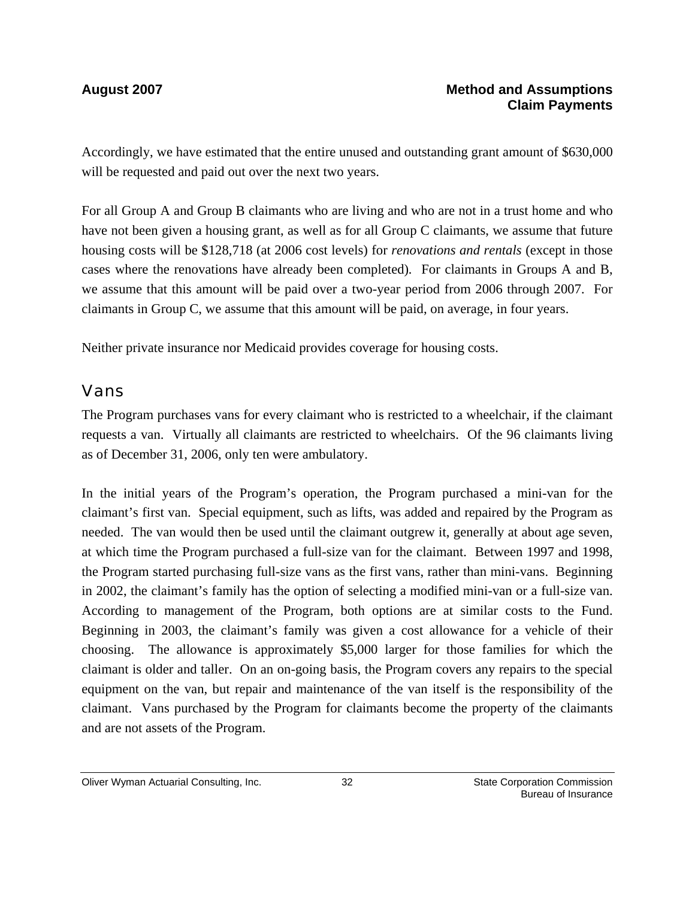Accordingly, we have estimated that the entire unused and outstanding grant amount of $630,000 will be requested and paid out over the next two years.

For all Group A and Group B claimants who are living and who are not in a trust home and who have not been given a housing grant, as well as for all Group C claimants, we assume that future housing costs will be $128,718 (at 2006 cost levels) for *renovations and rentals* (except in those cases where the renovations have already been completed). For claimants in Groups A and B, we assume that this amount will be paid over a two-year period from 2006 through 2007. For claimants in Group C, we assume that this amount will be paid, on average, in four years.

Neither private insurance nor Medicaid provides coverage for housing costs.

## Vans

The Program purchases vans for every claimant who is restricted to a wheelchair, if the claimant requests a van. Virtually all claimants are restricted to wheelchairs. Of the 96 claimants living as of December 31, 2006, only ten were ambulatory.

In the initial years of the Program's operation, the Program purchased a mini-van for the claimant's first van. Special equipment, such as lifts, was added and repaired by the Program as needed. The van would then be used until the claimant outgrew it, generally at about age seven, at which time the Program purchased a full-size van for the claimant. Between 1997 and 1998, the Program started purchasing full-size vans as the first vans, rather than mini-vans. Beginning in 2002, the claimant's family has the option of selecting a modified mini-van or a full-size van. According to management of the Program, both options are at similar costs to the Fund. Beginning in 2003, the claimant's family was given a cost allowance for a vehicle of their choosing. The allowance is approximately $5,000 larger for those families for which the claimant is older and taller. On an on-going basis, the Program covers any repairs to the special equipment on the van, but repair and maintenance of the van itself is the responsibility of the claimant. Vans purchased by the Program for claimants become the property of the claimants and are not assets of the Program.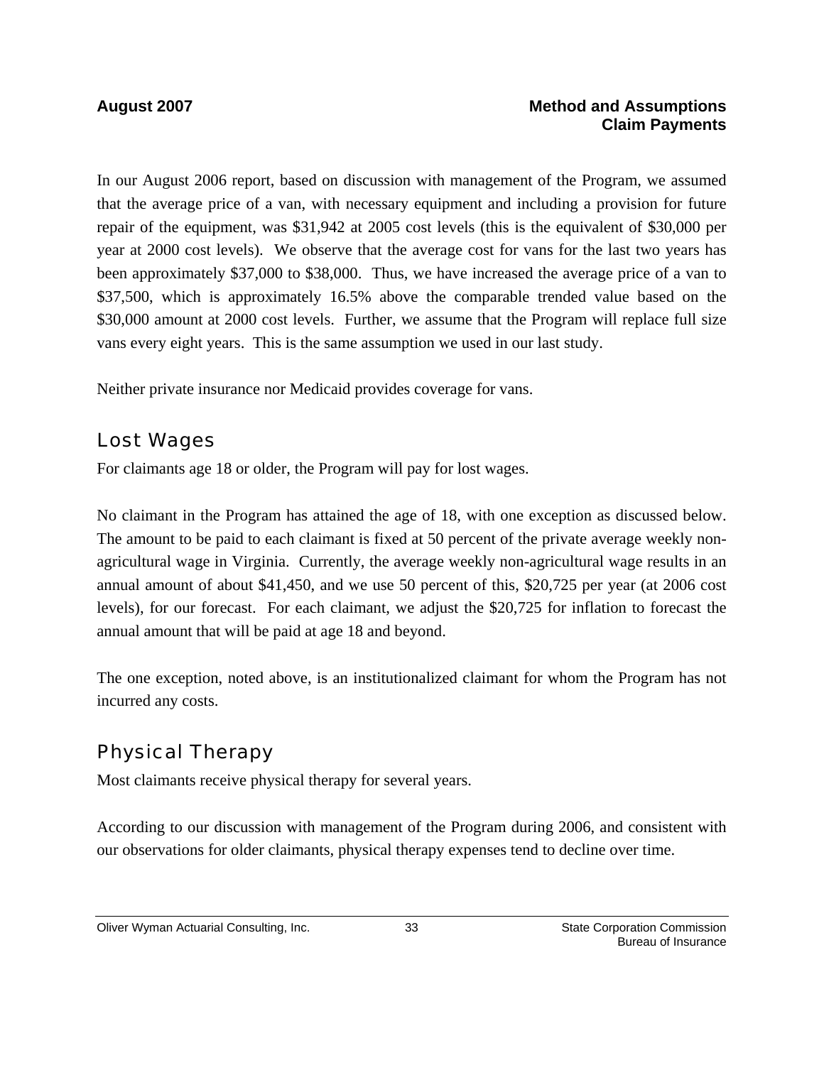In our August 2006 report, based on discussion with management of the Program, we assumed that the average price of a van, with necessary equipment and including a provision for future repair of the equipment, was $31,942 at 2005 cost levels (this is the equivalent of $30,000 per year at 2000 cost levels). We observe that the average cost for vans for the last two years has been approximately $37,000 to $38,000. Thus, we have increased the average price of a van to $37,500, which is approximately 16.5% above the comparable trended value based on the $30,000 amount at 2000 cost levels. Further, we assume that the Program will replace full size vans every eight years. This is the same assumption we used in our last study.

Neither private insurance nor Medicaid provides coverage for vans.

## Lost Wages

For claimants age 18 or older, the Program will pay for lost wages.

No claimant in the Program has attained the age of 18, with one exception as discussed below. The amount to be paid to each claimant is fixed at 50 percent of the private average weekly non-agricultural wage in Virginia. Currently, the average weekly non-agricultural wage results in an annual amount of about $41,450, and we use 50 percent of this, $20,725 per year (at 2006 cost levels), for our forecast. For each claimant, we adjust the $20,725 for inflation to forecast the annual amount that will be paid at age 18 and beyond.

The one exception, noted above, is an institutionalized claimant for whom the Program has not incurred any costs.

## Physical Therapy

Most claimants receive physical therapy for several years.

According to our discussion with management of the Program during 2006, and consistent with our observations for older claimants, physical therapy expenses tend to decline over time.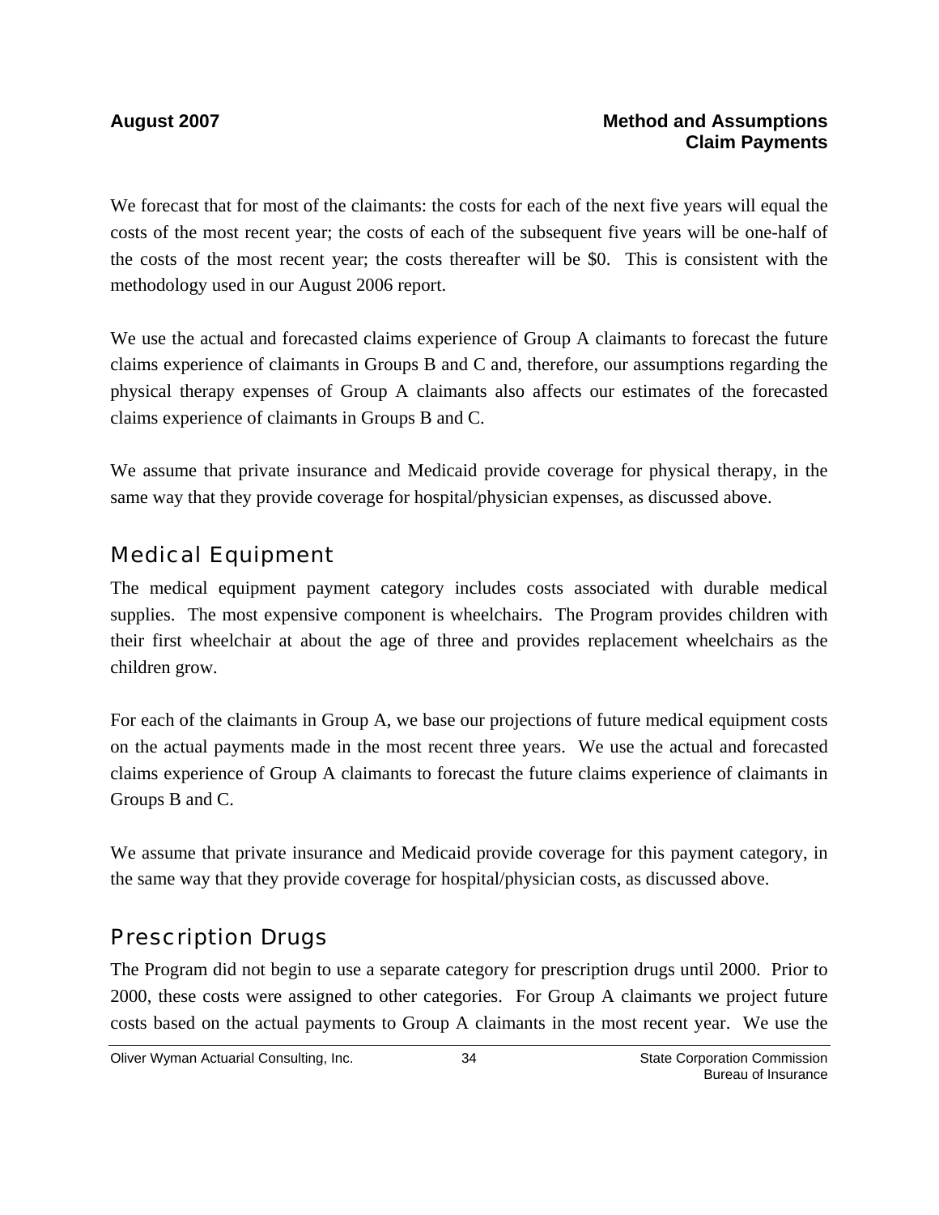We forecast that for most of the claimants: the costs for each of the next five years will equal the costs of the most recent year; the costs of each of the subsequent five years will be one-half of the costs of the most recent year; the costs thereafter will be $0. This is consistent with the methodology used in our August 2006 report.

We use the actual and forecasted claims experience of Group A claimants to forecast the future claims experience of claimants in Groups B and C and, therefore, our assumptions regarding the physical therapy expenses of Group A claimants also affects our estimates of the forecasted claims experience of claimants in Groups B and C.

We assume that private insurance and Medicaid provide coverage for physical therapy, in the same way that they provide coverage for hospital/physician expenses, as discussed above.

## Medical Equipment

The medical equipment payment category includes costs associated with durable medical supplies. The most expensive component is wheelchairs. The Program provides children with their first wheelchair at about the age of three and provides replacement wheelchairs as the children grow.

For each of the claimants in Group A, we base our projections of future medical equipment costs on the actual payments made in the most recent three years. We use the actual and forecasted claims experience of Group A claimants to forecast the future claims experience of claimants in Groups B and C.

We assume that private insurance and Medicaid provide coverage for this payment category, in the same way that they provide coverage for hospital/physician costs, as discussed above.

## Prescription Drugs

The Program did not begin to use a separate category for prescription drugs until 2000. Prior to 2000, these costs were assigned to other categories. For Group A claimants we project future costs based on the actual payments to Group A claimants in the most recent year. We use the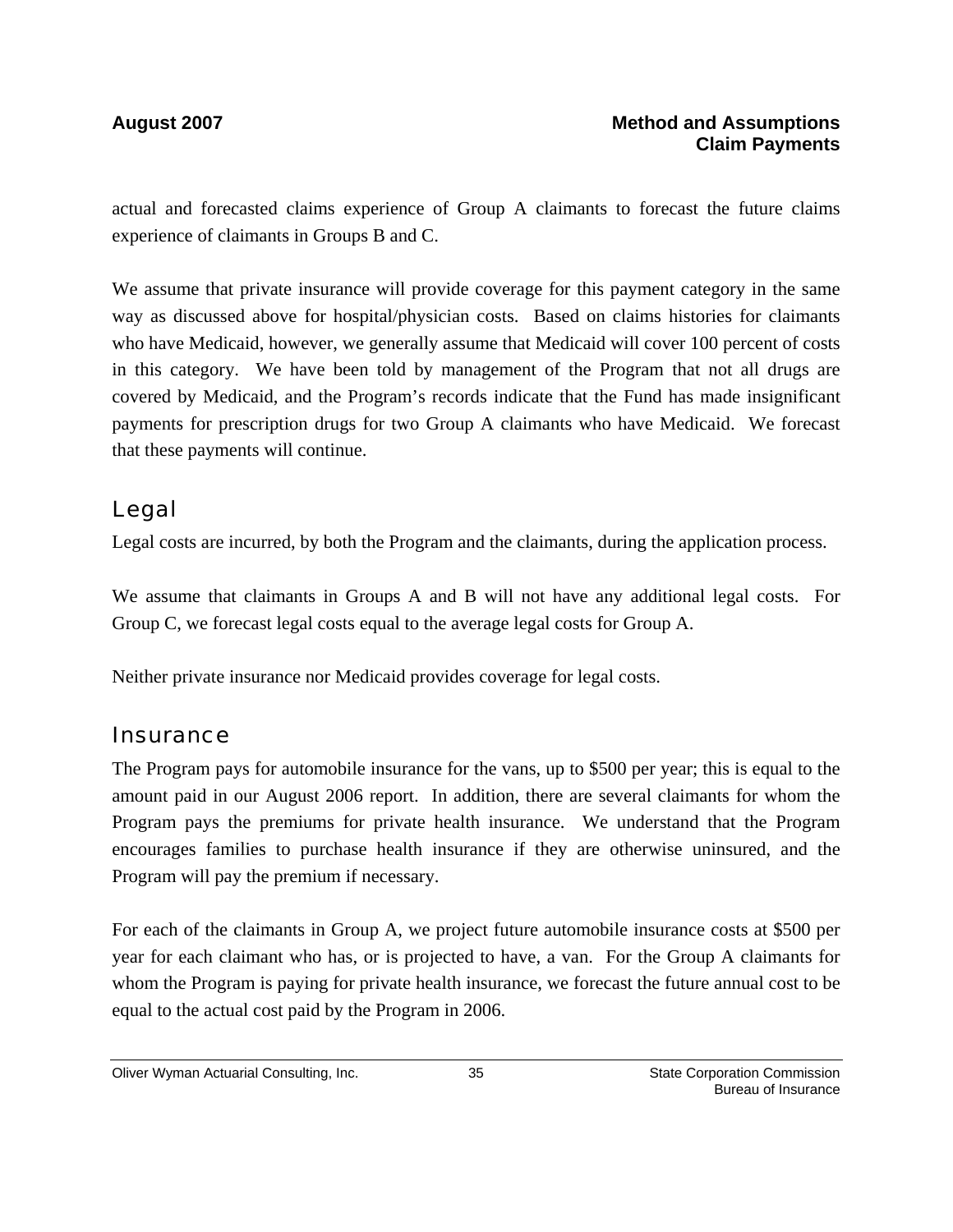actual and forecasted claims experience of Group A claimants to forecast the future claims experience of claimants in Groups B and C.

We assume that private insurance will provide coverage for this payment category in the same way as discussed above for hospital/physician costs. Based on claims histories for claimants who have Medicaid, however, we generally assume that Medicaid will cover 100 percent of costs in this category. We have been told by management of the Program that not all drugs are covered by Medicaid, and the Program's records indicate that the Fund has made insignificant payments for prescription drugs for two Group A claimants who have Medicaid. We forecast that these payments will continue.

## Legal

Legal costs are incurred, by both the Program and the claimants, during the application process.

We assume that claimants in Groups A and B will not have any additional legal costs. For Group C, we forecast legal costs equal to the average legal costs for Group A.

Neither private insurance nor Medicaid provides coverage for legal costs.

## Insurance

The Program pays for automobile insurance for the vans, up to $500 per year; this is equal to the amount paid in our August 2006 report. In addition, there are several claimants for whom the Program pays the premiums for private health insurance. We understand that the Program encourages families to purchase health insurance if they are otherwise uninsured, and the Program will pay the premium if necessary.

For each of the claimants in Group A, we project future automobile insurance costs at $500 per year for each claimant who has, or is projected to have, a van. For the Group A claimants for whom the Program is paying for private health insurance, we forecast the future annual cost to be equal to the actual cost paid by the Program in 2006.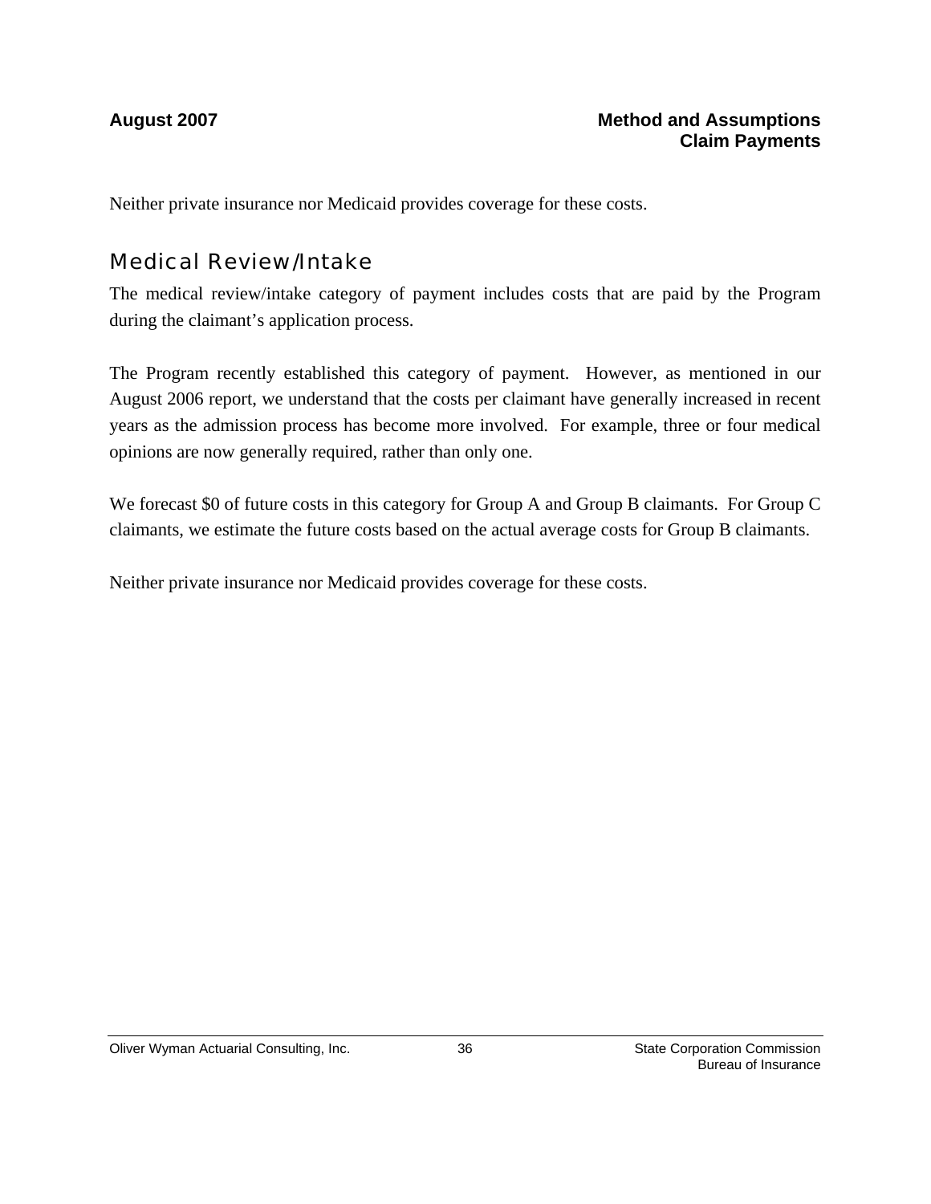Neither private insurance nor Medicaid provides coverage for these costs.

## Medical Review/Intake

The medical review/intake category of payment includes costs that are paid by the Program during the claimant's application process.

The Program recently established this category of payment. However, as mentioned in our August 2006 report, we understand that the costs per claimant have generally increased in recent years as the admission process has become more involved. For example, three or four medical opinions are now generally required, rather than only one.

We forecast $0 of future costs in this category for Group A and Group B claimants. For Group C claimants, we estimate the future costs based on the actual average costs for Group B claimants.

Neither private insurance nor Medicaid provides coverage for these costs.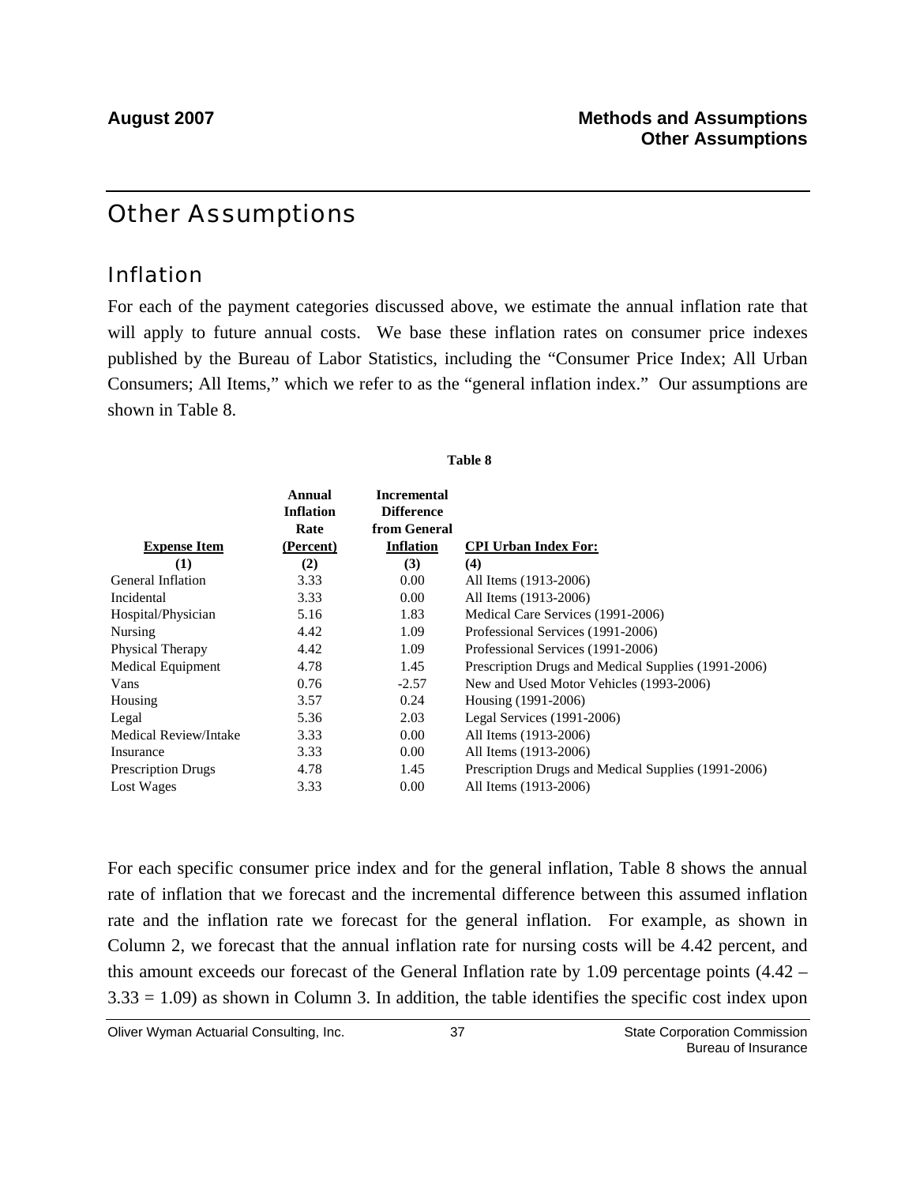# Other Assumptions

## Inflation

For each of the payment categories discussed above, we estimate the annual inflation rate that will apply to future annual costs. We base these inflation rates on consumer price indexes published by the Bureau of Labor Statistics, including the "Consumer Price Index; All Urban Consumers; All Items," which we refer to as the "general inflation index." Our assumptions are shown in Table 8.

**Table 8**

| Expense Item | Annual Inflation Rate (Percent) | Incremental Difference from General Inflation | CPI Urban Index For: |
|---|---|---|---|
| (1) | (2) | (3) | (4) |
| General Inflation | 3.33 | 0.00 | All Items (1913-2006) |
| Incidental | 3.33 | 0.00 | All Items (1913-2006) |
| Hospital/Physician | 5.16 | 1.83 | Medical Care Services (1991-2006) |
| Nursing | 4.42 | 1.09 | Professional Services (1991-2006) |
| Physical Therapy | 4.42 | 1.09 | Professional Services (1991-2006) |
| Medical Equipment | 4.78 | 1.45 | Prescription Drugs and Medical Supplies (1991-2006) |
| Vans | 0.76 | -2.57 | New and Used Motor Vehicles (1993-2006) |
| Housing | 3.57 | 0.24 | Housing (1991-2006) |
| Legal | 5.36 | 2.03 | Legal Services (1991-2006) |
| Medical Review/Intake | 3.33 | 0.00 | All Items (1913-2006) |
| Insurance | 3.33 | 0.00 | All Items (1913-2006) |
| Prescription Drugs | 4.78 | 1.45 | Prescription Drugs and Medical Supplies (1991-2006) |
| Lost Wages | 3.33 | 0.00 | All Items (1913-2006) |

For each specific consumer price index and for the general inflation, Table 8 shows the annual rate of inflation that we forecast and the incremental difference between this assumed inflation rate and the inflation rate we forecast for the general inflation. For example, as shown in Column 2, we forecast that the annual inflation rate for nursing costs will be 4.42 percent, and this amount exceeds our forecast of the General Inflation rate by 1.09 percentage points (4.42 – 3.33 = 1.09) as shown in Column 3. In addition, the table identifies the specific cost index upon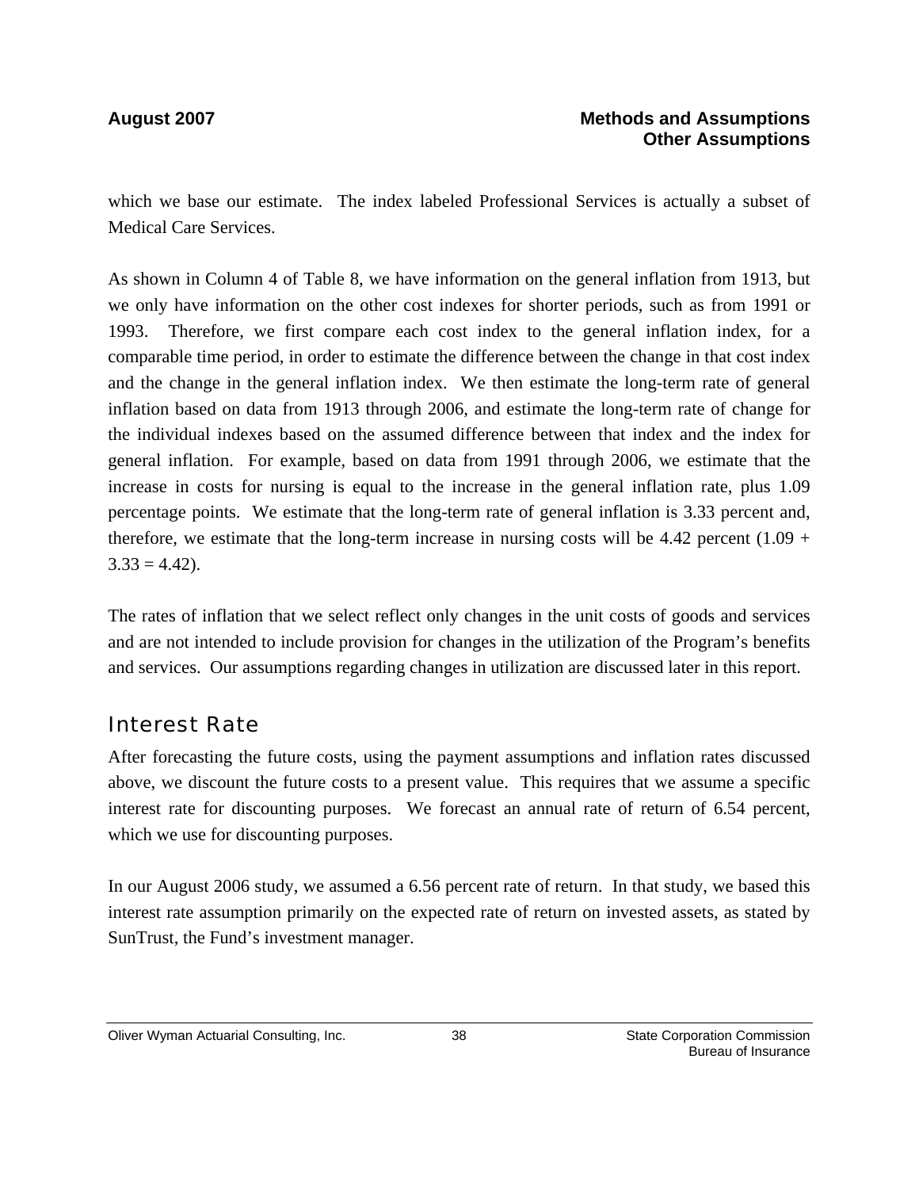which we base our estimate. The index labeled Professional Services is actually a subset of Medical Care Services.

As shown in Column 4 of Table 8, we have information on the general inflation from 1913, but we only have information on the other cost indexes for shorter periods, such as from 1991 or 1993. Therefore, we first compare each cost index to the general inflation index, for a comparable time period, in order to estimate the difference between the change in that cost index and the change in the general inflation index. We then estimate the long-term rate of general inflation based on data from 1913 through 2006, and estimate the long-term rate of change for the individual indexes based on the assumed difference between that index and the index for general inflation. For example, based on data from 1991 through 2006, we estimate that the increase in costs for nursing is equal to the increase in the general inflation rate, plus 1.09 percentage points. We estimate that the long-term rate of general inflation is 3.33 percent and, therefore, we estimate that the long-term increase in nursing costs will be 4.42 percent (1.09 + 3.33 = 4.42).

The rates of inflation that we select reflect only changes in the unit costs of goods and services and are not intended to include provision for changes in the utilization of the Program's benefits and services. Our assumptions regarding changes in utilization are discussed later in this report.

## Interest Rate

After forecasting the future costs, using the payment assumptions and inflation rates discussed above, we discount the future costs to a present value. This requires that we assume a specific interest rate for discounting purposes. We forecast an annual rate of return of 6.54 percent, which we use for discounting purposes.

In our August 2006 study, we assumed a 6.56 percent rate of return. In that study, we based this interest rate assumption primarily on the expected rate of return on invested assets, as stated by SunTrust, the Fund's investment manager.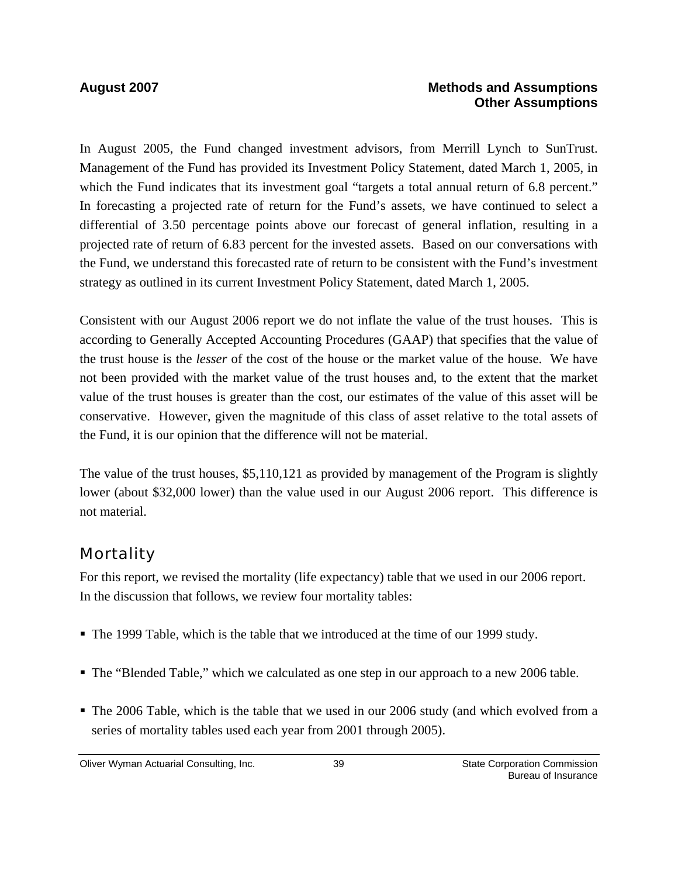In August 2005, the Fund changed investment advisors, from Merrill Lynch to SunTrust. Management of the Fund has provided its Investment Policy Statement, dated March 1, 2005, in which the Fund indicates that its investment goal "targets a total annual return of 6.8 percent." In forecasting a projected rate of return for the Fund's assets, we have continued to select a differential of 3.50 percentage points above our forecast of general inflation, resulting in a projected rate of return of 6.83 percent for the invested assets. Based on our conversations with the Fund, we understand this forecasted rate of return to be consistent with the Fund's investment strategy as outlined in its current Investment Policy Statement, dated March 1, 2005.

Consistent with our August 2006 report we do not inflate the value of the trust houses. This is according to Generally Accepted Accounting Procedures (GAAP) that specifies that the value of the trust house is the *lesser* of the cost of the house or the market value of the house. We have not been provided with the market value of the trust houses and, to the extent that the market value of the trust houses is greater than the cost, our estimates of the value of this asset will be conservative. However, given the magnitude of this class of asset relative to the total assets of the Fund, it is our opinion that the difference will not be material.

The value of the trust houses, $5,110,121 as provided by management of the Program is slightly lower (about $32,000 lower) than the value used in our August 2006 report. This difference is not material.

## Mortality

For this report, we revised the mortality (life expectancy) table that we used in our 2006 report. In the discussion that follows, we review four mortality tables:

- The 1999 Table, which is the table that we introduced at the time of our 1999 study.
- The "Blended Table," which we calculated as one step in our approach to a new 2006 table.
- The 2006 Table, which is the table that we used in our 2006 study (and which evolved from a series of mortality tables used each year from 2001 through 2005).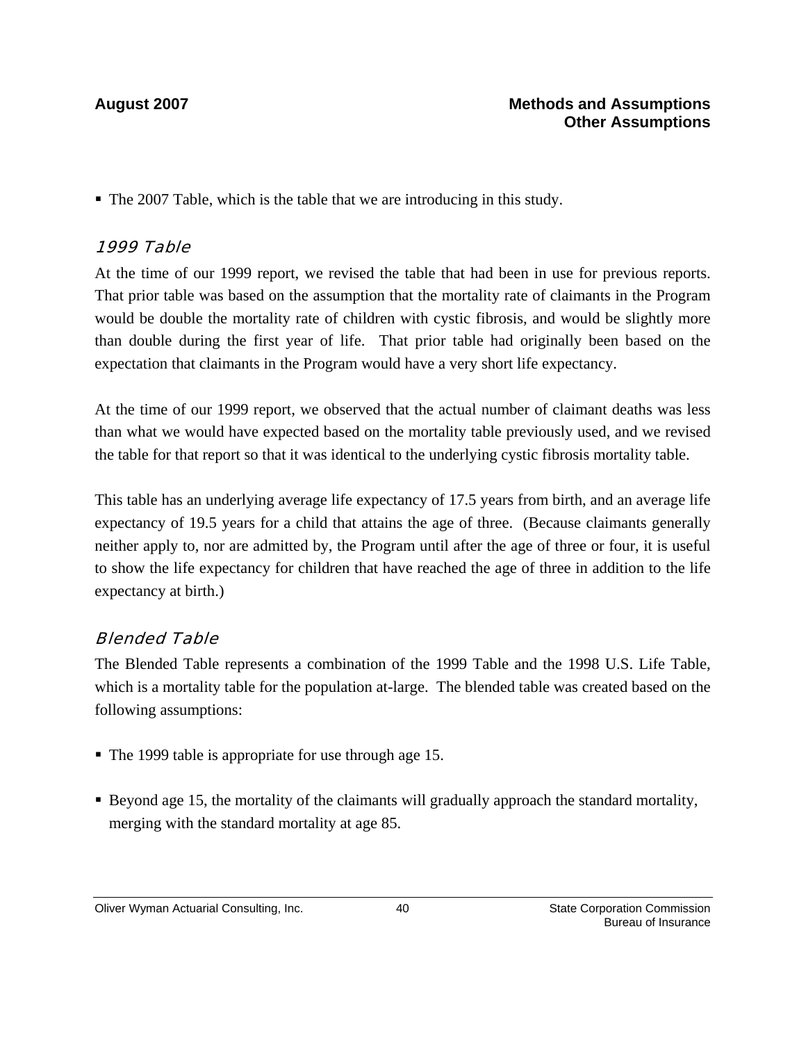- The 2007 Table, which is the table that we are introducing in this study.

### *1999 Table*

At the time of our 1999 report, we revised the table that had been in use for previous reports. That prior table was based on the assumption that the mortality rate of claimants in the Program would be double the mortality rate of children with cystic fibrosis, and would be slightly more than double during the first year of life. That prior table had originally been based on the expectation that claimants in the Program would have a very short life expectancy.

At the time of our 1999 report, we observed that the actual number of claimant deaths was less than what we would have expected based on the mortality table previously used, and we revised the table for that report so that it was identical to the underlying cystic fibrosis mortality table.

This table has an underlying average life expectancy of 17.5 years from birth, and an average life expectancy of 19.5 years for a child that attains the age of three. (Because claimants generally neither apply to, nor are admitted by, the Program until after the age of three or four, it is useful to show the life expectancy for children that have reached the age of three in addition to the life expectancy at birth.)

### *Blended Table*

The Blended Table represents a combination of the 1999 Table and the 1998 U.S. Life Table, which is a mortality table for the population at-large. The blended table was created based on the following assumptions:

- The 1999 table is appropriate for use through age 15.

- Beyond age 15, the mortality of the claimants will gradually approach the standard mortality, merging with the standard mortality at age 85.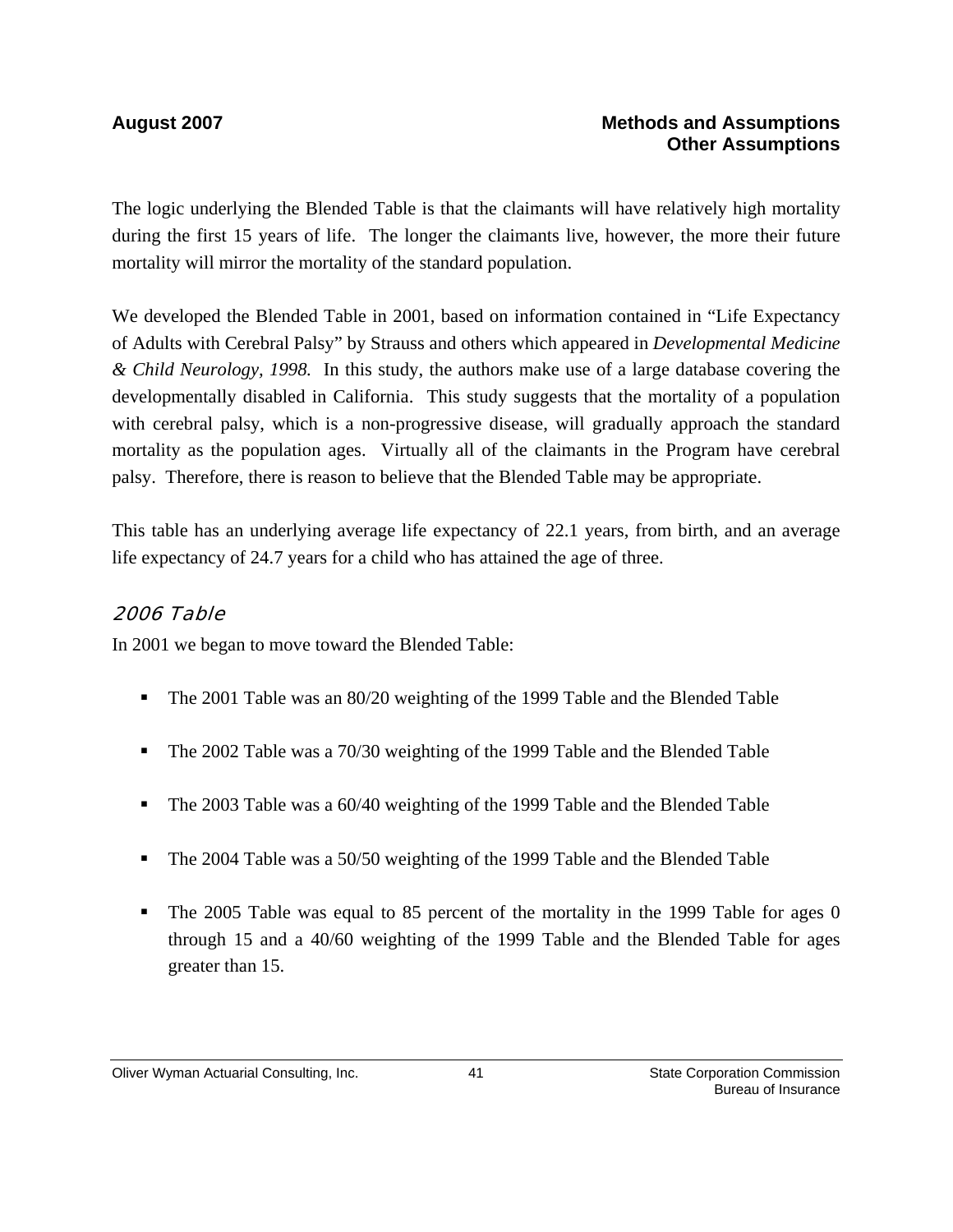The logic underlying the Blended Table is that the claimants will have relatively high mortality during the first 15 years of life. The longer the claimants live, however, the more their future mortality will mirror the mortality of the standard population.

We developed the Blended Table in 2001, based on information contained in "Life Expectancy of Adults with Cerebral Palsy" by Strauss and others which appeared in *Developmental Medicine & Child Neurology, 1998.* In this study, the authors make use of a large database covering the developmentally disabled in California. This study suggests that the mortality of a population with cerebral palsy, which is a non-progressive disease, will gradually approach the standard mortality as the population ages. Virtually all of the claimants in the Program have cerebral palsy. Therefore, there is reason to believe that the Blended Table may be appropriate.

This table has an underlying average life expectancy of 22.1 years, from birth, and an average life expectancy of 24.7 years for a child who has attained the age of three.

### 2006 Table

In 2001 we began to move toward the Blended Table:

- The 2001 Table was an 80/20 weighting of the 1999 Table and the Blended Table
- The 2002 Table was a 70/30 weighting of the 1999 Table and the Blended Table
- The 2003 Table was a 60/40 weighting of the 1999 Table and the Blended Table
- The 2004 Table was a 50/50 weighting of the 1999 Table and the Blended Table
- The 2005 Table was equal to 85 percent of the mortality in the 1999 Table for ages 0 through 15 and a 40/60 weighting of the 1999 Table and the Blended Table for ages greater than 15.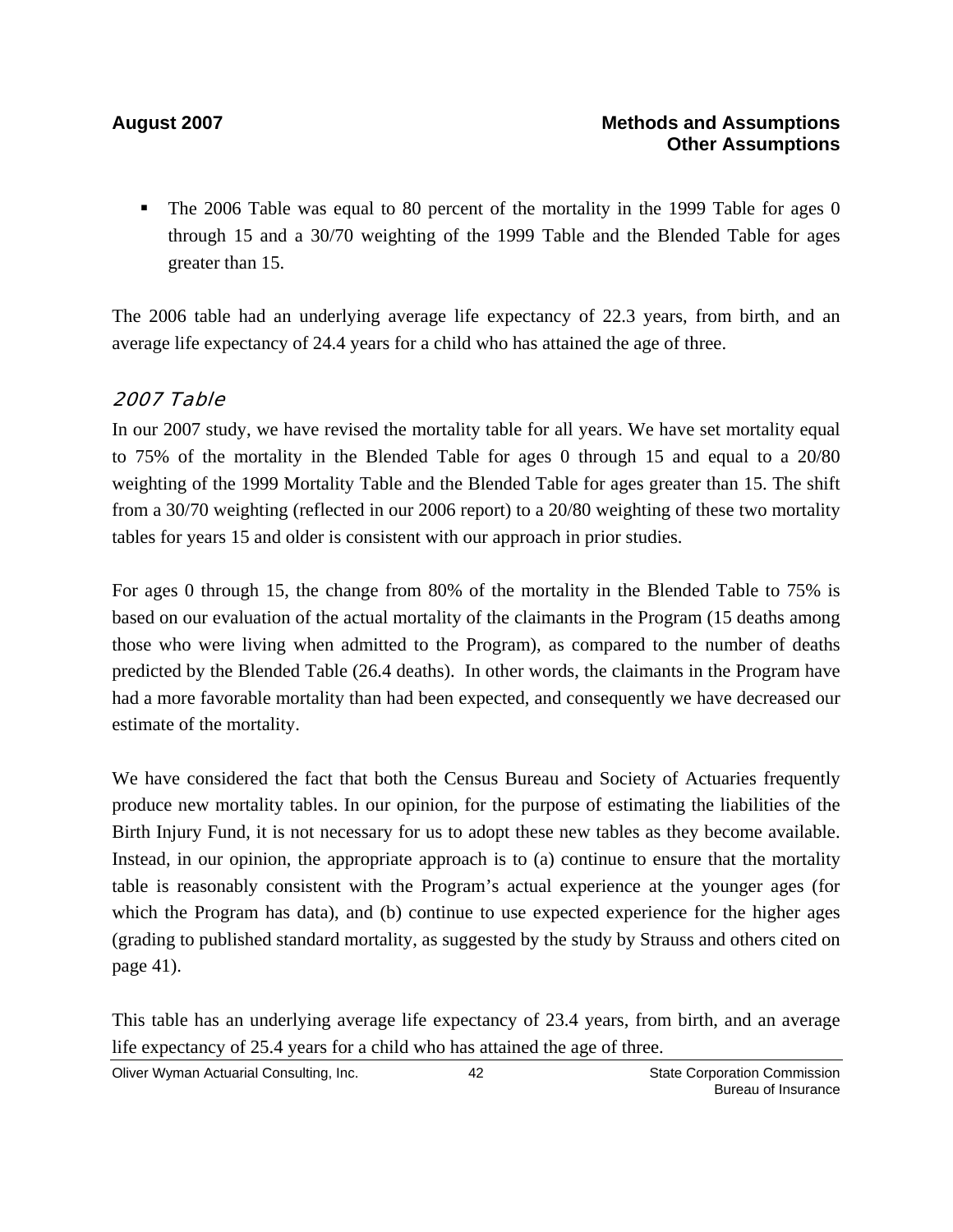- The 2006 Table was equal to 80 percent of the mortality in the 1999 Table for ages 0 through 15 and a 30/70 weighting of the 1999 Table and the Blended Table for ages greater than 15.

The 2006 table had an underlying average life expectancy of 22.3 years, from birth, and an average life expectancy of 24.4 years for a child who has attained the age of three.

### *2007 Table*

In our 2007 study, we have revised the mortality table for all years. We have set mortality equal to 75% of the mortality in the Blended Table for ages 0 through 15 and equal to a 20/80 weighting of the 1999 Mortality Table and the Blended Table for ages greater than 15. The shift from a 30/70 weighting (reflected in our 2006 report) to a 20/80 weighting of these two mortality tables for years 15 and older is consistent with our approach in prior studies.

For ages 0 through 15, the change from 80% of the mortality in the Blended Table to 75% is based on our evaluation of the actual mortality of the claimants in the Program (15 deaths among those who were living when admitted to the Program), as compared to the number of deaths predicted by the Blended Table (26.4 deaths). In other words, the claimants in the Program have had a more favorable mortality than had been expected, and consequently we have decreased our estimate of the mortality.

We have considered the fact that both the Census Bureau and Society of Actuaries frequently produce new mortality tables. In our opinion, for the purpose of estimating the liabilities of the Birth Injury Fund, it is not necessary for us to adopt these new tables as they become available. Instead, in our opinion, the appropriate approach is to (a) continue to ensure that the mortality table is reasonably consistent with the Program's actual experience at the younger ages (for which the Program has data), and (b) continue to use expected experience for the higher ages (grading to published standard mortality, as suggested by the study by Strauss and others cited on page 41).

This table has an underlying average life expectancy of 23.4 years, from birth, and an average life expectancy of 25.4 years for a child who has attained the age of three.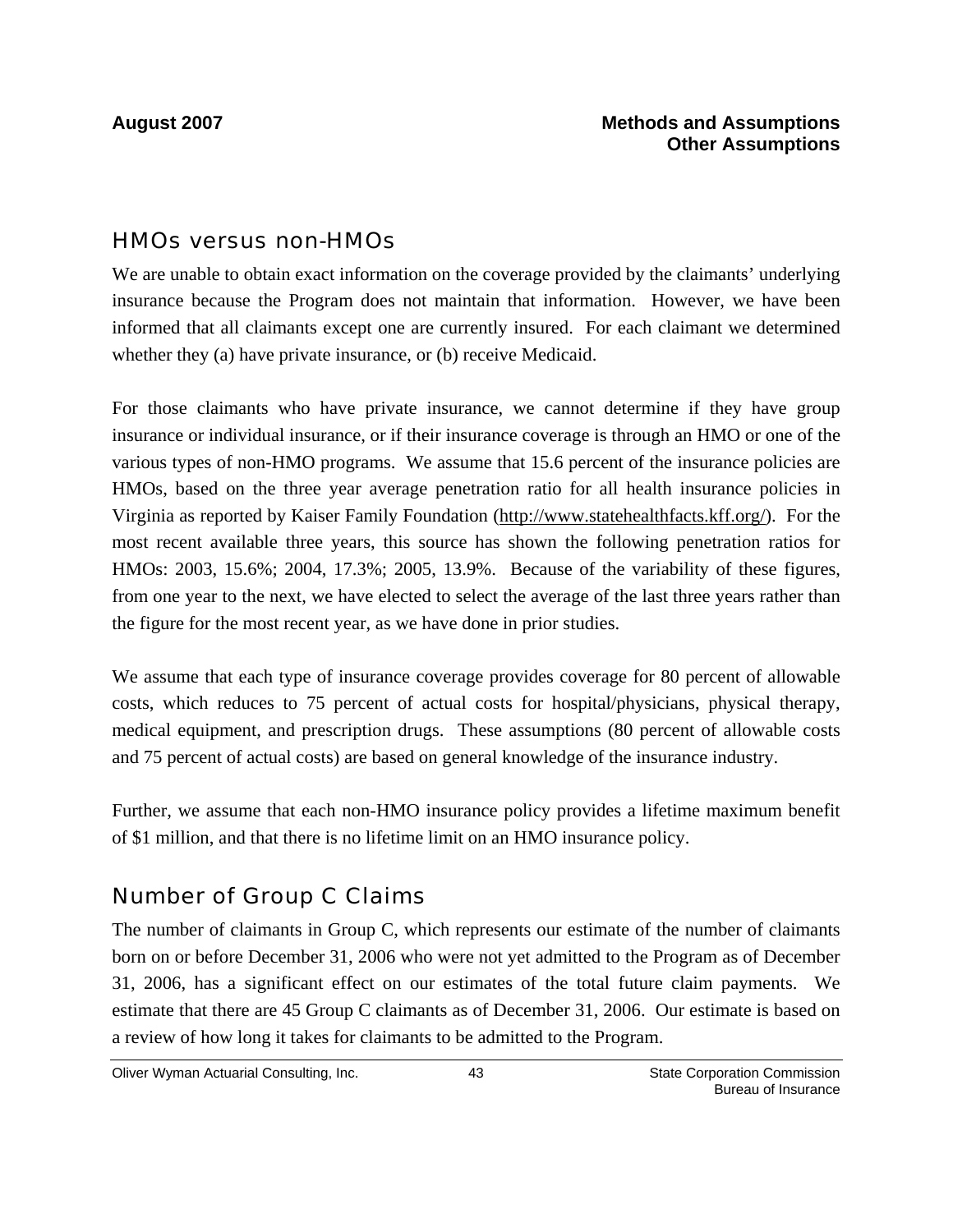## HMOs versus non-HMOs

We are unable to obtain exact information on the coverage provided by the claimants' underlying insurance because the Program does not maintain that information. However, we have been informed that all claimants except one are currently insured. For each claimant we determined whether they (a) have private insurance, or (b) receive Medicaid.

For those claimants who have private insurance, we cannot determine if they have group insurance or individual insurance, or if their insurance coverage is through an HMO or one of the various types of non-HMO programs. We assume that 15.6 percent of the insurance policies are HMOs, based on the three year average penetration ratio for all health insurance policies in Virginia as reported by Kaiser Family Foundation (http://www.statehealthfacts.kff.org/). For the most recent available three years, this source has shown the following penetration ratios for HMOs: 2003, 15.6%; 2004, 17.3%; 2005, 13.9%. Because of the variability of these figures, from one year to the next, we have elected to select the average of the last three years rather than the figure for the most recent year, as we have done in prior studies.

We assume that each type of insurance coverage provides coverage for 80 percent of allowable costs, which reduces to 75 percent of actual costs for hospital/physicians, physical therapy, medical equipment, and prescription drugs. These assumptions (80 percent of allowable costs and 75 percent of actual costs) are based on general knowledge of the insurance industry.

Further, we assume that each non-HMO insurance policy provides a lifetime maximum benefit of $1 million, and that there is no lifetime limit on an HMO insurance policy.

## Number of Group C Claims

The number of claimants in Group C, which represents our estimate of the number of claimants born on or before December 31, 2006 who were not yet admitted to the Program as of December 31, 2006, has a significant effect on our estimates of the total future claim payments. We estimate that there are 45 Group C claimants as of December 31, 2006. Our estimate is based on a review of how long it takes for claimants to be admitted to the Program.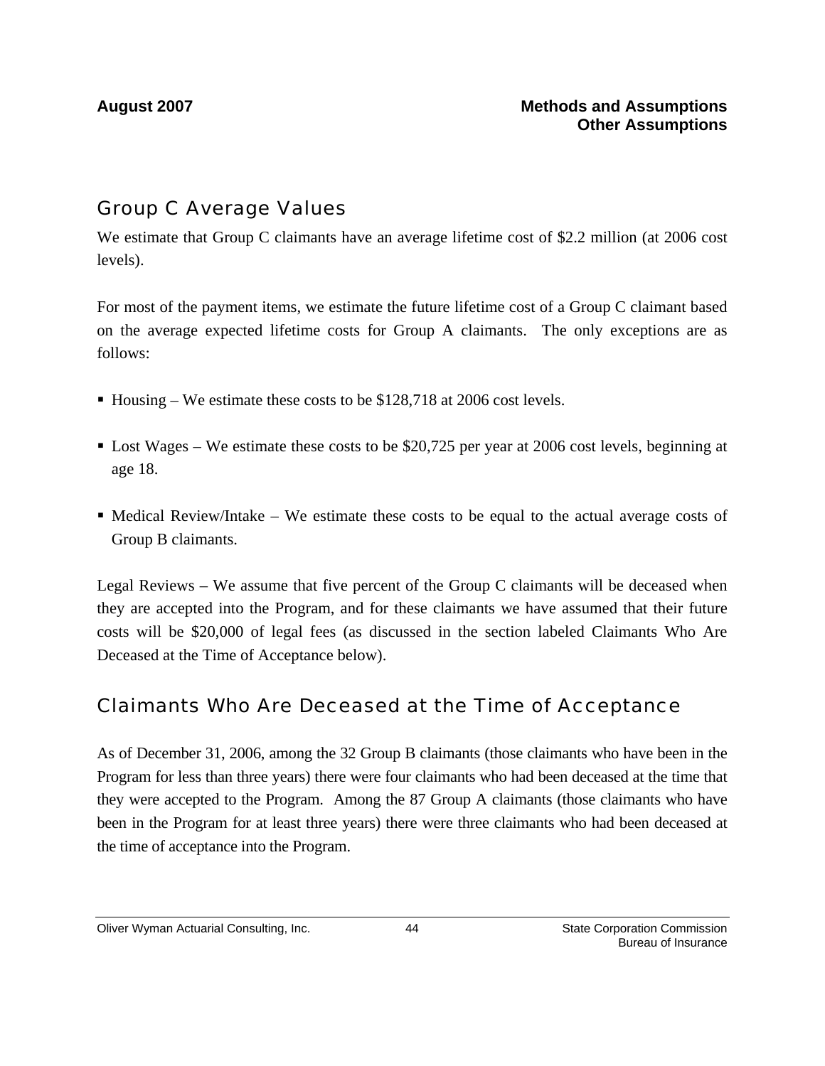## Group C Average Values

We estimate that Group C claimants have an average lifetime cost of $2.2 million (at 2006 cost levels).

For most of the payment items, we estimate the future lifetime cost of a Group C claimant based on the average expected lifetime costs for Group A claimants. The only exceptions are as follows:

- Housing – We estimate these costs to be $128,718 at 2006 cost levels.
- Lost Wages – We estimate these costs to be $20,725 per year at 2006 cost levels, beginning at age 18.
- Medical Review/Intake – We estimate these costs to be equal to the actual average costs of Group B claimants.

Legal Reviews – We assume that five percent of the Group C claimants will be deceased when they are accepted into the Program, and for these claimants we have assumed that their future costs will be $20,000 of legal fees (as discussed in the section labeled Claimants Who Are Deceased at the Time of Acceptance below).

## Claimants Who Are Deceased at the Time of Acceptance

As of December 31, 2006, among the 32 Group B claimants (those claimants who have been in the Program for less than three years) there were four claimants who had been deceased at the time that they were accepted to the Program. Among the 87 Group A claimants (those claimants who have been in the Program for at least three years) there were three claimants who had been deceased at the time of acceptance into the Program.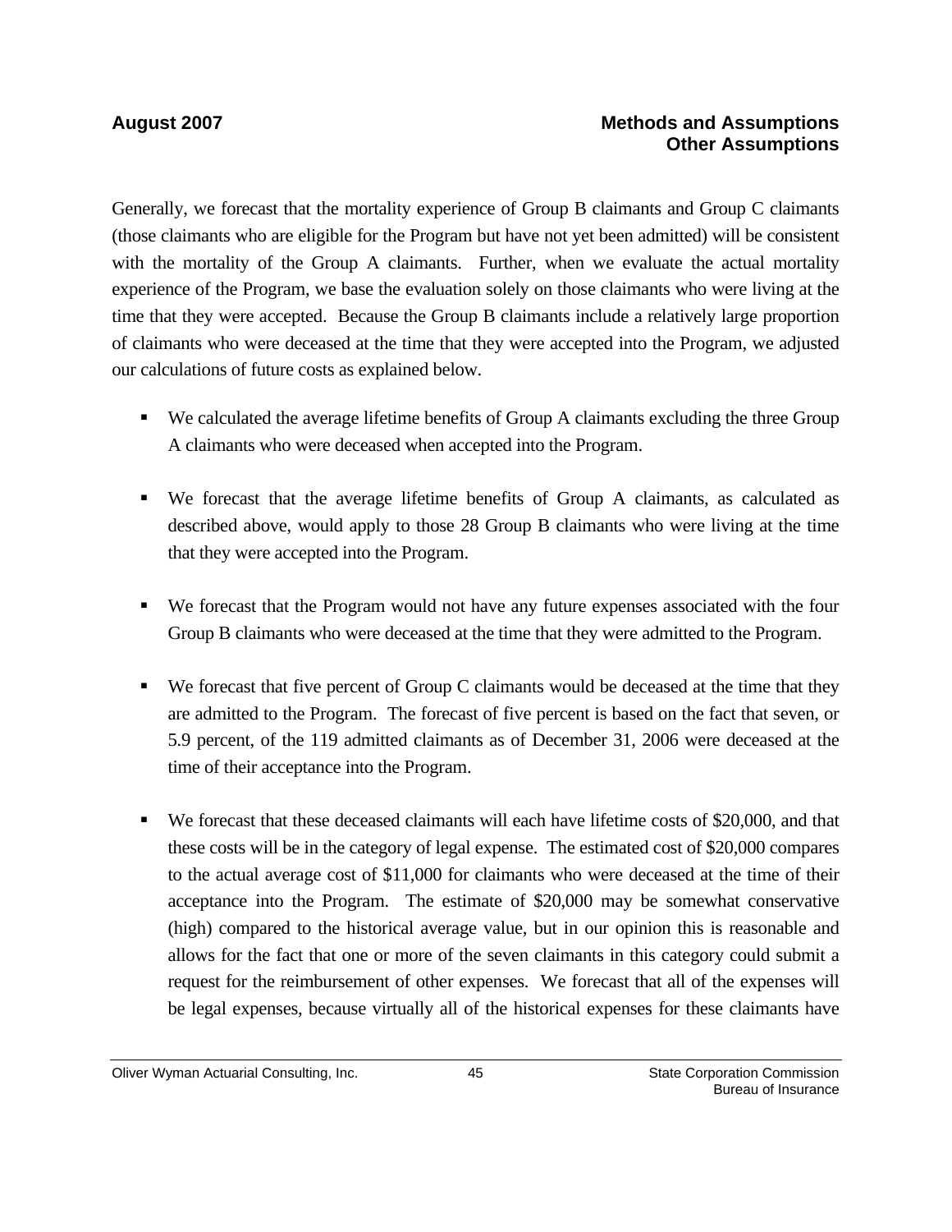Generally, we forecast that the mortality experience of Group B claimants and Group C claimants (those claimants who are eligible for the Program but have not yet been admitted) will be consistent with the mortality of the Group A claimants. Further, when we evaluate the actual mortality experience of the Program, we base the evaluation solely on those claimants who were living at the time that they were accepted. Because the Group B claimants include a relatively large proportion of claimants who were deceased at the time that they were accepted into the Program, we adjusted our calculations of future costs as explained below.

- We calculated the average lifetime benefits of Group A claimants excluding the three Group A claimants who were deceased when accepted into the Program.
- We forecast that the average lifetime benefits of Group A claimants, as calculated as described above, would apply to those 28 Group B claimants who were living at the time that they were accepted into the Program.
- We forecast that the Program would not have any future expenses associated with the four Group B claimants who were deceased at the time that they were admitted to the Program.
- We forecast that five percent of Group C claimants would be deceased at the time that they are admitted to the Program. The forecast of five percent is based on the fact that seven, or 5.9 percent, of the 119 admitted claimants as of December 31, 2006 were deceased at the time of their acceptance into the Program.
- We forecast that these deceased claimants will each have lifetime costs of \$20,000, and that these costs will be in the category of legal expense. The estimated cost of \$20,000 compares to the actual average cost of \$11,000 for claimants who were deceased at the time of their acceptance into the Program. The estimate of \$20,000 may be somewhat conservative (high) compared to the historical average value, but in our opinion this is reasonable and allows for the fact that one or more of the seven claimants in this category could submit a request for the reimbursement of other expenses. We forecast that all of the expenses will be legal expenses, because virtually all of the historical expenses for these claimants have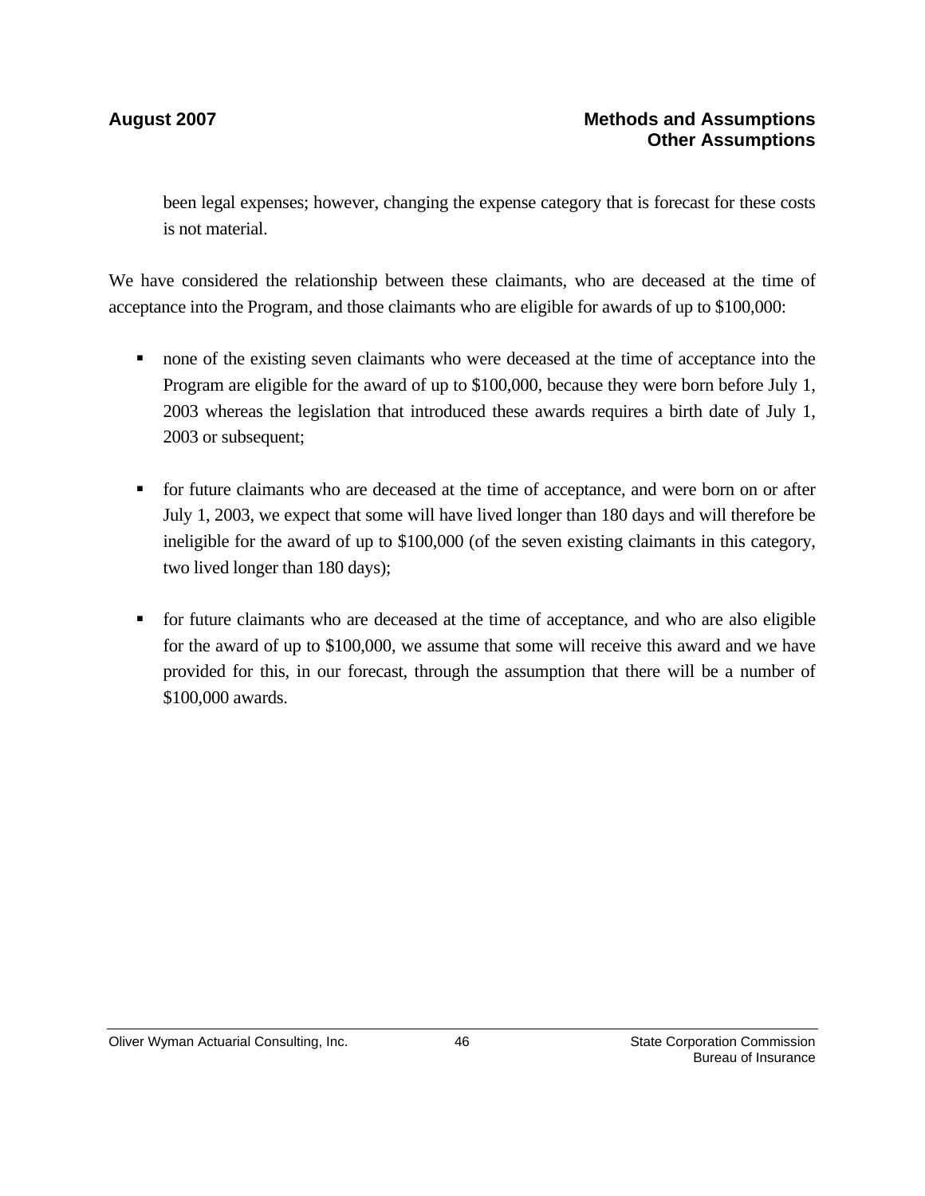been legal expenses; however, changing the expense category that is forecast for these costs is not material.

We have considered the relationship between these claimants, who are deceased at the time of acceptance into the Program, and those claimants who are eligible for awards of up to $100,000:

- none of the existing seven claimants who were deceased at the time of acceptance into the Program are eligible for the award of up to $100,000, because they were born before July 1, 2003 whereas the legislation that introduced these awards requires a birth date of July 1, 2003 or subsequent;

- for future claimants who are deceased at the time of acceptance, and were born on or after July 1, 2003, we expect that some will have lived longer than 180 days and will therefore be ineligible for the award of up to $100,000 (of the seven existing claimants in this category, two lived longer than 180 days);

- for future claimants who are deceased at the time of acceptance, and who are also eligible for the award of up to $100,000, we assume that some will receive this award and we have provided for this, in our forecast, through the assumption that there will be a number of $100,000 awards.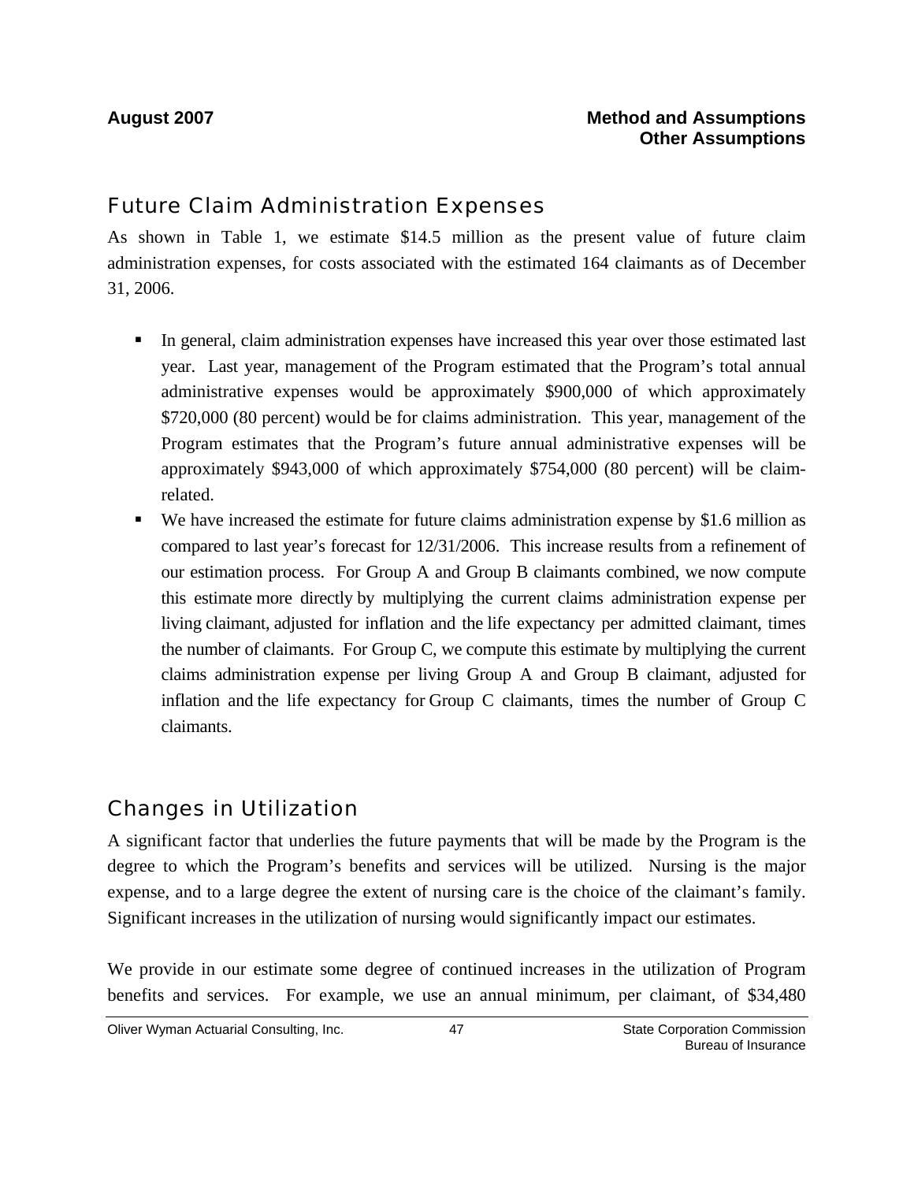## Future Claim Administration Expenses

As shown in Table 1, we estimate $14.5 million as the present value of future claim administration expenses, for costs associated with the estimated 164 claimants as of December 31, 2006.

- In general, claim administration expenses have increased this year over those estimated last year. Last year, management of the Program estimated that the Program's total annual administrative expenses would be approximately $900,000 of which approximately $720,000 (80 percent) would be for claims administration. This year, management of the Program estimates that the Program's future annual administrative expenses will be approximately $943,000 of which approximately $754,000 (80 percent) will be claim-related.
- We have increased the estimate for future claims administration expense by $1.6 million as compared to last year's forecast for 12/31/2006. This increase results from a refinement of our estimation process. For Group A and Group B claimants combined, we now compute this estimate more directly by multiplying the current claims administration expense per living claimant, adjusted for inflation and the life expectancy per admitted claimant, times the number of claimants. For Group C, we compute this estimate by multiplying the current claims administration expense per living Group A and Group B claimant, adjusted for inflation and the life expectancy for Group C claimants, times the number of Group C claimants.

## Changes in Utilization

A significant factor that underlies the future payments that will be made by the Program is the degree to which the Program's benefits and services will be utilized. Nursing is the major expense, and to a large degree the extent of nursing care is the choice of the claimant's family. Significant increases in the utilization of nursing would significantly impact our estimates.

We provide in our estimate some degree of continued increases in the utilization of Program benefits and services. For example, we use an annual minimum, per claimant, of $34,480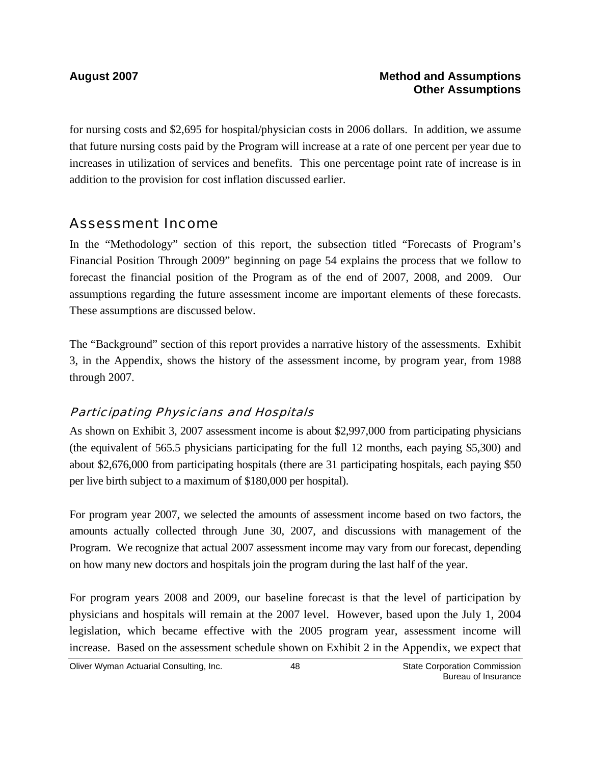for nursing costs and $2,695 for hospital/physician costs in 2006 dollars. In addition, we assume that future nursing costs paid by the Program will increase at a rate of one percent per year due to increases in utilization of services and benefits. This one percentage point rate of increase is in addition to the provision for cost inflation discussed earlier.

## Assessment Income

In the "Methodology" section of this report, the subsection titled "Forecasts of Program's Financial Position Through 2009" beginning on page 54 explains the process that we follow to forecast the financial position of the Program as of the end of 2007, 2008, and 2009. Our assumptions regarding the future assessment income are important elements of these forecasts. These assumptions are discussed below.

The "Background" section of this report provides a narrative history of the assessments. Exhibit 3, in the Appendix, shows the history of the assessment income, by program year, from 1988 through 2007.

### *Participating Physicians and Hospitals*

As shown on Exhibit 3, 2007 assessment income is about $2,997,000 from participating physicians (the equivalent of 565.5 physicians participating for the full 12 months, each paying $5,300) and about $2,676,000 from participating hospitals (there are 31 participating hospitals, each paying $50 per live birth subject to a maximum of $180,000 per hospital).

For program year 2007, we selected the amounts of assessment income based on two factors, the amounts actually collected through June 30, 2007, and discussions with management of the Program. We recognize that actual 2007 assessment income may vary from our forecast, depending on how many new doctors and hospitals join the program during the last half of the year.

For program years 2008 and 2009, our baseline forecast is that the level of participation by physicians and hospitals will remain at the 2007 level. However, based upon the July 1, 2004 legislation, which became effective with the 2005 program year, assessment income will increase. Based on the assessment schedule shown on Exhibit 2 in the Appendix, we expect that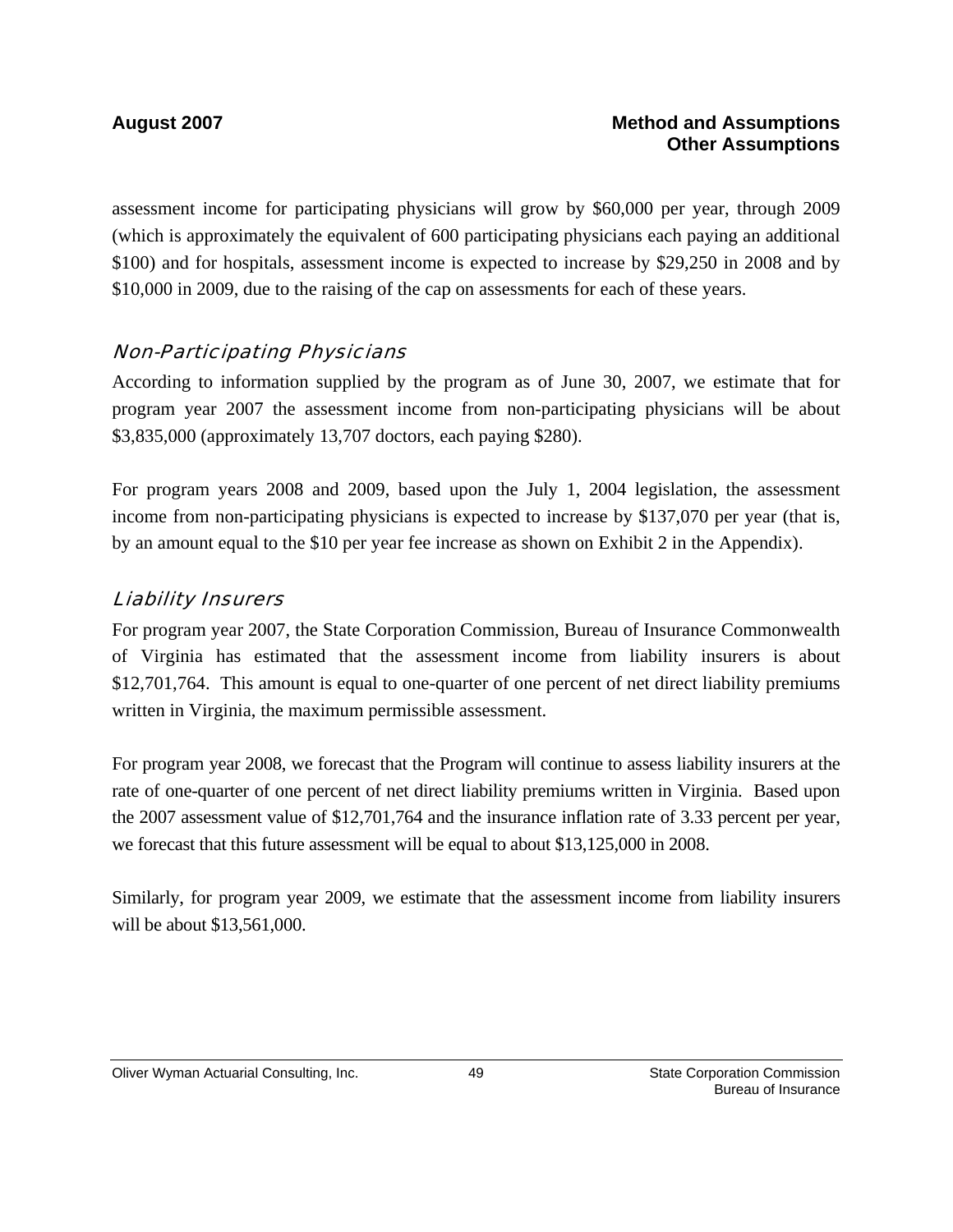assessment income for participating physicians will grow by $60,000 per year, through 2009 (which is approximately the equivalent of 600 participating physicians each paying an additional $100) and for hospitals, assessment income is expected to increase by $29,250 in 2008 and by $10,000 in 2009, due to the raising of the cap on assessments for each of these years.

### *Non-Participating Physicians*

According to information supplied by the program as of June 30, 2007, we estimate that for program year 2007 the assessment income from non-participating physicians will be about $3,835,000 (approximately 13,707 doctors, each paying $280).

For program years 2008 and 2009, based upon the July 1, 2004 legislation, the assessment income from non-participating physicians is expected to increase by $137,070 per year (that is, by an amount equal to the $10 per year fee increase as shown on Exhibit 2 in the Appendix).

### *Liability Insurers*

For program year 2007, the State Corporation Commission, Bureau of Insurance Commonwealth of Virginia has estimated that the assessment income from liability insurers is about $12,701,764. This amount is equal to one-quarter of one percent of net direct liability premiums written in Virginia, the maximum permissible assessment.

For program year 2008, we forecast that the Program will continue to assess liability insurers at the rate of one-quarter of one percent of net direct liability premiums written in Virginia. Based upon the 2007 assessment value of $12,701,764 and the insurance inflation rate of 3.33 percent per year, we forecast that this future assessment will be equal to about $13,125,000 in 2008.

Similarly, for program year 2009, we estimate that the assessment income from liability insurers will be about $13,561,000.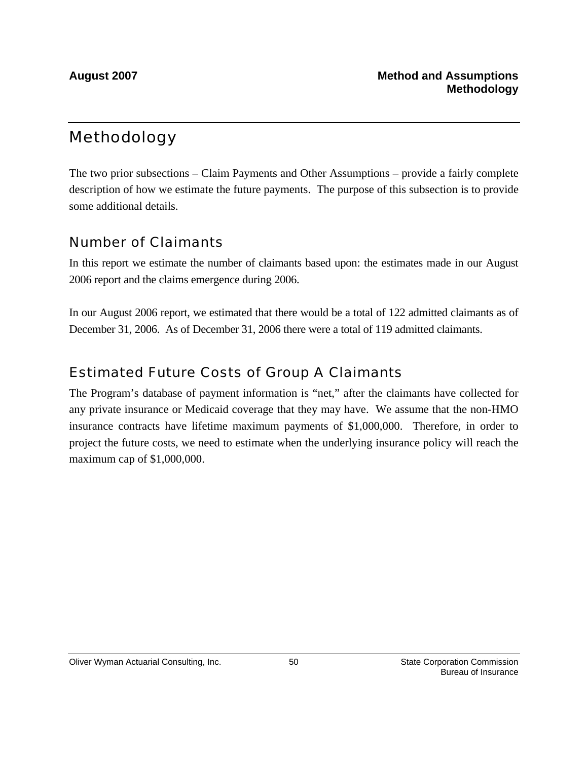# Methodology

The two prior subsections – Claim Payments and Other Assumptions – provide a fairly complete description of how we estimate the future payments. The purpose of this subsection is to provide some additional details.

## Number of Claimants

In this report we estimate the number of claimants based upon: the estimates made in our August 2006 report and the claims emergence during 2006.

In our August 2006 report, we estimated that there would be a total of 122 admitted claimants as of December 31, 2006. As of December 31, 2006 there were a total of 119 admitted claimants.

## Estimated Future Costs of Group A Claimants

The Program's database of payment information is "net," after the claimants have collected for any private insurance or Medicaid coverage that they may have. We assume that the non-HMO insurance contracts have lifetime maximum payments of $1,000,000. Therefore, in order to project the future costs, we need to estimate when the underlying insurance policy will reach the maximum cap of $1,000,000.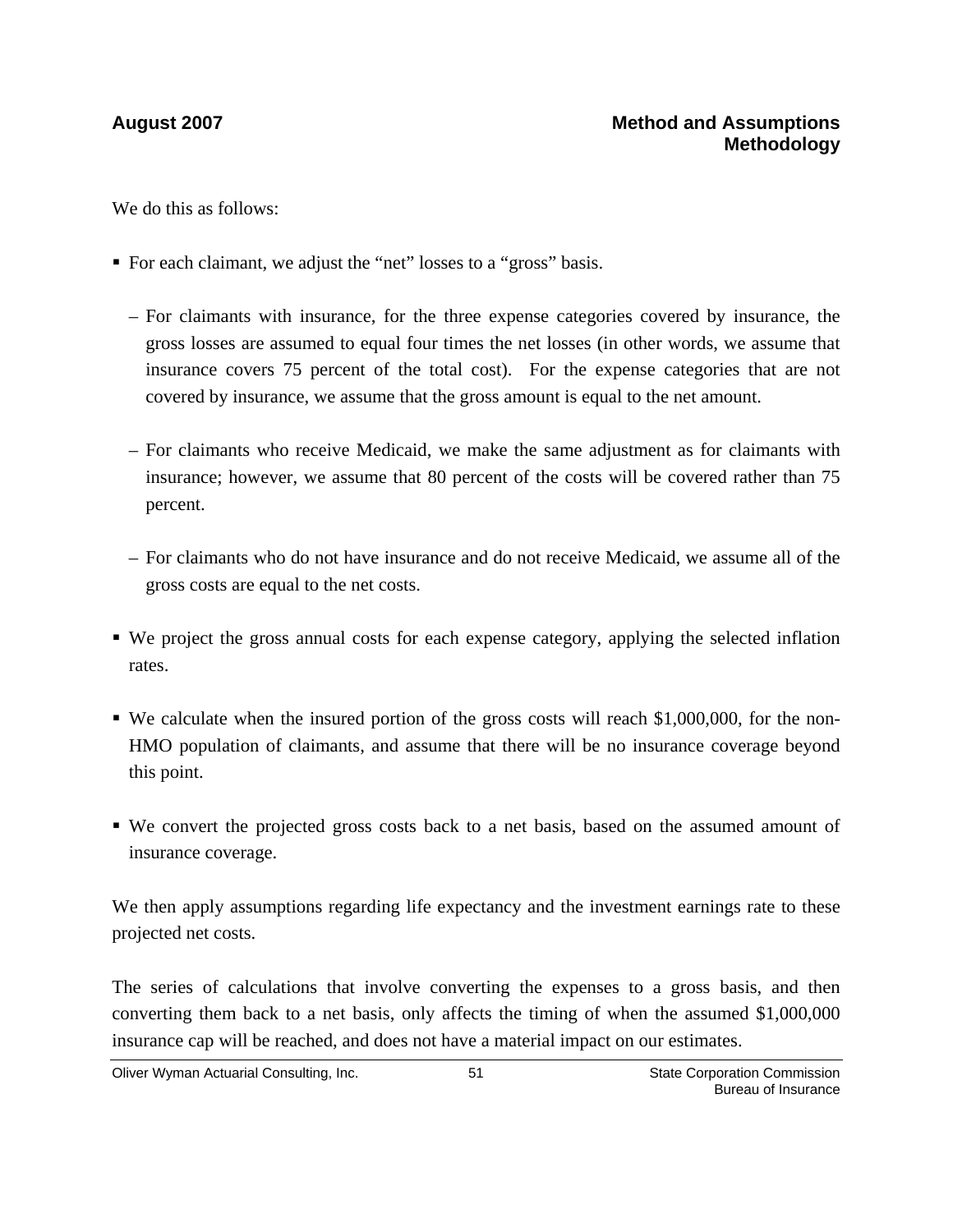We do this as follows:

- For each claimant, we adjust the "net" losses to a "gross" basis.
  - For claimants with insurance, for the three expense categories covered by insurance, the gross losses are assumed to equal four times the net losses (in other words, we assume that insurance covers 75 percent of the total cost). For the expense categories that are not covered by insurance, we assume that the gross amount is equal to the net amount.
  - For claimants who receive Medicaid, we make the same adjustment as for claimants with insurance; however, we assume that 80 percent of the costs will be covered rather than 75 percent.
  - For claimants who do not have insurance and do not receive Medicaid, we assume all of the gross costs are equal to the net costs.
- We project the gross annual costs for each expense category, applying the selected inflation rates.
- We calculate when the insured portion of the gross costs will reach $1,000,000, for the non-HMO population of claimants, and assume that there will be no insurance coverage beyond this point.
- We convert the projected gross costs back to a net basis, based on the assumed amount of insurance coverage.

We then apply assumptions regarding life expectancy and the investment earnings rate to these projected net costs.

The series of calculations that involve converting the expenses to a gross basis, and then converting them back to a net basis, only affects the timing of when the assumed $1,000,000 insurance cap will be reached, and does not have a material impact on our estimates.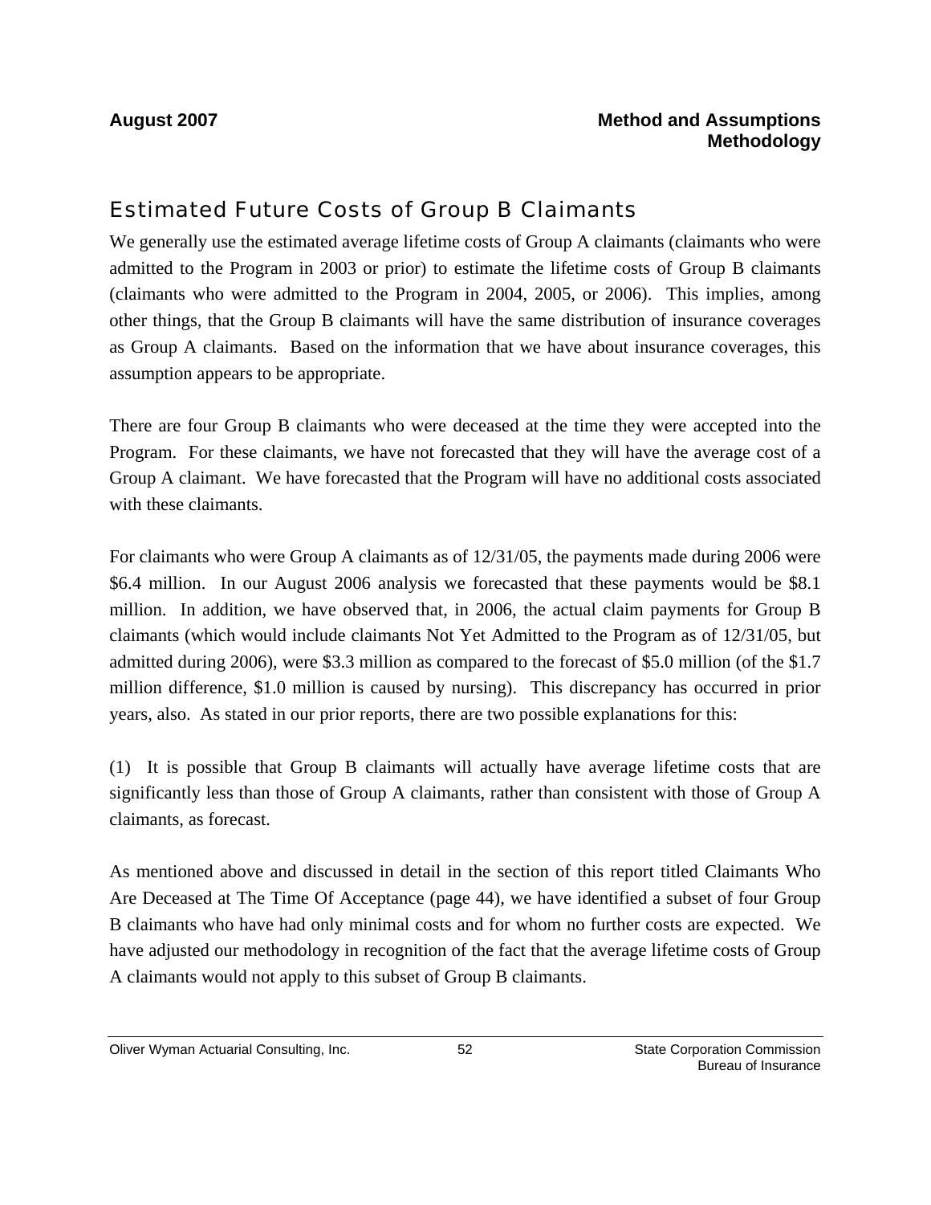## Estimated Future Costs of Group B Claimants

We generally use the estimated average lifetime costs of Group A claimants (claimants who were admitted to the Program in 2003 or prior) to estimate the lifetime costs of Group B claimants (claimants who were admitted to the Program in 2004, 2005, or 2006). This implies, among other things, that the Group B claimants will have the same distribution of insurance coverages as Group A claimants. Based on the information that we have about insurance coverages, this assumption appears to be appropriate.

There are four Group B claimants who were deceased at the time they were accepted into the Program. For these claimants, we have not forecasted that they will have the average cost of a Group A claimant. We have forecasted that the Program will have no additional costs associated with these claimants.

For claimants who were Group A claimants as of 12/31/05, the payments made during 2006 were \$6.4 million. In our August 2006 analysis we forecasted that these payments would be \$8.1 million. In addition, we have observed that, in 2006, the actual claim payments for Group B claimants (which would include claimants Not Yet Admitted to the Program as of 12/31/05, but admitted during 2006), were \$3.3 million as compared to the forecast of \$5.0 million (of the \$1.7 million difference, \$1.0 million is caused by nursing). This discrepancy has occurred in prior years, also. As stated in our prior reports, there are two possible explanations for this:

(1) It is possible that Group B claimants will actually have average lifetime costs that are significantly less than those of Group A claimants, rather than consistent with those of Group A claimants, as forecast.

As mentioned above and discussed in detail in the section of this report titled Claimants Who Are Deceased at The Time Of Acceptance (page 44), we have identified a subset of four Group B claimants who have had only minimal costs and for whom no further costs are expected. We have adjusted our methodology in recognition of the fact that the average lifetime costs of Group A claimants would not apply to this subset of Group B claimants.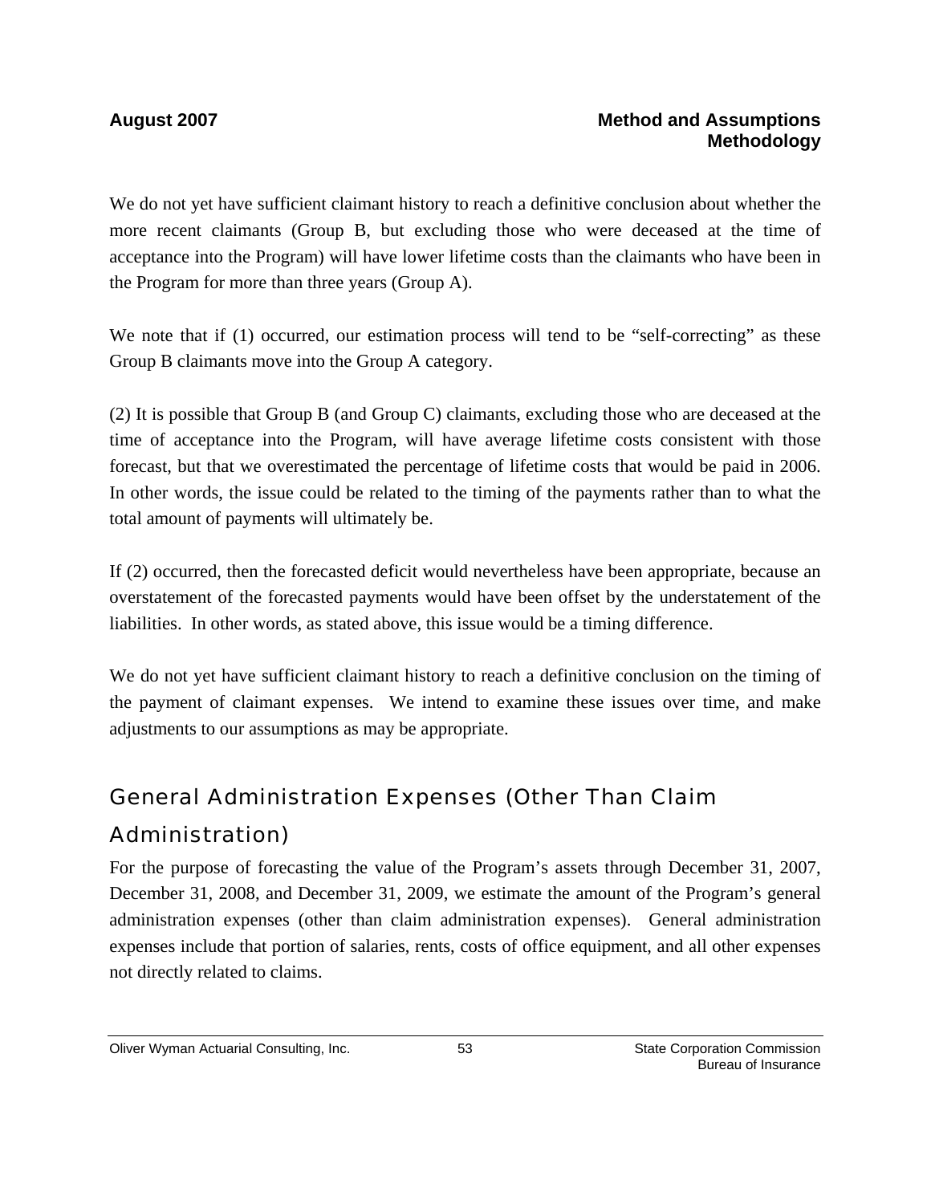We do not yet have sufficient claimant history to reach a definitive conclusion about whether the more recent claimants (Group B, but excluding those who were deceased at the time of acceptance into the Program) will have lower lifetime costs than the claimants who have been in the Program for more than three years (Group A).

We note that if (1) occurred, our estimation process will tend to be "self-correcting" as these Group B claimants move into the Group A category.

(2) It is possible that Group B (and Group C) claimants, excluding those who are deceased at the time of acceptance into the Program, will have average lifetime costs consistent with those forecast, but that we overestimated the percentage of lifetime costs that would be paid in 2006. In other words, the issue could be related to the timing of the payments rather than to what the total amount of payments will ultimately be.

If (2) occurred, then the forecasted deficit would nevertheless have been appropriate, because an overstatement of the forecasted payments would have been offset by the understatement of the liabilities. In other words, as stated above, this issue would be a timing difference.

We do not yet have sufficient claimant history to reach a definitive conclusion on the timing of the payment of claimant expenses. We intend to examine these issues over time, and make adjustments to our assumptions as may be appropriate.

## General Administration Expenses (Other Than Claim Administration)

For the purpose of forecasting the value of the Program's assets through December 31, 2007, December 31, 2008, and December 31, 2009, we estimate the amount of the Program's general administration expenses (other than claim administration expenses). General administration expenses include that portion of salaries, rents, costs of office equipment, and all other expenses not directly related to claims.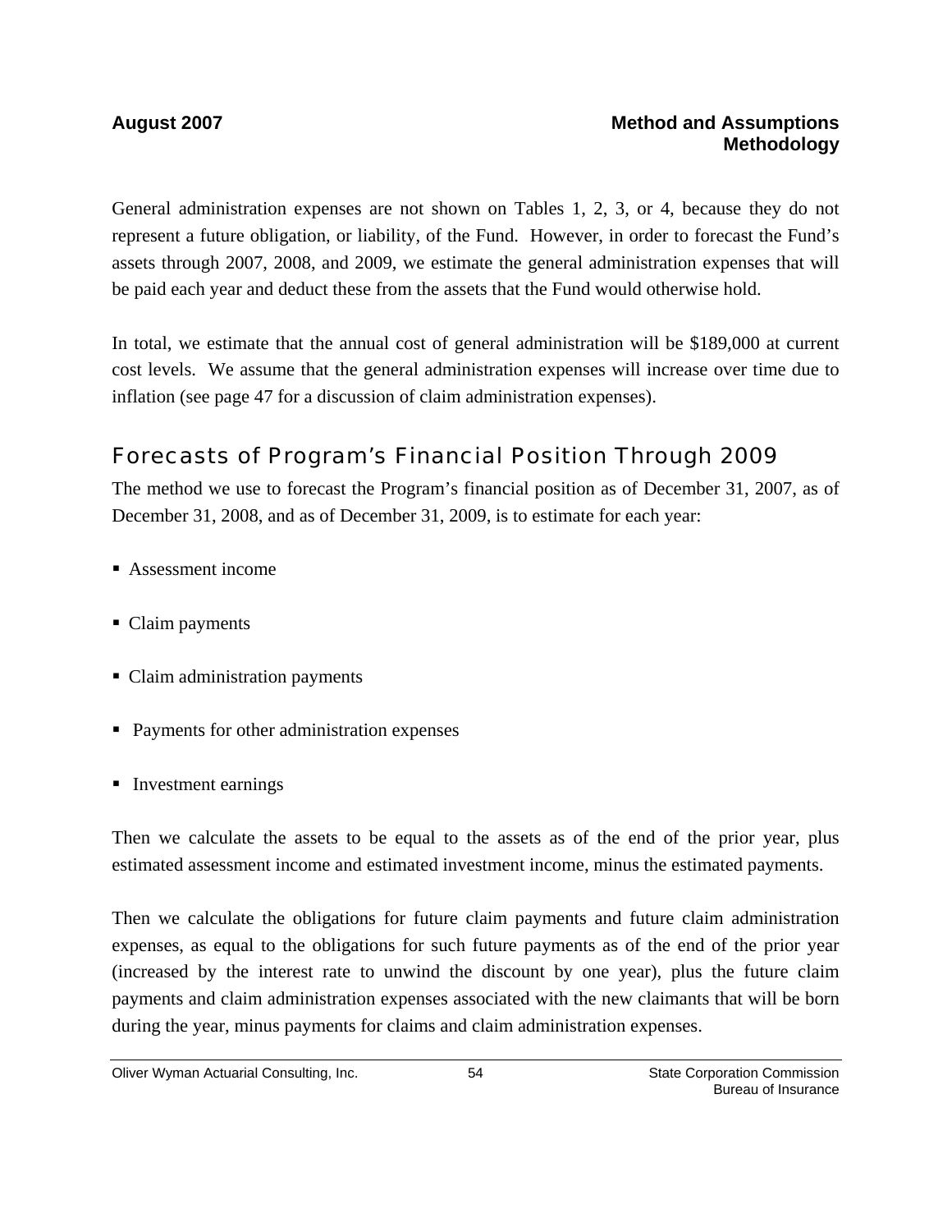General administration expenses are not shown on Tables 1, 2, 3, or 4, because they do not represent a future obligation, or liability, of the Fund. However, in order to forecast the Fund's assets through 2007, 2008, and 2009, we estimate the general administration expenses that will be paid each year and deduct these from the assets that the Fund would otherwise hold.

In total, we estimate that the annual cost of general administration will be $189,000 at current cost levels. We assume that the general administration expenses will increase over time due to inflation (see page 47 for a discussion of claim administration expenses).

## Forecasts of Program's Financial Position Through 2009

The method we use to forecast the Program's financial position as of December 31, 2007, as of December 31, 2008, and as of December 31, 2009, is to estimate for each year:

- Assessment income
- Claim payments
- Claim administration payments
- Payments for other administration expenses
- Investment earnings

Then we calculate the assets to be equal to the assets as of the end of the prior year, plus estimated assessment income and estimated investment income, minus the estimated payments.

Then we calculate the obligations for future claim payments and future claim administration expenses, as equal to the obligations for such future payments as of the end of the prior year (increased by the interest rate to unwind the discount by one year), plus the future claim payments and claim administration expenses associated with the new claimants that will be born during the year, minus payments for claims and claim administration expenses.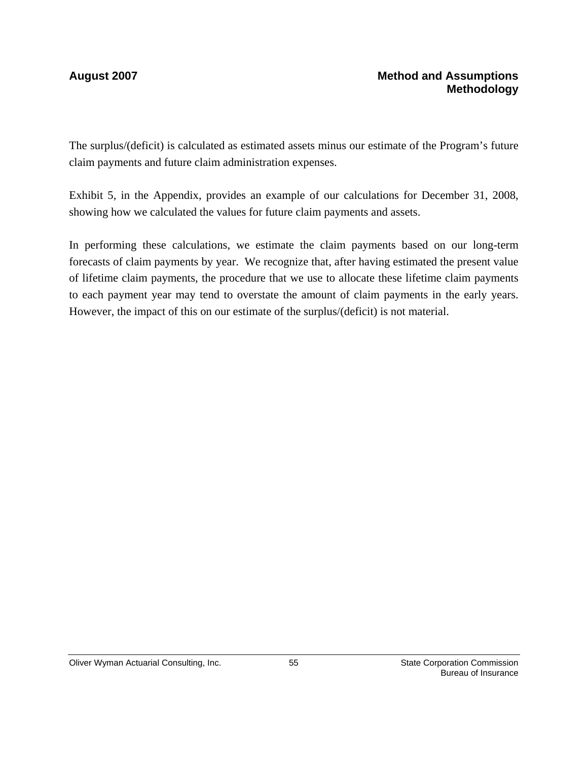The surplus/(deficit) is calculated as estimated assets minus our estimate of the Program's future claim payments and future claim administration expenses.

Exhibit 5, in the Appendix, provides an example of our calculations for December 31, 2008, showing how we calculated the values for future claim payments and assets.

In performing these calculations, we estimate the claim payments based on our long-term forecasts of claim payments by year. We recognize that, after having estimated the present value of lifetime claim payments, the procedure that we use to allocate these lifetime claim payments to each payment year may tend to overstate the amount of claim payments in the early years. However, the impact of this on our estimate of the surplus/(deficit) is not material.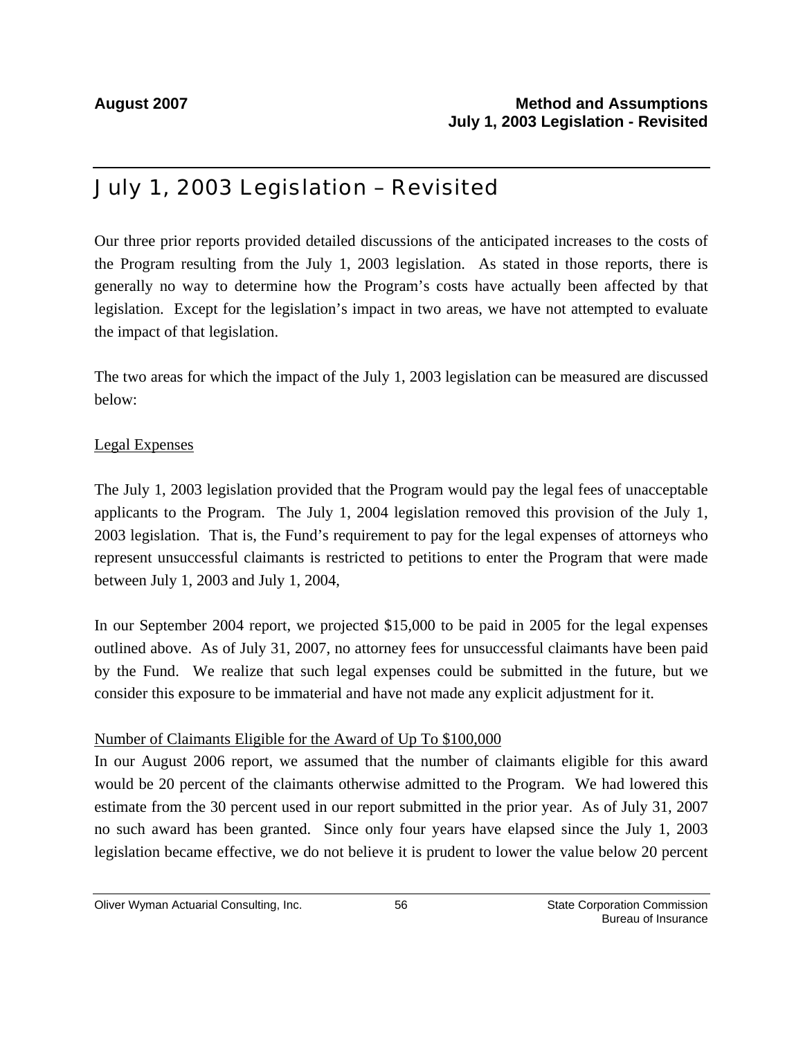# July 1, 2003 Legislation – Revisited

Our three prior reports provided detailed discussions of the anticipated increases to the costs of the Program resulting from the July 1, 2003 legislation. As stated in those reports, there is generally no way to determine how the Program's costs have actually been affected by that legislation. Except for the legislation's impact in two areas, we have not attempted to evaluate the impact of that legislation.

The two areas for which the impact of the July 1, 2003 legislation can be measured are discussed below:

## Legal Expenses

The July 1, 2003 legislation provided that the Program would pay the legal fees of unacceptable applicants to the Program. The July 1, 2004 legislation removed this provision of the July 1, 2003 legislation. That is, the Fund's requirement to pay for the legal expenses of attorneys who represent unsuccessful claimants is restricted to petitions to enter the Program that were made between July 1, 2003 and July 1, 2004,

In our September 2004 report, we projected $15,000 to be paid in 2005 for the legal expenses outlined above. As of July 31, 2007, no attorney fees for unsuccessful claimants have been paid by the Fund. We realize that such legal expenses could be submitted in the future, but we consider this exposure to be immaterial and have not made any explicit adjustment for it.

## Number of Claimants Eligible for the Award of Up To $100,000

In our August 2006 report, we assumed that the number of claimants eligible for this award would be 20 percent of the claimants otherwise admitted to the Program. We had lowered this estimate from the 30 percent used in our report submitted in the prior year. As of July 31, 2007 no such award has been granted. Since only four years have elapsed since the July 1, 2003 legislation became effective, we do not believe it is prudent to lower the value below 20 percent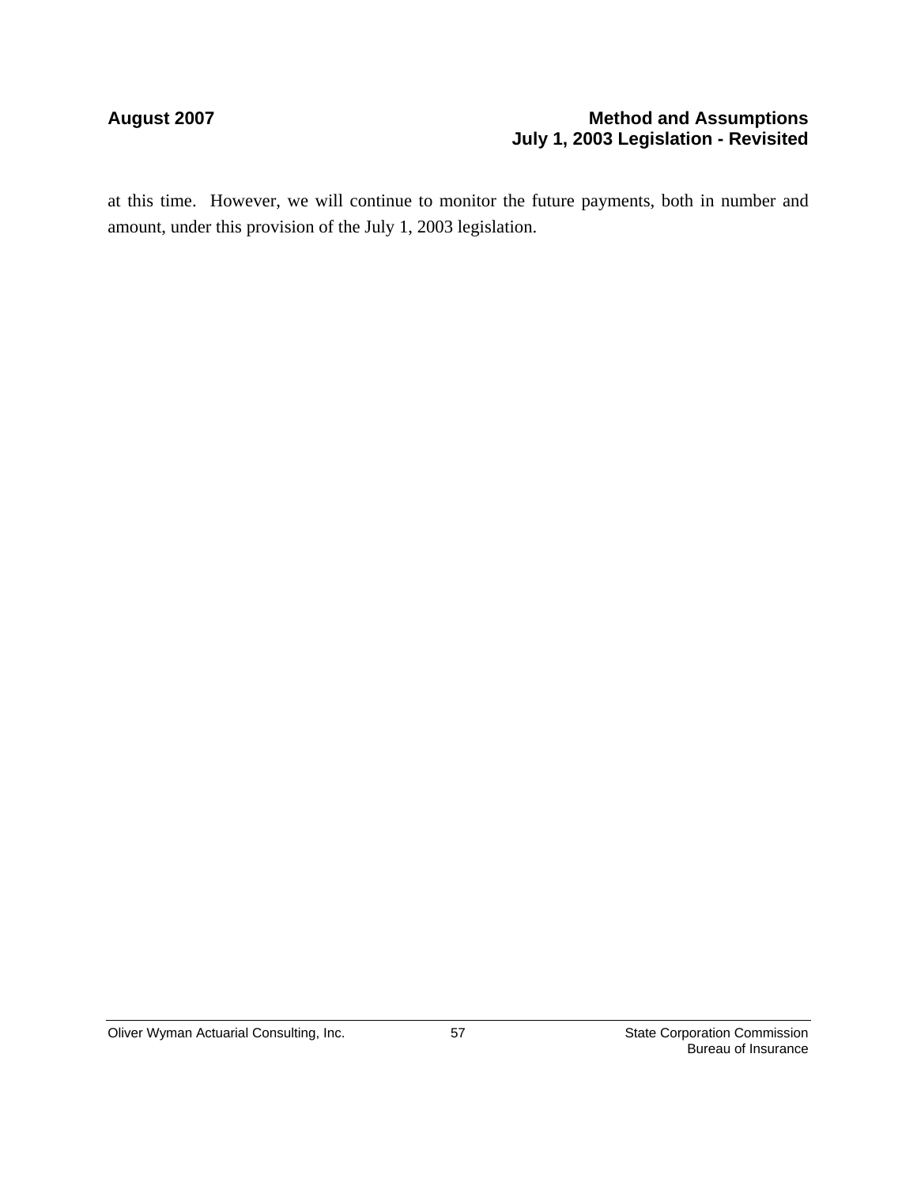at this time. However, we will continue to monitor the future payments, both in number and amount, under this provision of the July 1, 2003 legislation.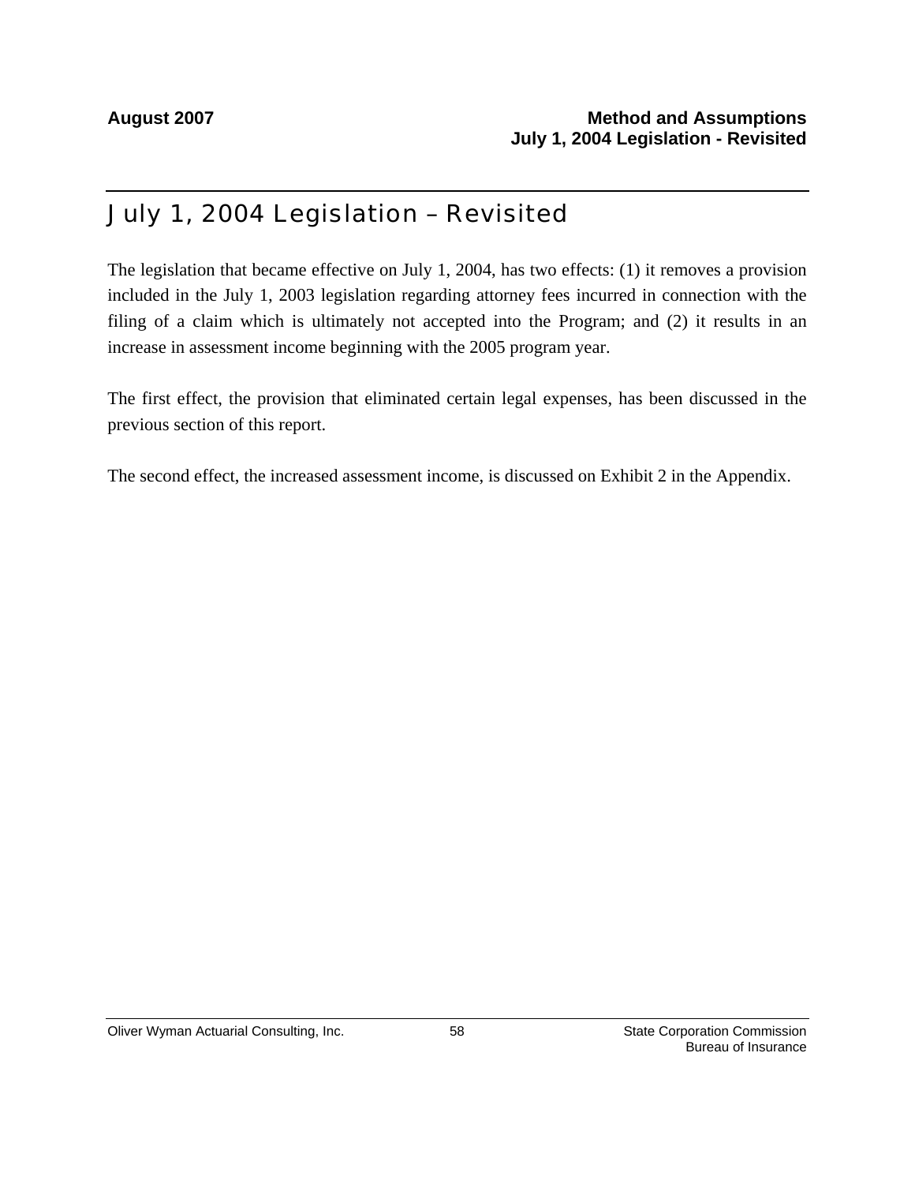# July 1, 2004 Legislation – Revisited

The legislation that became effective on July 1, 2004, has two effects: (1) it removes a provision included in the July 1, 2003 legislation regarding attorney fees incurred in connection with the filing of a claim which is ultimately not accepted into the Program; and (2) it results in an increase in assessment income beginning with the 2005 program year.

The first effect, the provision that eliminated certain legal expenses, has been discussed in the previous section of this report.

The second effect, the increased assessment income, is discussed on Exhibit 2 in the Appendix.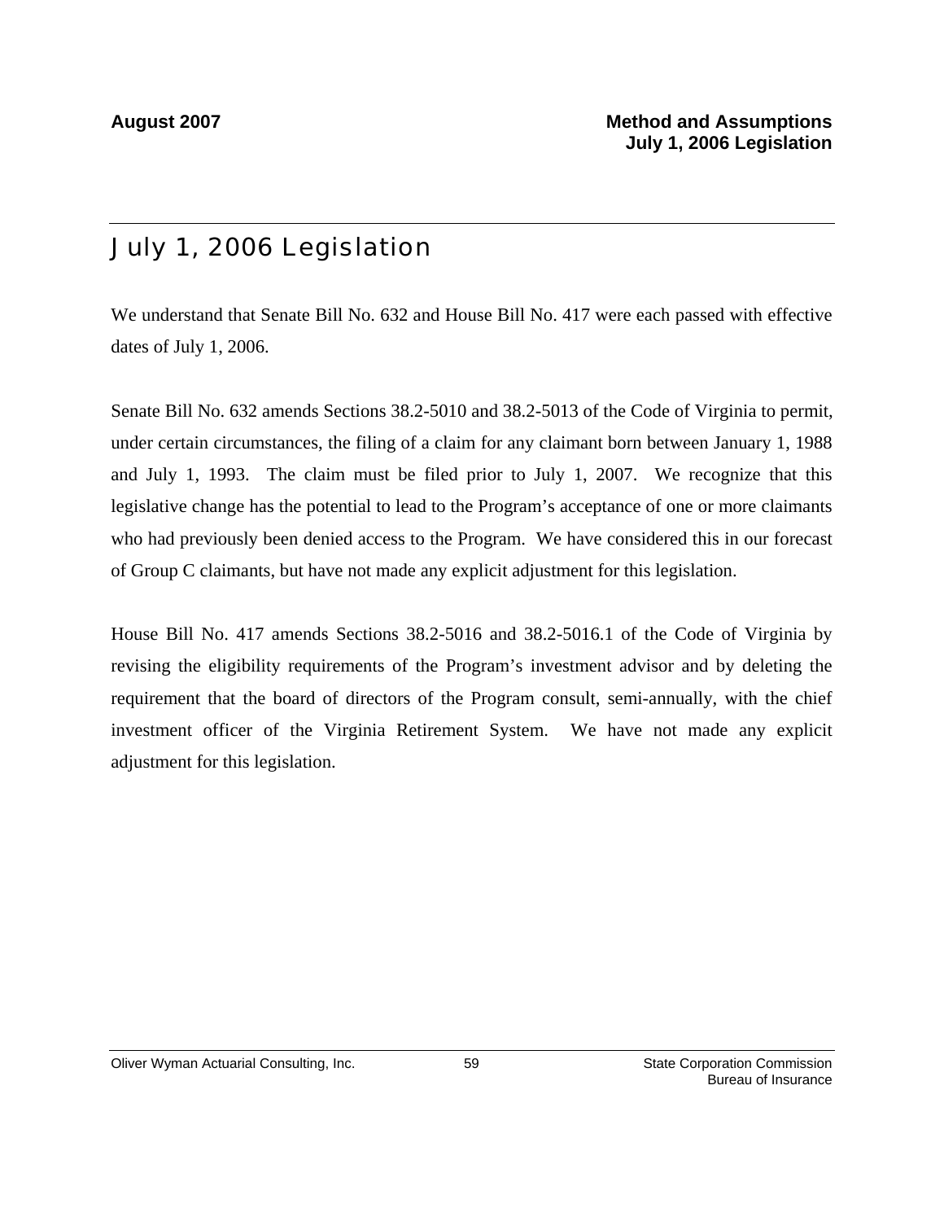# July 1, 2006 Legislation

We understand that Senate Bill No. 632 and House Bill No. 417 were each passed with effective dates of July 1, 2006.

Senate Bill No. 632 amends Sections 38.2-5010 and 38.2-5013 of the Code of Virginia to permit, under certain circumstances, the filing of a claim for any claimant born between January 1, 1988 and July 1, 1993. The claim must be filed prior to July 1, 2007. We recognize that this legislative change has the potential to lead to the Program's acceptance of one or more claimants who had previously been denied access to the Program. We have considered this in our forecast of Group C claimants, but have not made any explicit adjustment for this legislation.

House Bill No. 417 amends Sections 38.2-5016 and 38.2-5016.1 of the Code of Virginia by revising the eligibility requirements of the Program's investment advisor and by deleting the requirement that the board of directors of the Program consult, semi-annually, with the chief investment officer of the Virginia Retirement System. We have not made any explicit adjustment for this legislation.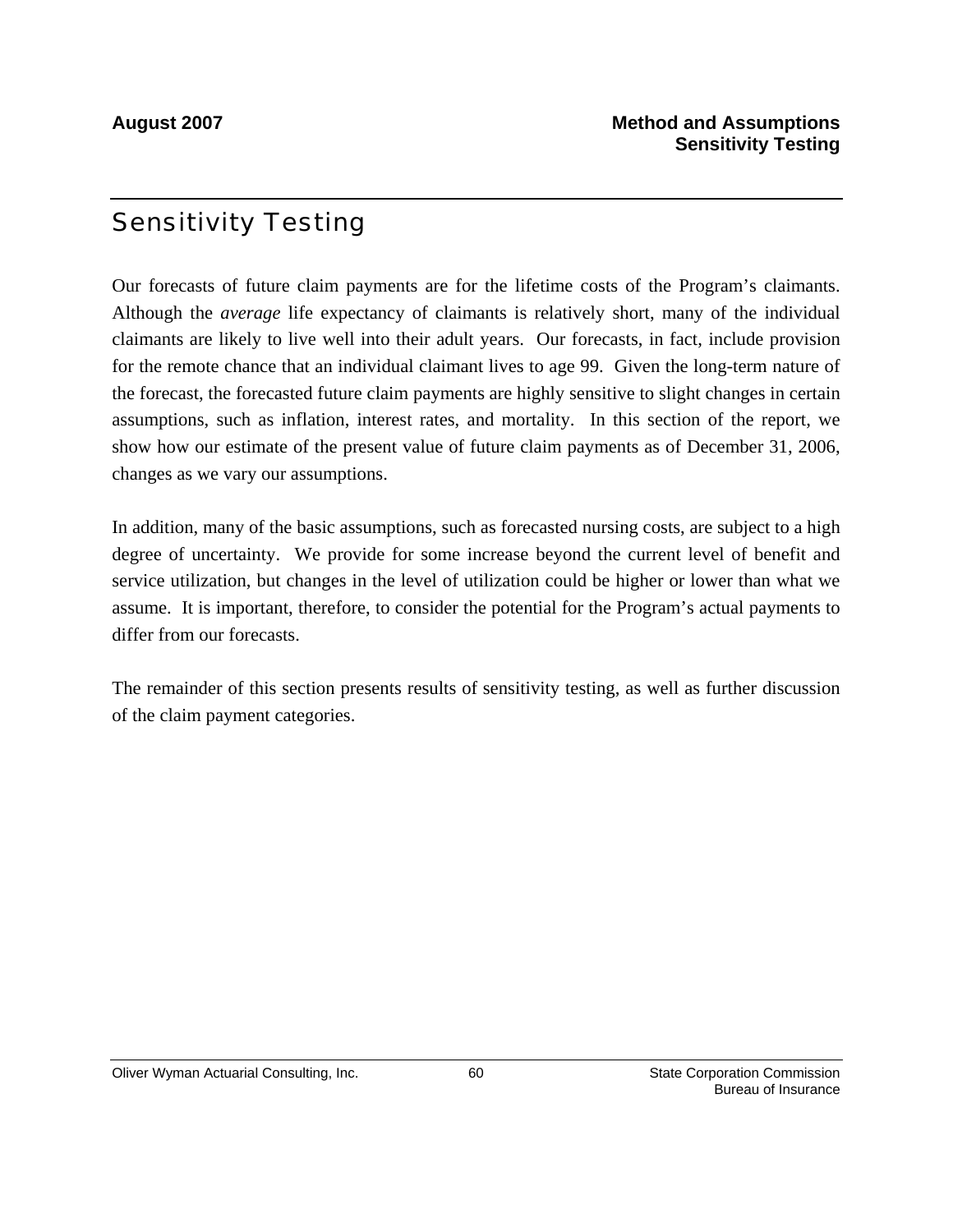# Sensitivity Testing

Our forecasts of future claim payments are for the lifetime costs of the Program's claimants. Although the *average* life expectancy of claimants is relatively short, many of the individual claimants are likely to live well into their adult years. Our forecasts, in fact, include provision for the remote chance that an individual claimant lives to age 99. Given the long-term nature of the forecast, the forecasted future claim payments are highly sensitive to slight changes in certain assumptions, such as inflation, interest rates, and mortality. In this section of the report, we show how our estimate of the present value of future claim payments as of December 31, 2006, changes as we vary our assumptions.

In addition, many of the basic assumptions, such as forecasted nursing costs, are subject to a high degree of uncertainty. We provide for some increase beyond the current level of benefit and service utilization, but changes in the level of utilization could be higher or lower than what we assume. It is important, therefore, to consider the potential for the Program's actual payments to differ from our forecasts.

The remainder of this section presents results of sensitivity testing, as well as further discussion of the claim payment categories.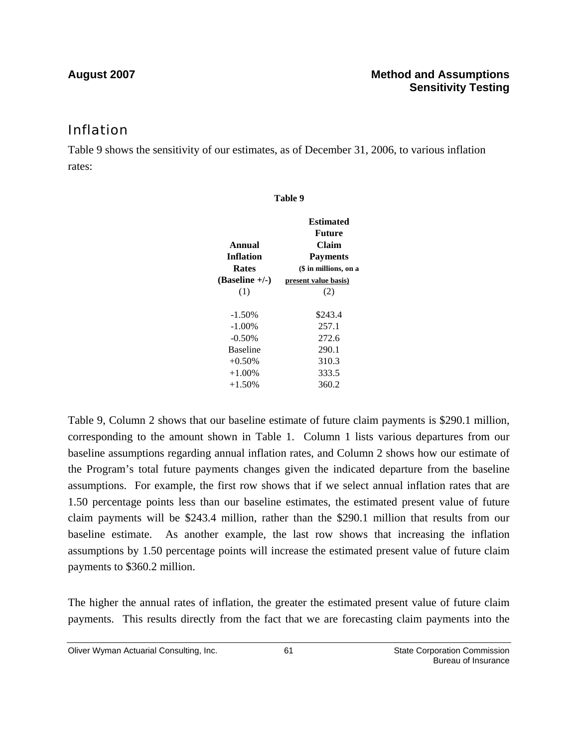## Inflation

Table 9 shows the sensitivity of our estimates, as of December 31, 2006, to various inflation rates:

**Table 9**

| **Annual Inflation Rates (Baseline +/-)** (1) | **Estimated Future Claim Payments** **($ in millions, on a present value basis)** (2) |
|---|---|
| -1.50% | $243.4 |
| -1.00% | 257.1 |
| -0.50% | 272.6 |
| Baseline | 290.1 |
| +0.50% | 310.3 |
| +1.00% | 333.5 |
| +1.50% | 360.2 |

Table 9, Column 2 shows that our baseline estimate of future claim payments is $290.1 million, corresponding to the amount shown in Table 1. Column 1 lists various departures from our baseline assumptions regarding annual inflation rates, and Column 2 shows how our estimate of the Program's total future payments changes given the indicated departure from the baseline assumptions. For example, the first row shows that if we select annual inflation rates that are 1.50 percentage points less than our baseline estimates, the estimated present value of future claim payments will be $243.4 million, rather than the $290.1 million that results from our baseline estimate. As another example, the last row shows that increasing the inflation assumptions by 1.50 percentage points will increase the estimated present value of future claim payments to $360.2 million.

The higher the annual rates of inflation, the greater the estimated present value of future claim payments. This results directly from the fact that we are forecasting claim payments into the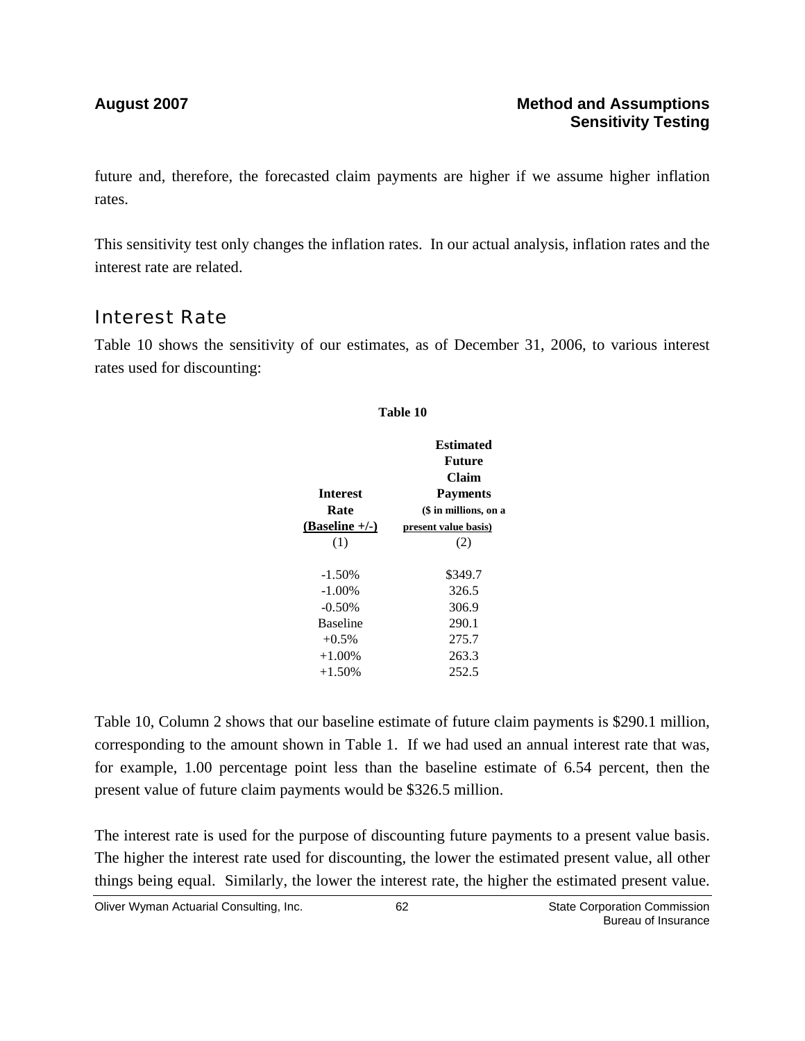future and, therefore, the forecasted claim payments are higher if we assume higher inflation rates.

This sensitivity test only changes the inflation rates. In our actual analysis, inflation rates and the interest rate are related.

## Interest Rate

Table 10 shows the sensitivity of our estimates, as of December 31, 2006, to various interest rates used for discounting:

**Table 10**

| Interest Rate (Baseline +/-) | Estimated Future Claim Payments ($ in millions, on a present value basis) |
|---|---|
| (1) | (2) |
| -1.50% | $349.7 |
| -1.00% | 326.5 |
| -0.50% | 306.9 |
| Baseline | 290.1 |
| +0.5% | 275.7 |
| +1.00% | 263.3 |
| +1.50% | 252.5 |

Table 10, Column 2 shows that our baseline estimate of future claim payments is $290.1 million, corresponding to the amount shown in Table 1. If we had used an annual interest rate that was, for example, 1.00 percentage point less than the baseline estimate of 6.54 percent, then the present value of future claim payments would be $326.5 million.

The interest rate is used for the purpose of discounting future payments to a present value basis. The higher the interest rate used for discounting, the lower the estimated present value, all other things being equal. Similarly, the lower the interest rate, the higher the estimated present value.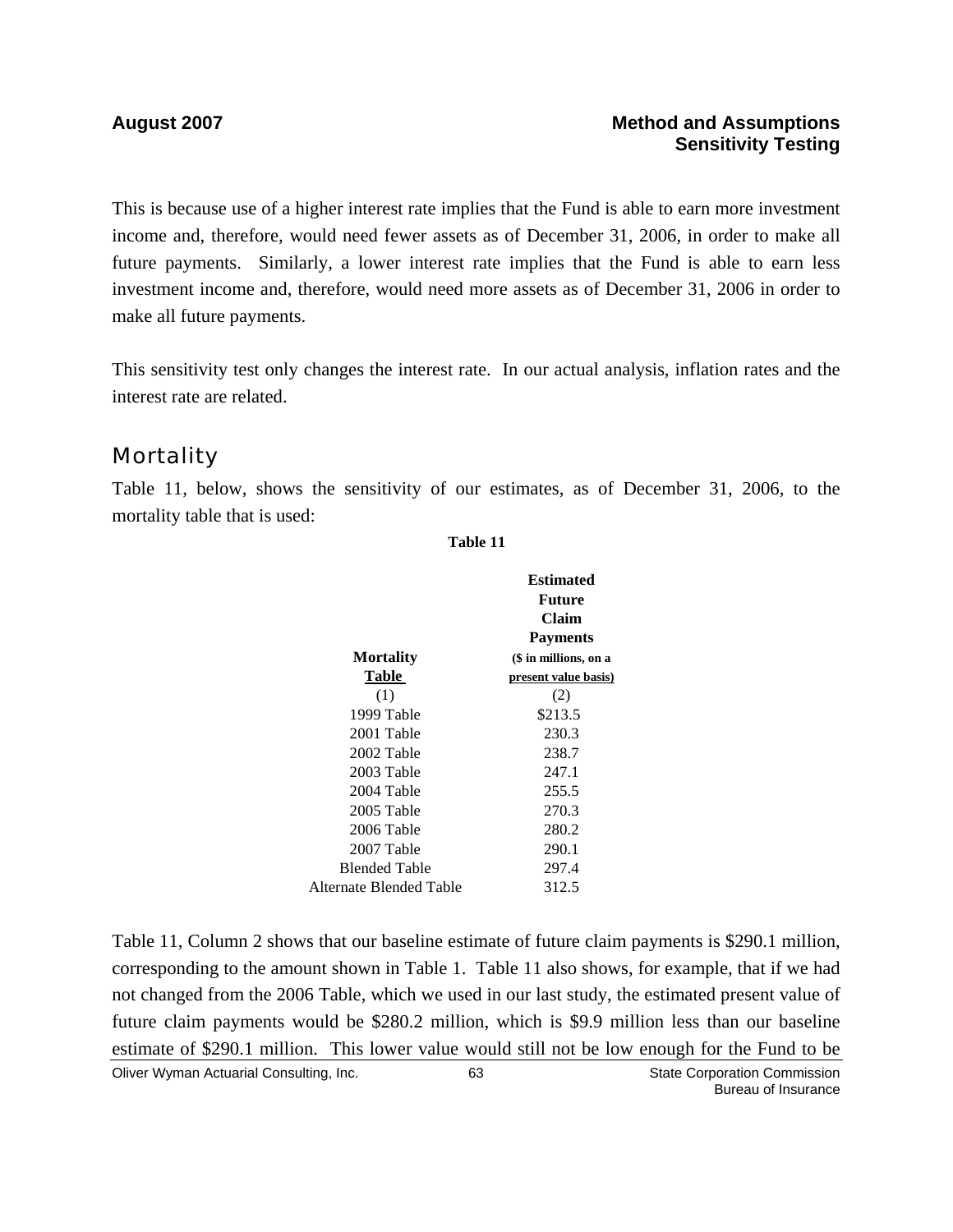This is because use of a higher interest rate implies that the Fund is able to earn more investment income and, therefore, would need fewer assets as of December 31, 2006, in order to make all future payments. Similarly, a lower interest rate implies that the Fund is able to earn less investment income and, therefore, would need more assets as of December 31, 2006 in order to make all future payments.

This sensitivity test only changes the interest rate. In our actual analysis, inflation rates and the interest rate are related.

## Mortality

Table 11, below, shows the sensitivity of our estimates, as of December 31, 2006, to the mortality table that is used:

**Table 11**

| Mortality Table | Estimated Future Claim Payments ($ in millions, on a present value basis) |
|---|---|
| (1) | (2) |
| 1999 Table | $213.5 |
| 2001 Table | 230.3 |
| 2002 Table | 238.7 |
| 2003 Table | 247.1 |
| 2004 Table | 255.5 |
| 2005 Table | 270.3 |
| 2006 Table | 280.2 |
| 2007 Table | 290.1 |
| Blended Table | 297.4 |
| Alternate Blended Table | 312.5 |

Table 11, Column 2 shows that our baseline estimate of future claim payments is $290.1 million, corresponding to the amount shown in Table 1. Table 11 also shows, for example, that if we had not changed from the 2006 Table, which we used in our last study, the estimated present value of future claim payments would be $280.2 million, which is $9.9 million less than our baseline estimate of $290.1 million. This lower value would still not be low enough for the Fund to be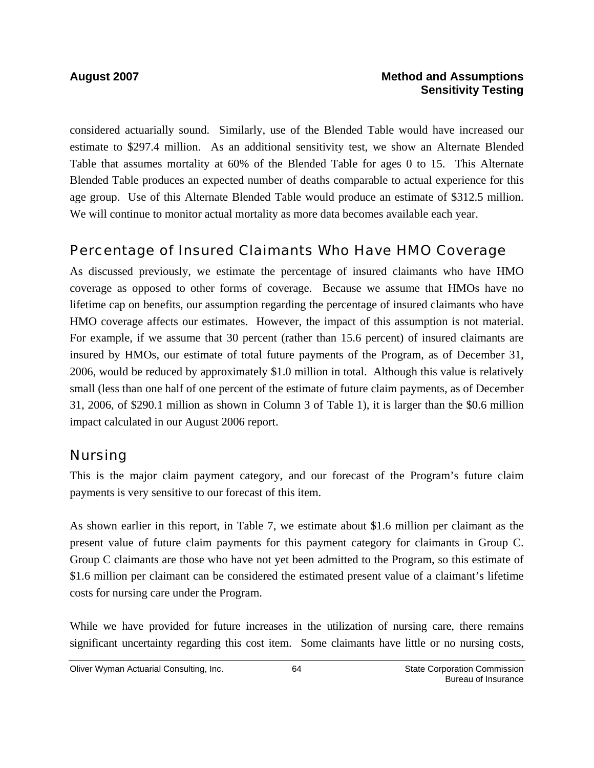considered actuarially sound. Similarly, use of the Blended Table would have increased our estimate to $297.4 million. As an additional sensitivity test, we show an Alternate Blended Table that assumes mortality at 60% of the Blended Table for ages 0 to 15. This Alternate Blended Table produces an expected number of deaths comparable to actual experience for this age group. Use of this Alternate Blended Table would produce an estimate of $312.5 million. We will continue to monitor actual mortality as more data becomes available each year.

## Percentage of Insured Claimants Who Have HMO Coverage

As discussed previously, we estimate the percentage of insured claimants who have HMO coverage as opposed to other forms of coverage. Because we assume that HMOs have no lifetime cap on benefits, our assumption regarding the percentage of insured claimants who have HMO coverage affects our estimates. However, the impact of this assumption is not material. For example, if we assume that 30 percent (rather than 15.6 percent) of insured claimants are insured by HMOs, our estimate of total future payments of the Program, as of December 31, 2006, would be reduced by approximately $1.0 million in total. Although this value is relatively small (less than one half of one percent of the estimate of future claim payments, as of December 31, 2006, of $290.1 million as shown in Column 3 of Table 1), it is larger than the $0.6 million impact calculated in our August 2006 report.

## Nursing

This is the major claim payment category, and our forecast of the Program's future claim payments is very sensitive to our forecast of this item.

As shown earlier in this report, in Table 7, we estimate about $1.6 million per claimant as the present value of future claim payments for this payment category for claimants in Group C. Group C claimants are those who have not yet been admitted to the Program, so this estimate of $1.6 million per claimant can be considered the estimated present value of a claimant's lifetime costs for nursing care under the Program.

While we have provided for future increases in the utilization of nursing care, there remains significant uncertainty regarding this cost item. Some claimants have little or no nursing costs,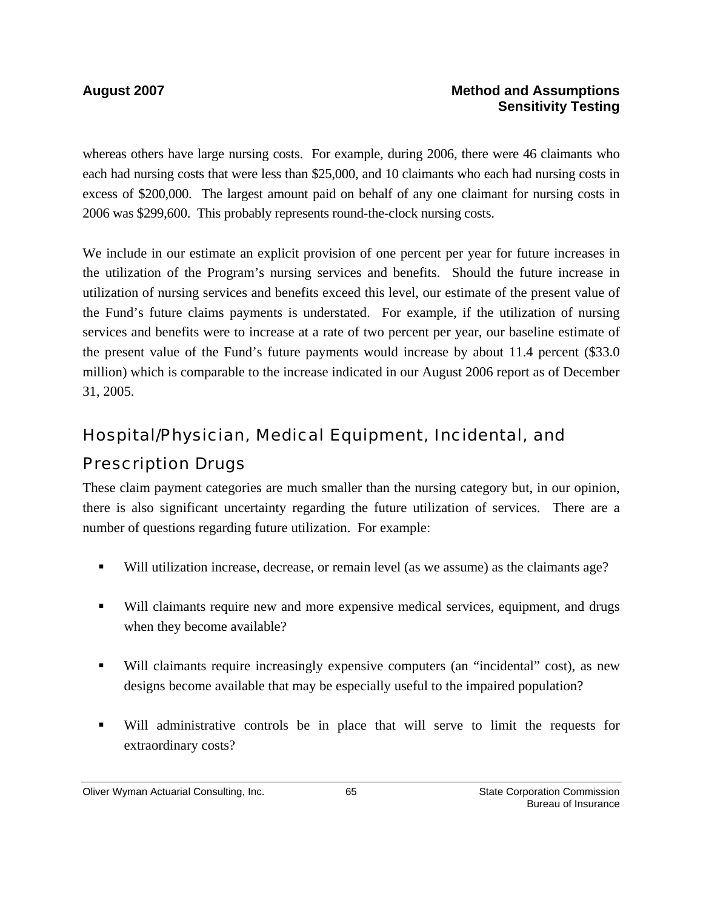whereas others have large nursing costs. For example, during 2006, there were 46 claimants who each had nursing costs that were less than $25,000, and 10 claimants who each had nursing costs in excess of $200,000. The largest amount paid on behalf of any one claimant for nursing costs in 2006 was $299,600. This probably represents round-the-clock nursing costs.

We include in our estimate an explicit provision of one percent per year for future increases in the utilization of the Program's nursing services and benefits. Should the future increase in utilization of nursing services and benefits exceed this level, our estimate of the present value of the Fund's future claims payments is understated. For example, if the utilization of nursing services and benefits were to increase at a rate of two percent per year, our baseline estimate of the present value of the Fund's future payments would increase by about 11.4 percent ($33.0 million) which is comparable to the increase indicated in our August 2006 report as of December 31, 2005.

## Hospital/Physician, Medical Equipment, Incidental, and Prescription Drugs

These claim payment categories are much smaller than the nursing category but, in our opinion, there is also significant uncertainty regarding the future utilization of services. There are a number of questions regarding future utilization. For example:

- Will utilization increase, decrease, or remain level (as we assume) as the claimants age?
- Will claimants require new and more expensive medical services, equipment, and drugs when they become available?
- Will claimants require increasingly expensive computers (an "incidental" cost), as new designs become available that may be especially useful to the impaired population?
- Will administrative controls be in place that will serve to limit the requests for extraordinary costs?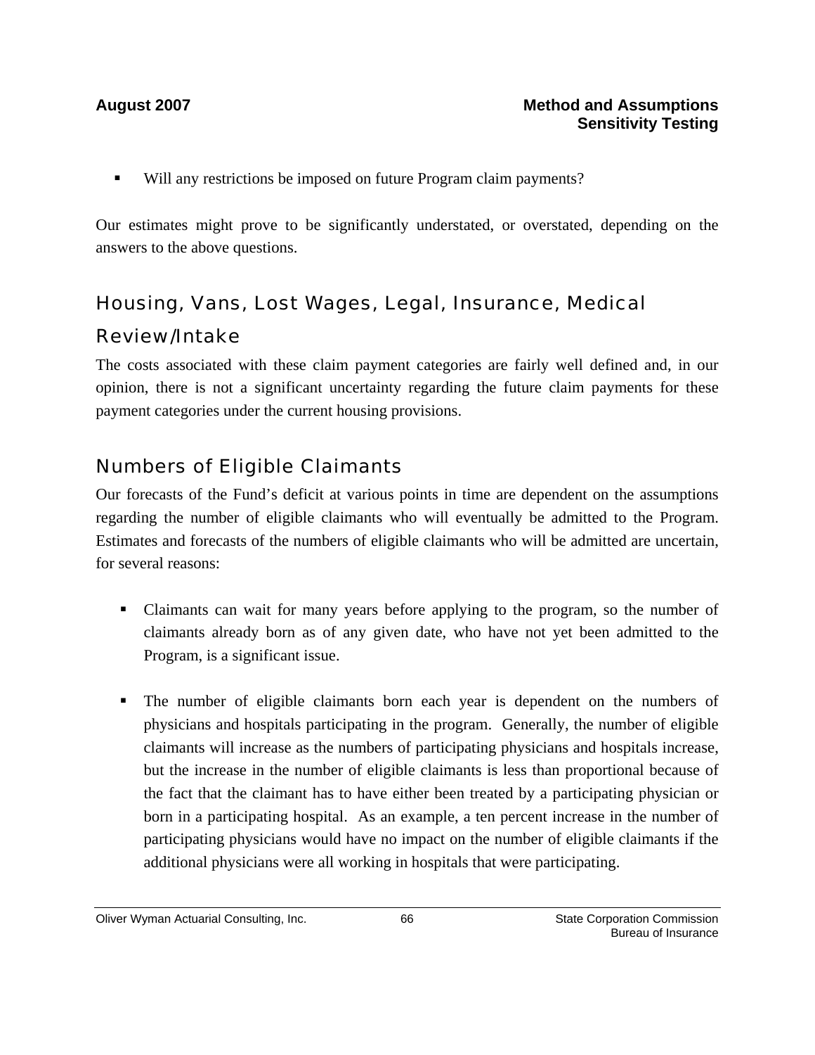- Will any restrictions be imposed on future Program claim payments?

Our estimates might prove to be significantly understated, or overstated, depending on the answers to the above questions.

## Housing, Vans, Lost Wages, Legal, Insurance, Medical Review/Intake

The costs associated with these claim payment categories are fairly well defined and, in our opinion, there is not a significant uncertainty regarding the future claim payments for these payment categories under the current housing provisions.

## Numbers of Eligible Claimants

Our forecasts of the Fund's deficit at various points in time are dependent on the assumptions regarding the number of eligible claimants who will eventually be admitted to the Program. Estimates and forecasts of the numbers of eligible claimants who will be admitted are uncertain, for several reasons:

- Claimants can wait for many years before applying to the program, so the number of claimants already born as of any given date, who have not yet been admitted to the Program, is a significant issue.

- The number of eligible claimants born each year is dependent on the numbers of physicians and hospitals participating in the program. Generally, the number of eligible claimants will increase as the numbers of participating physicians and hospitals increase, but the increase in the number of eligible claimants is less than proportional because of the fact that the claimant has to have either been treated by a participating physician or born in a participating hospital. As an example, a ten percent increase in the number of participating physicians would have no impact on the number of eligible claimants if the additional physicians were all working in hospitals that were participating.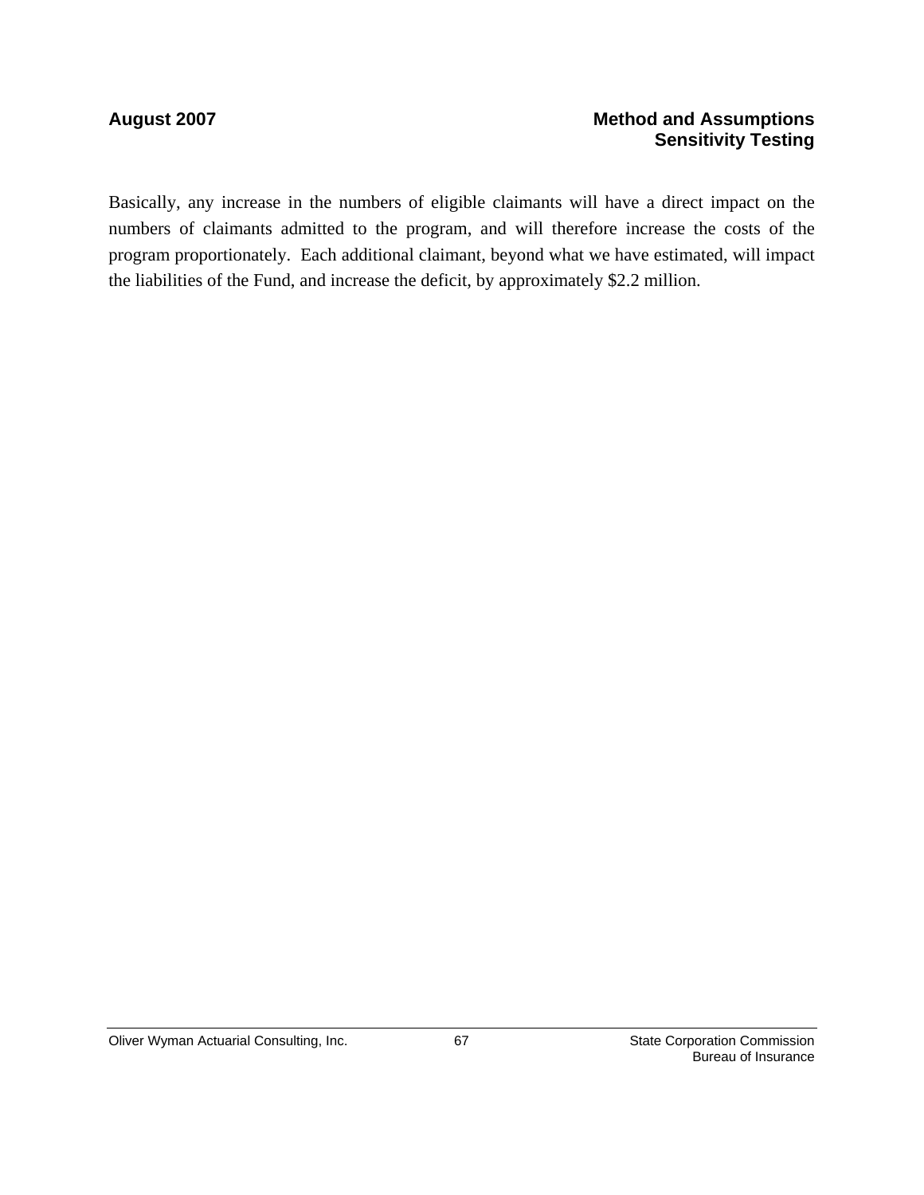Basically, any increase in the numbers of eligible claimants will have a direct impact on the numbers of claimants admitted to the program, and will therefore increase the costs of the program proportionately. Each additional claimant, beyond what we have estimated, will impact the liabilities of the Fund, and increase the deficit, by approximately $2.2 million.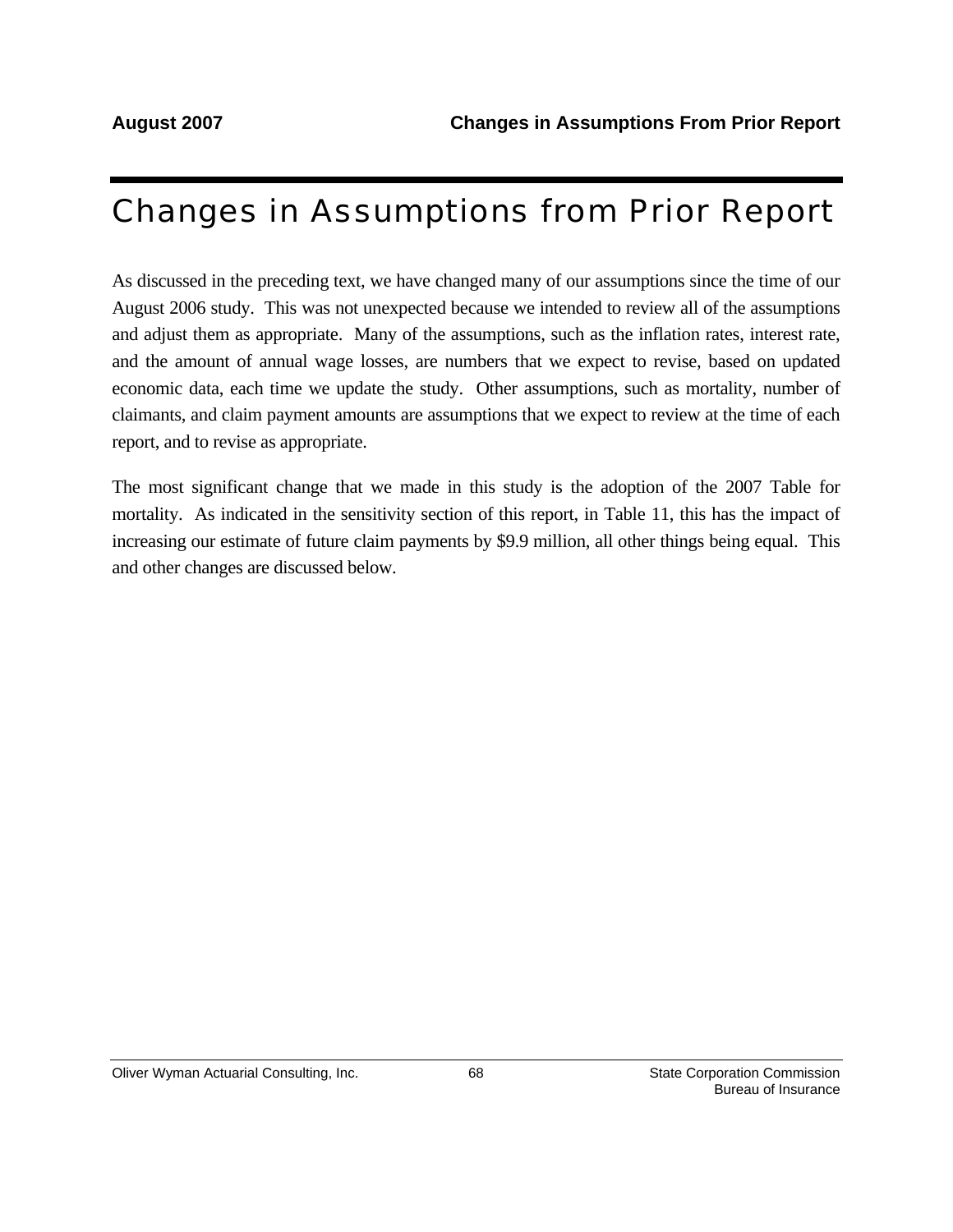# Changes in Assumptions from Prior Report

As discussed in the preceding text, we have changed many of our assumptions since the time of our August 2006 study. This was not unexpected because we intended to review all of the assumptions and adjust them as appropriate. Many of the assumptions, such as the inflation rates, interest rate, and the amount of annual wage losses, are numbers that we expect to revise, based on updated economic data, each time we update the study. Other assumptions, such as mortality, number of claimants, and claim payment amounts are assumptions that we expect to review at the time of each report, and to revise as appropriate.

The most significant change that we made in this study is the adoption of the 2007 Table for mortality. As indicated in the sensitivity section of this report, in Table 11, this has the impact of increasing our estimate of future claim payments by $9.9 million, all other things being equal. This and other changes are discussed below.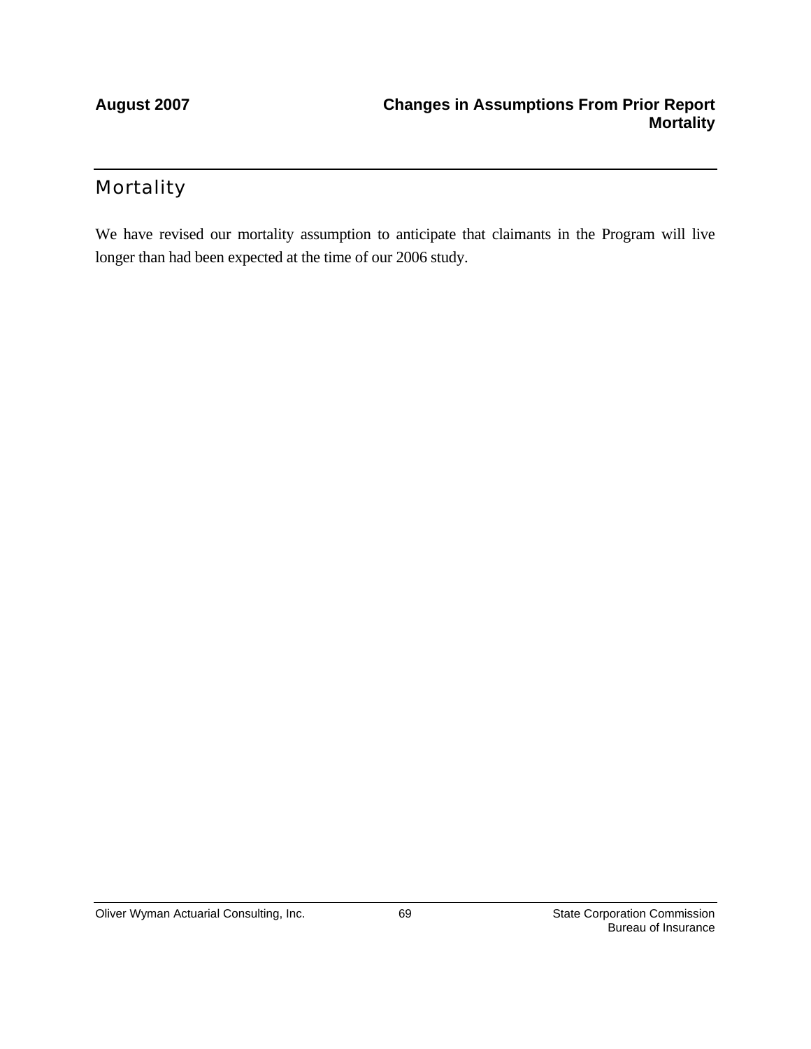## Mortality

We have revised our mortality assumption to anticipate that claimants in the Program will live longer than had been expected at the time of our 2006 study.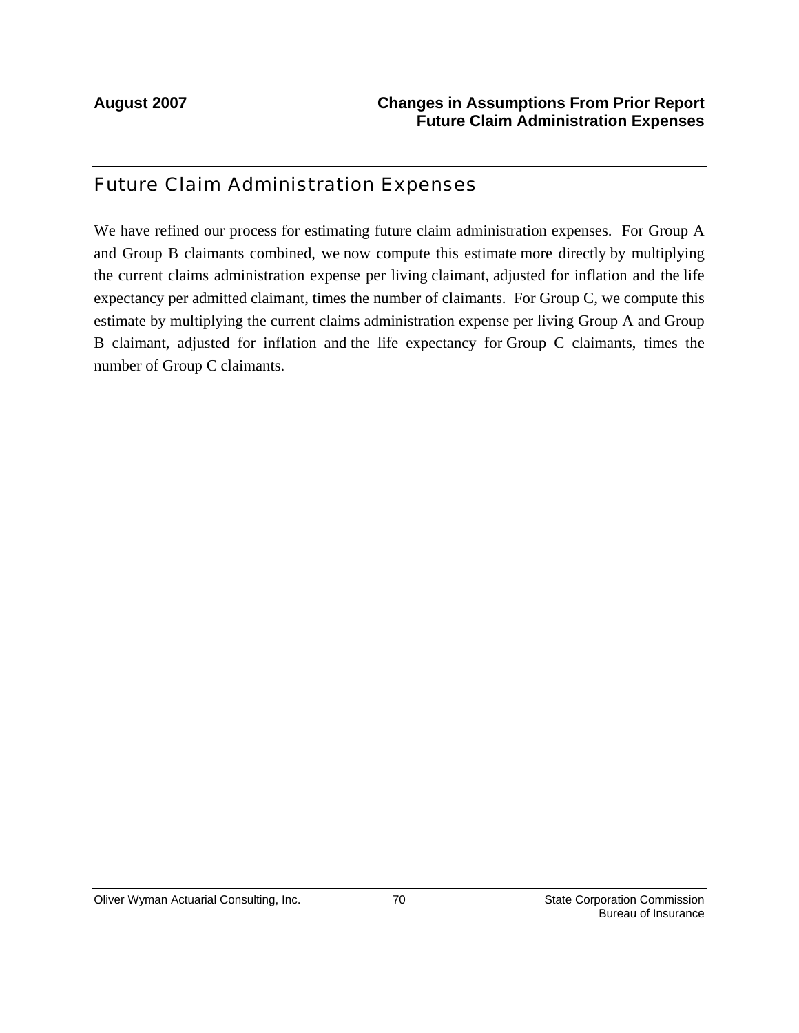## Future Claim Administration Expenses

We have refined our process for estimating future claim administration expenses. For Group A and Group B claimants combined, we now compute this estimate more directly by multiplying the current claims administration expense per living claimant, adjusted for inflation and the life expectancy per admitted claimant, times the number of claimants. For Group C, we compute this estimate by multiplying the current claims administration expense per living Group A and Group B claimant, adjusted for inflation and the life expectancy for Group C claimants, times the number of Group C claimants.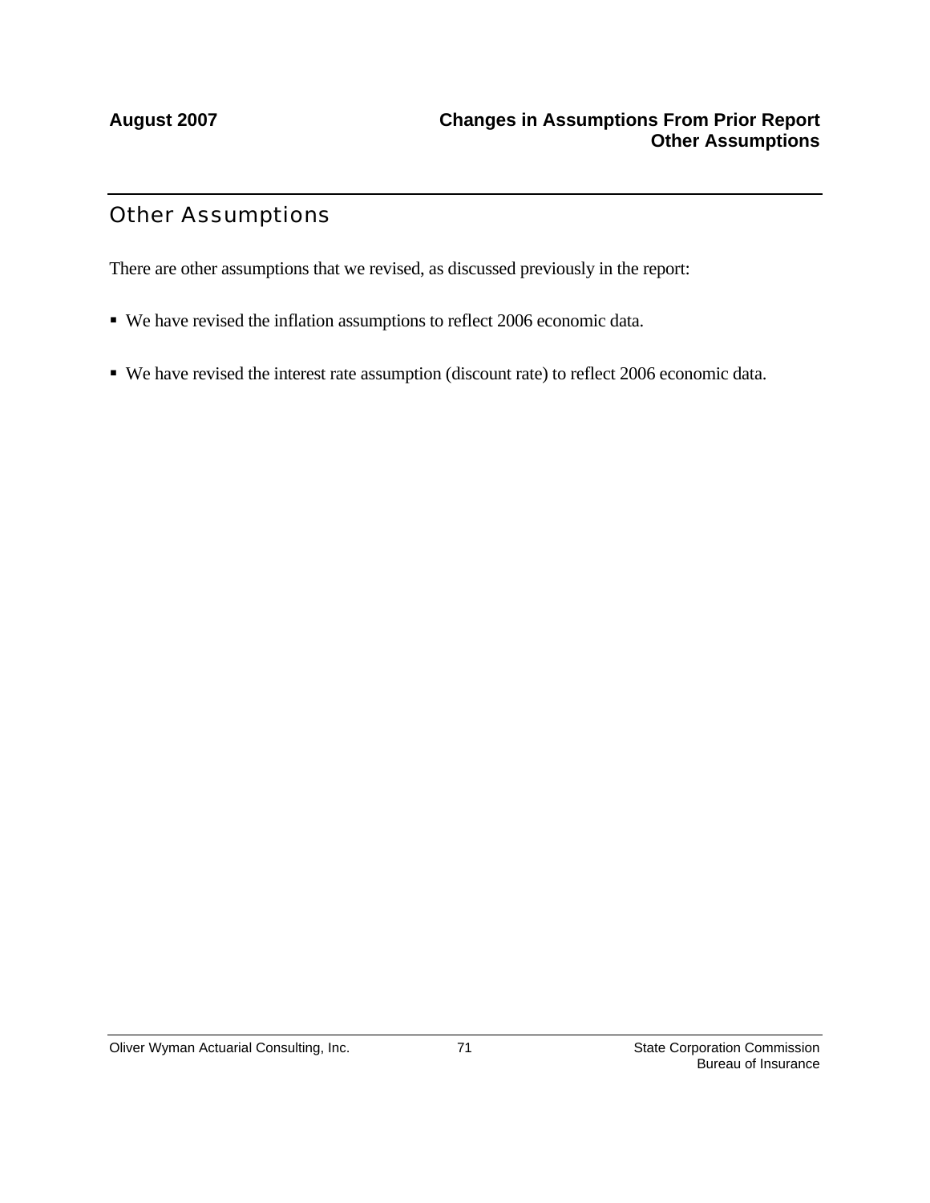## Other Assumptions

There are other assumptions that we revised, as discussed previously in the report:

- We have revised the inflation assumptions to reflect 2006 economic data.
- We have revised the interest rate assumption (discount rate) to reflect 2006 economic data.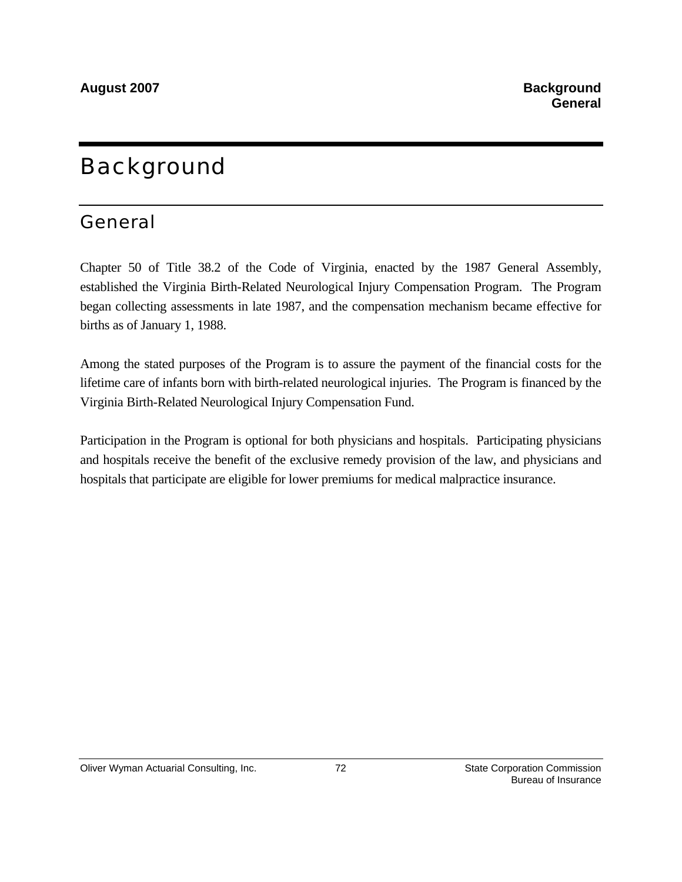# Background

## General

Chapter 50 of Title 38.2 of the Code of Virginia, enacted by the 1987 General Assembly, established the Virginia Birth-Related Neurological Injury Compensation Program. The Program began collecting assessments in late 1987, and the compensation mechanism became effective for births as of January 1, 1988.

Among the stated purposes of the Program is to assure the payment of the financial costs for the lifetime care of infants born with birth-related neurological injuries. The Program is financed by the Virginia Birth-Related Neurological Injury Compensation Fund.

Participation in the Program is optional for both physicians and hospitals. Participating physicians and hospitals receive the benefit of the exclusive remedy provision of the law, and physicians and hospitals that participate are eligible for lower premiums for medical malpractice insurance.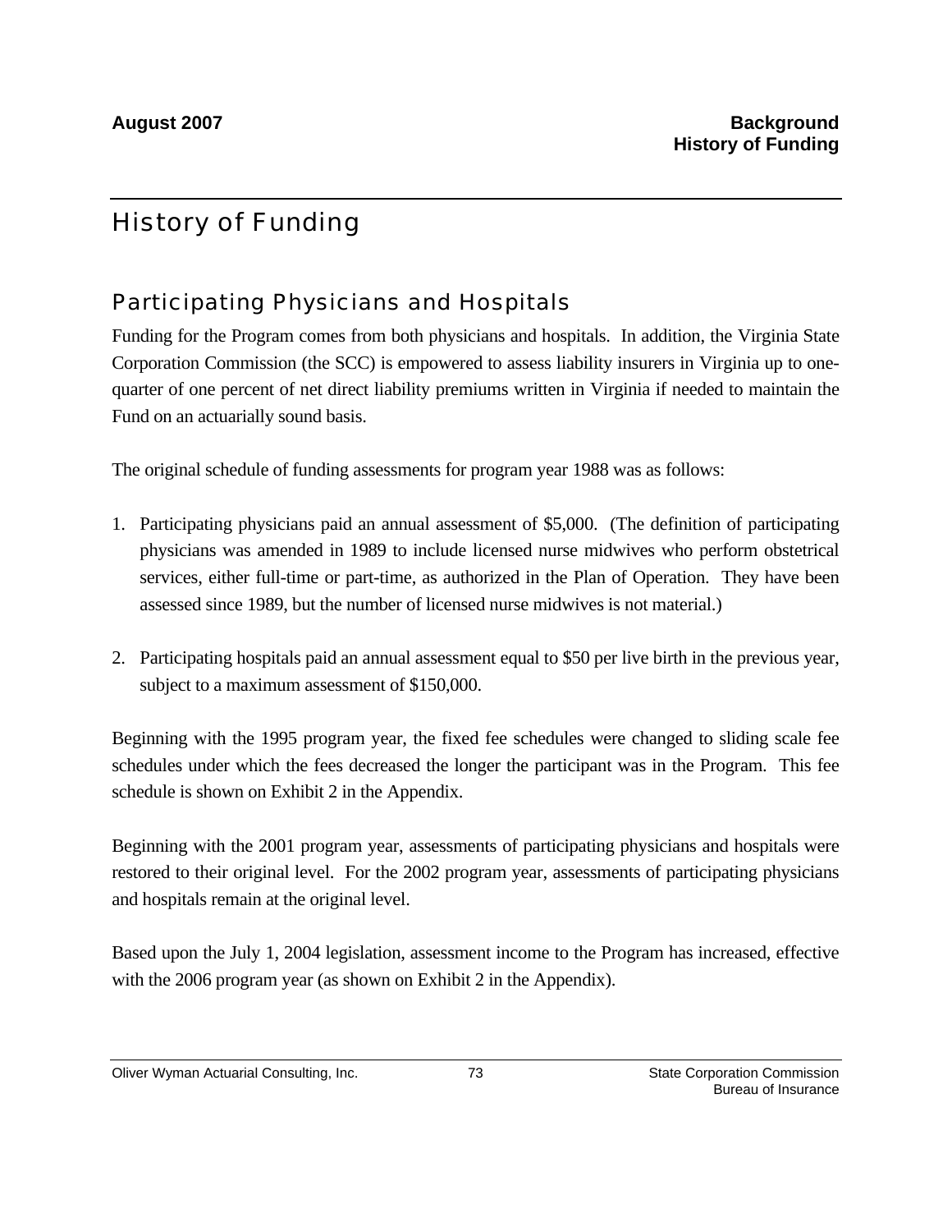# History of Funding

## Participating Physicians and Hospitals

Funding for the Program comes from both physicians and hospitals. In addition, the Virginia State Corporation Commission (the SCC) is empowered to assess liability insurers in Virginia up to one-quarter of one percent of net direct liability premiums written in Virginia if needed to maintain the Fund on an actuarially sound basis.

The original schedule of funding assessments for program year 1988 was as follows:

1. Participating physicians paid an annual assessment of $5,000. (The definition of participating physicians was amended in 1989 to include licensed nurse midwives who perform obstetrical services, either full-time or part-time, as authorized in the Plan of Operation. They have been assessed since 1989, but the number of licensed nurse midwives is not material.)

2. Participating hospitals paid an annual assessment equal to $50 per live birth in the previous year, subject to a maximum assessment of $150,000.

Beginning with the 1995 program year, the fixed fee schedules were changed to sliding scale fee schedules under which the fees decreased the longer the participant was in the Program. This fee schedule is shown on Exhibit 2 in the Appendix.

Beginning with the 2001 program year, assessments of participating physicians and hospitals were restored to their original level. For the 2002 program year, assessments of participating physicians and hospitals remain at the original level.

Based upon the July 1, 2004 legislation, assessment income to the Program has increased, effective with the 2006 program year (as shown on Exhibit 2 in the Appendix).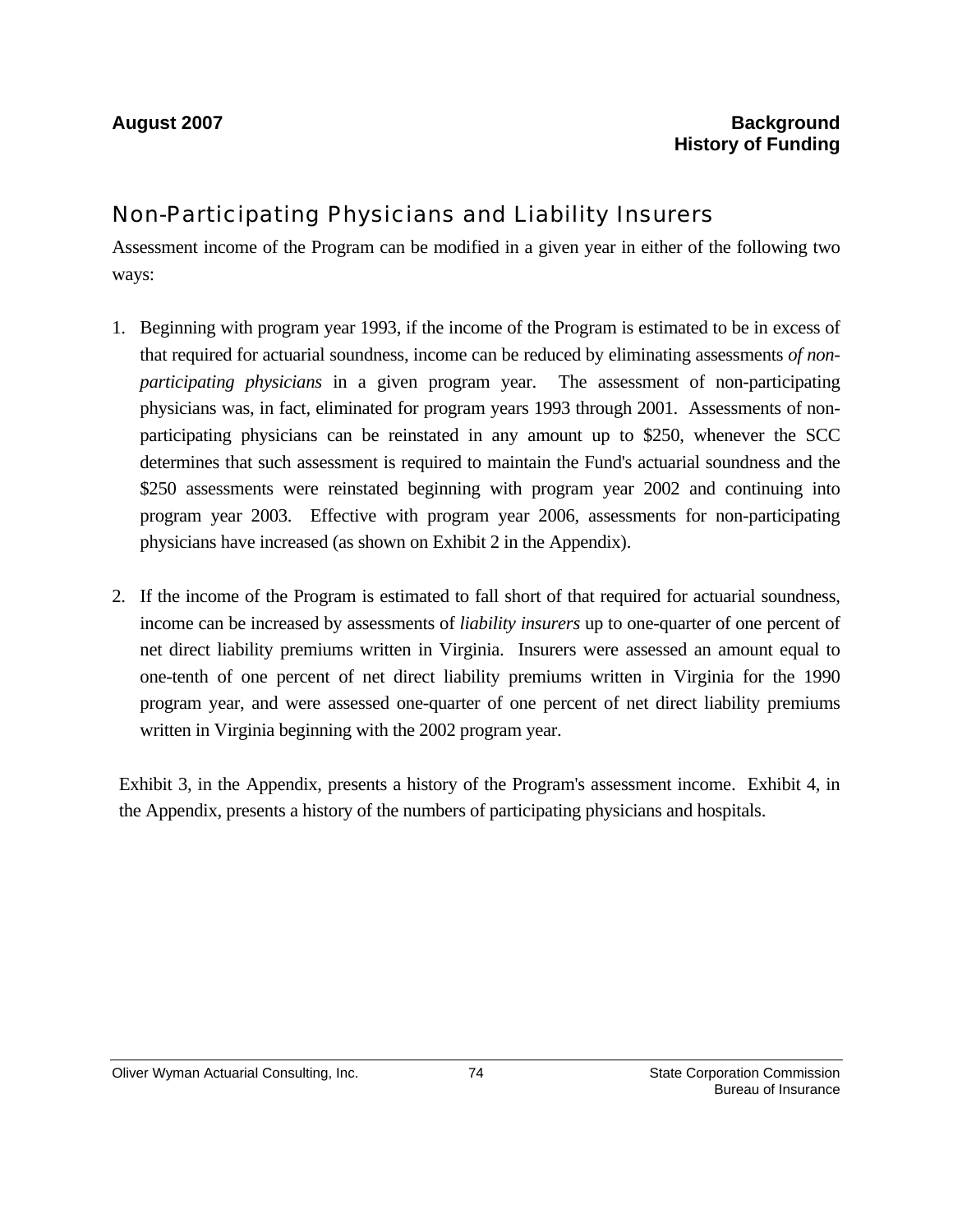## Non-Participating Physicians and Liability Insurers

Assessment income of the Program can be modified in a given year in either of the following two ways:

1. Beginning with program year 1993, if the income of the Program is estimated to be in excess of that required for actuarial soundness, income can be reduced by eliminating assessments *of non-participating physicians* in a given program year. The assessment of non-participating physicians was, in fact, eliminated for program years 1993 through 2001. Assessments of non-participating physicians can be reinstated in any amount up to $250, whenever the SCC determines that such assessment is required to maintain the Fund's actuarial soundness and the $250 assessments were reinstated beginning with program year 2002 and continuing into program year 2003. Effective with program year 2006, assessments for non-participating physicians have increased (as shown on Exhibit 2 in the Appendix).

2. If the income of the Program is estimated to fall short of that required for actuarial soundness, income can be increased by assessments of *liability insurers* up to one-quarter of one percent of net direct liability premiums written in Virginia. Insurers were assessed an amount equal to one-tenth of one percent of net direct liability premiums written in Virginia for the 1990 program year, and were assessed one-quarter of one percent of net direct liability premiums written in Virginia beginning with the 2002 program year.

Exhibit 3, in the Appendix, presents a history of the Program's assessment income. Exhibit 4, in the Appendix, presents a history of the numbers of participating physicians and hospitals.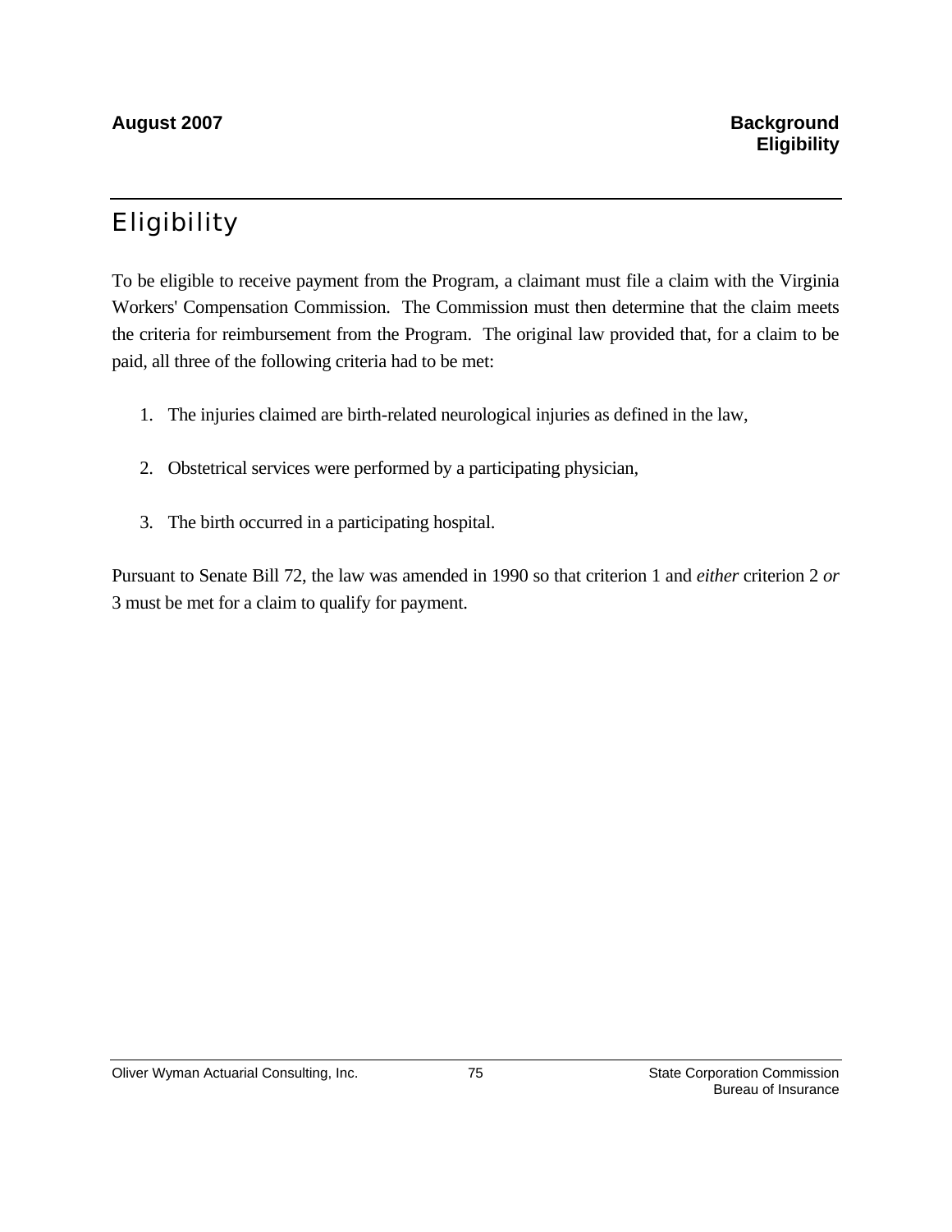# Eligibility

To be eligible to receive payment from the Program, a claimant must file a claim with the Virginia Workers' Compensation Commission. The Commission must then determine that the claim meets the criteria for reimbursement from the Program. The original law provided that, for a claim to be paid, all three of the following criteria had to be met:

1. The injuries claimed are birth-related neurological injuries as defined in the law,
2. Obstetrical services were performed by a participating physician,
3. The birth occurred in a participating hospital.

Pursuant to Senate Bill 72, the law was amended in 1990 so that criterion 1 and *either* criterion 2 *or* 3 must be met for a claim to qualify for payment.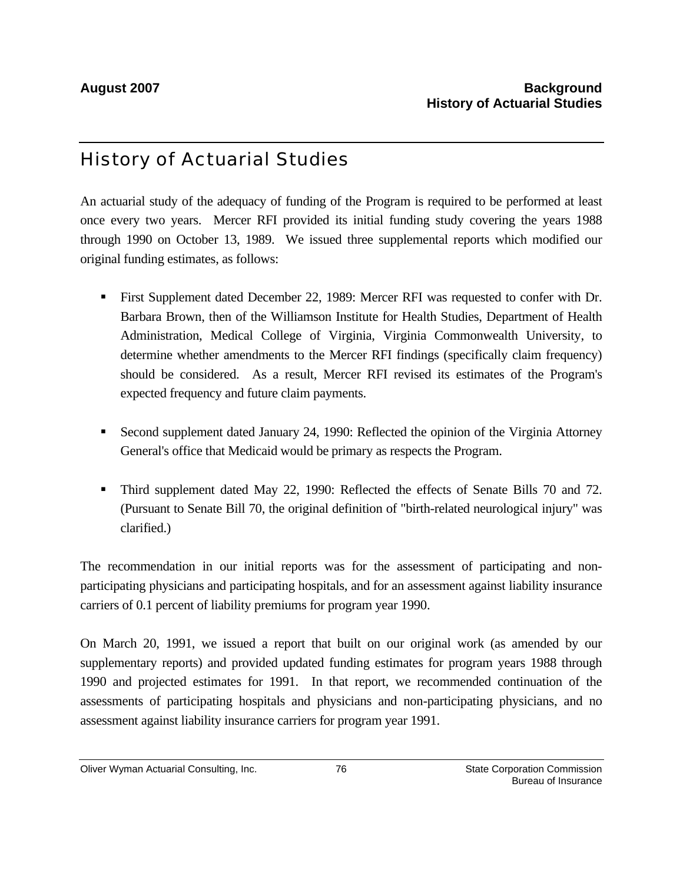## History of Actuarial Studies

An actuarial study of the adequacy of funding of the Program is required to be performed at least once every two years. Mercer RFI provided its initial funding study covering the years 1988 through 1990 on October 13, 1989. We issued three supplemental reports which modified our original funding estimates, as follows:

- First Supplement dated December 22, 1989: Mercer RFI was requested to confer with Dr. Barbara Brown, then of the Williamson Institute for Health Studies, Department of Health Administration, Medical College of Virginia, Virginia Commonwealth University, to determine whether amendments to the Mercer RFI findings (specifically claim frequency) should be considered. As a result, Mercer RFI revised its estimates of the Program's expected frequency and future claim payments.
- Second supplement dated January 24, 1990: Reflected the opinion of the Virginia Attorney General's office that Medicaid would be primary as respects the Program.
- Third supplement dated May 22, 1990: Reflected the effects of Senate Bills 70 and 72. (Pursuant to Senate Bill 70, the original definition of "birth-related neurological injury" was clarified.)

The recommendation in our initial reports was for the assessment of participating and non-participating physicians and participating hospitals, and for an assessment against liability insurance carriers of 0.1 percent of liability premiums for program year 1990.

On March 20, 1991, we issued a report that built on our original work (as amended by our supplementary reports) and provided updated funding estimates for program years 1988 through 1990 and projected estimates for 1991. In that report, we recommended continuation of the assessments of participating hospitals and physicians and non-participating physicians, and no assessment against liability insurance carriers for program year 1991.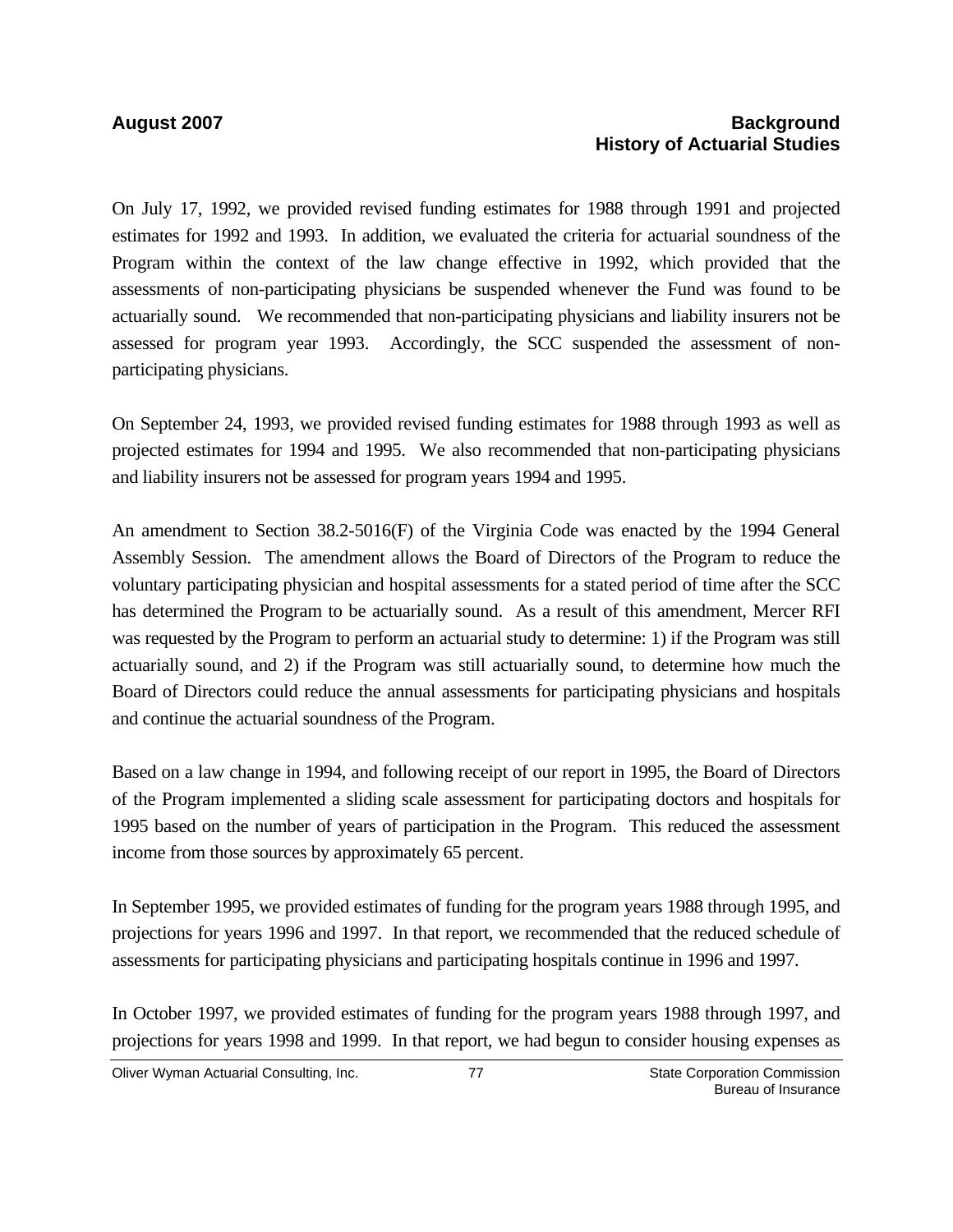On July 17, 1992, we provided revised funding estimates for 1988 through 1991 and projected estimates for 1992 and 1993. In addition, we evaluated the criteria for actuarial soundness of the Program within the context of the law change effective in 1992, which provided that the assessments of non-participating physicians be suspended whenever the Fund was found to be actuarially sound. We recommended that non-participating physicians and liability insurers not be assessed for program year 1993. Accordingly, the SCC suspended the assessment of non-participating physicians.

On September 24, 1993, we provided revised funding estimates for 1988 through 1993 as well as projected estimates for 1994 and 1995. We also recommended that non-participating physicians and liability insurers not be assessed for program years 1994 and 1995.

An amendment to Section 38.2-5016(F) of the Virginia Code was enacted by the 1994 General Assembly Session. The amendment allows the Board of Directors of the Program to reduce the voluntary participating physician and hospital assessments for a stated period of time after the SCC has determined the Program to be actuarially sound. As a result of this amendment, Mercer RFI was requested by the Program to perform an actuarial study to determine: 1) if the Program was still actuarially sound, and 2) if the Program was still actuarially sound, to determine how much the Board of Directors could reduce the annual assessments for participating physicians and hospitals and continue the actuarial soundness of the Program.

Based on a law change in 1994, and following receipt of our report in 1995, the Board of Directors of the Program implemented a sliding scale assessment for participating doctors and hospitals for 1995 based on the number of years of participation in the Program. This reduced the assessment income from those sources by approximately 65 percent.

In September 1995, we provided estimates of funding for the program years 1988 through 1995, and projections for years 1996 and 1997. In that report, we recommended that the reduced schedule of assessments for participating physicians and participating hospitals continue in 1996 and 1997.

In October 1997, we provided estimates of funding for the program years 1988 through 1997, and projections for years 1998 and 1999. In that report, we had begun to consider housing expenses as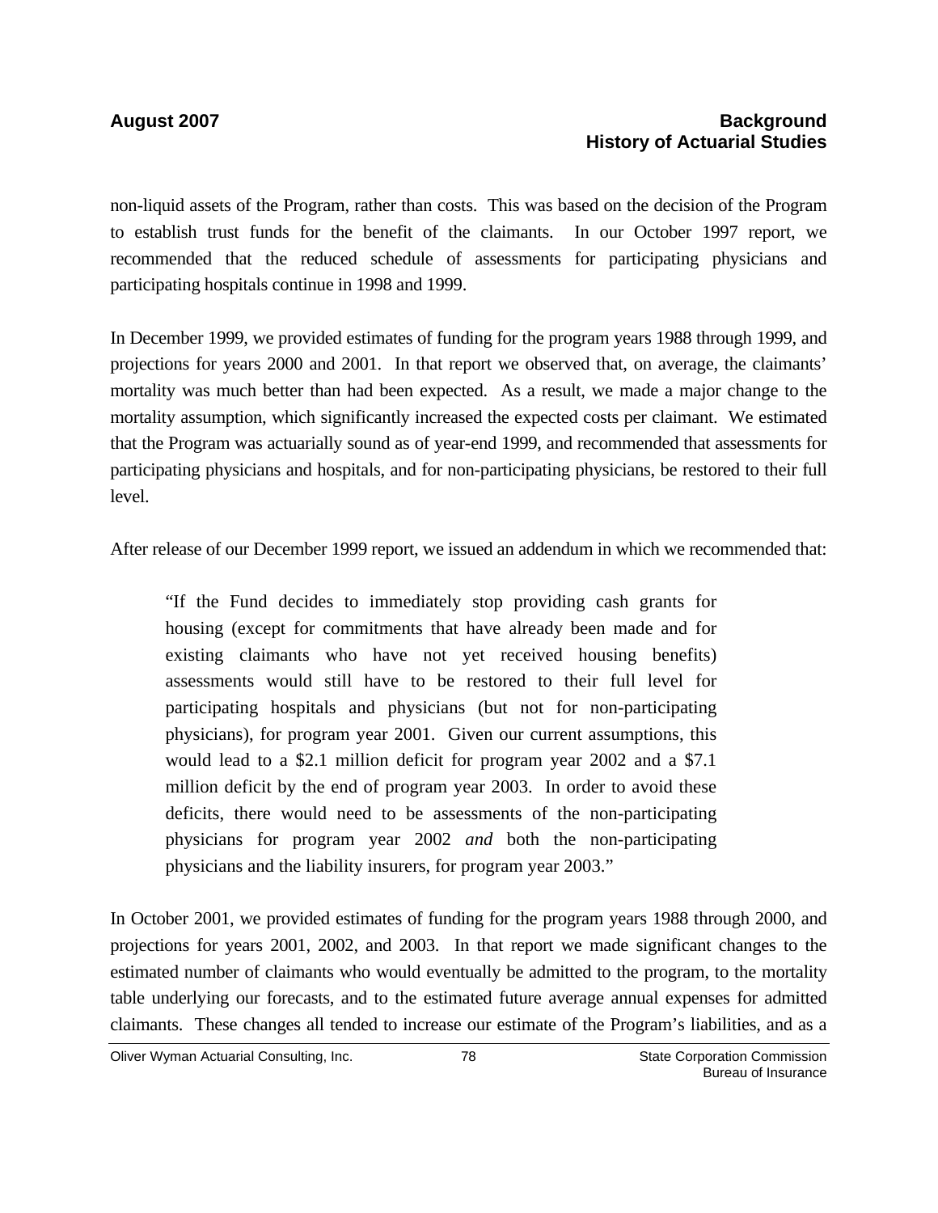non-liquid assets of the Program, rather than costs. This was based on the decision of the Program to establish trust funds for the benefit of the claimants. In our October 1997 report, we recommended that the reduced schedule of assessments for participating physicians and participating hospitals continue in 1998 and 1999.

In December 1999, we provided estimates of funding for the program years 1988 through 1999, and projections for years 2000 and 2001. In that report we observed that, on average, the claimants' mortality was much better than had been expected. As a result, we made a major change to the mortality assumption, which significantly increased the expected costs per claimant. We estimated that the Program was actuarially sound as of year-end 1999, and recommended that assessments for participating physicians and hospitals, and for non-participating physicians, be restored to their full level.

After release of our December 1999 report, we issued an addendum in which we recommended that:

> "If the Fund decides to immediately stop providing cash grants for housing (except for commitments that have already been made and for existing claimants who have not yet received housing benefits) assessments would still have to be restored to their full level for participating hospitals and physicians (but not for non-participating physicians), for program year 2001. Given our current assumptions, this would lead to a $2.1 million deficit for program year 2002 and a $7.1 million deficit by the end of program year 2003. In order to avoid these deficits, there would need to be assessments of the non-participating physicians for program year 2002 *and* both the non-participating physicians and the liability insurers, for program year 2003."

In October 2001, we provided estimates of funding for the program years 1988 through 2000, and projections for years 2001, 2002, and 2003. In that report we made significant changes to the estimated number of claimants who would eventually be admitted to the program, to the mortality table underlying our forecasts, and to the estimated future average annual expenses for admitted claimants. These changes all tended to increase our estimate of the Program's liabilities, and as a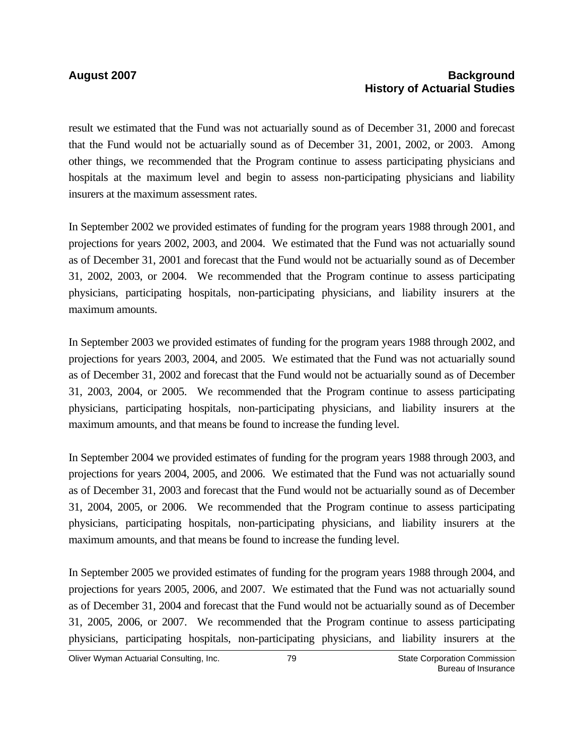result we estimated that the Fund was not actuarially sound as of December 31, 2000 and forecast that the Fund would not be actuarially sound as of December 31, 2001, 2002, or 2003. Among other things, we recommended that the Program continue to assess participating physicians and hospitals at the maximum level and begin to assess non-participating physicians and liability insurers at the maximum assessment rates.

In September 2002 we provided estimates of funding for the program years 1988 through 2001, and projections for years 2002, 2003, and 2004. We estimated that the Fund was not actuarially sound as of December 31, 2001 and forecast that the Fund would not be actuarially sound as of December 31, 2002, 2003, or 2004. We recommended that the Program continue to assess participating physicians, participating hospitals, non-participating physicians, and liability insurers at the maximum amounts.

In September 2003 we provided estimates of funding for the program years 1988 through 2002, and projections for years 2003, 2004, and 2005. We estimated that the Fund was not actuarially sound as of December 31, 2002 and forecast that the Fund would not be actuarially sound as of December 31, 2003, 2004, or 2005. We recommended that the Program continue to assess participating physicians, participating hospitals, non-participating physicians, and liability insurers at the maximum amounts, and that means be found to increase the funding level.

In September 2004 we provided estimates of funding for the program years 1988 through 2003, and projections for years 2004, 2005, and 2006. We estimated that the Fund was not actuarially sound as of December 31, 2003 and forecast that the Fund would not be actuarially sound as of December 31, 2004, 2005, or 2006. We recommended that the Program continue to assess participating physicians, participating hospitals, non-participating physicians, and liability insurers at the maximum amounts, and that means be found to increase the funding level.

In September 2005 we provided estimates of funding for the program years 1988 through 2004, and projections for years 2005, 2006, and 2007. We estimated that the Fund was not actuarially sound as of December 31, 2004 and forecast that the Fund would not be actuarially sound as of December 31, 2005, 2006, or 2007. We recommended that the Program continue to assess participating physicians, participating hospitals, non-participating physicians, and liability insurers at the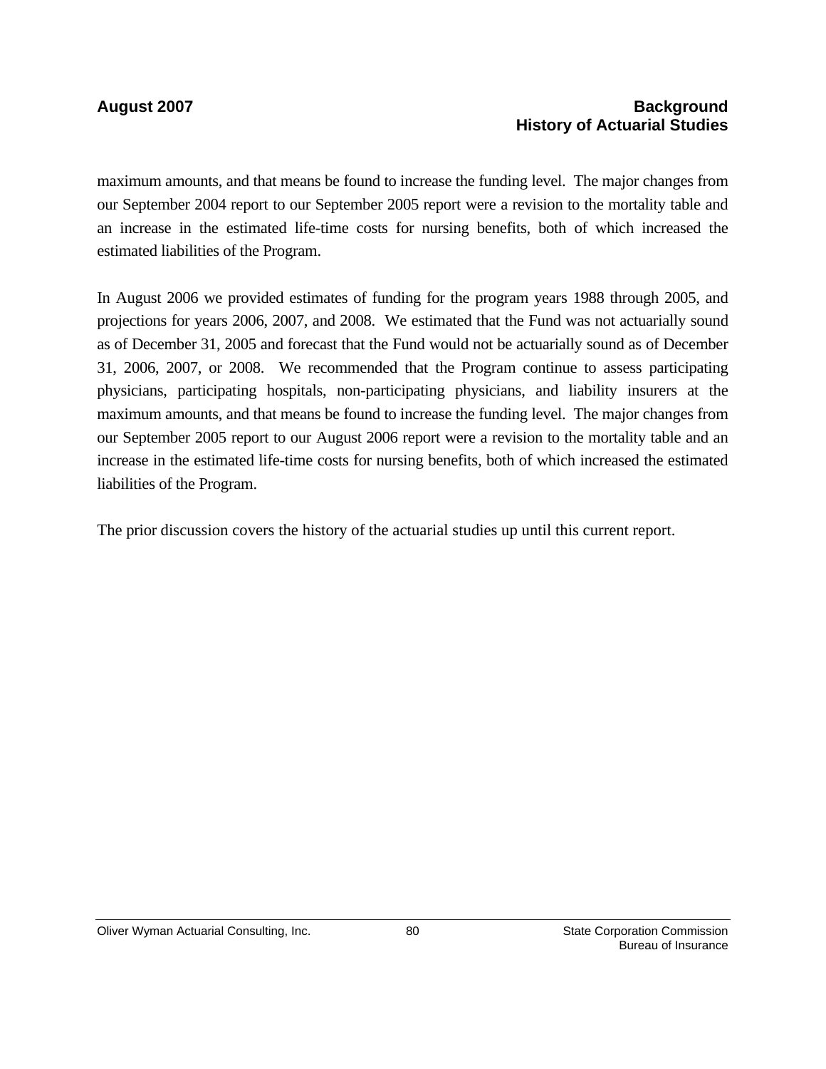maximum amounts, and that means be found to increase the funding level. The major changes from our September 2004 report to our September 2005 report were a revision to the mortality table and an increase in the estimated life-time costs for nursing benefits, both of which increased the estimated liabilities of the Program.

In August 2006 we provided estimates of funding for the program years 1988 through 2005, and projections for years 2006, 2007, and 2008. We estimated that the Fund was not actuarially sound as of December 31, 2005 and forecast that the Fund would not be actuarially sound as of December 31, 2006, 2007, or 2008. We recommended that the Program continue to assess participating physicians, participating hospitals, non-participating physicians, and liability insurers at the maximum amounts, and that means be found to increase the funding level. The major changes from our September 2005 report to our August 2006 report were a revision to the mortality table and an increase in the estimated life-time costs for nursing benefits, both of which increased the estimated liabilities of the Program.

The prior discussion covers the history of the actuarial studies up until this current report.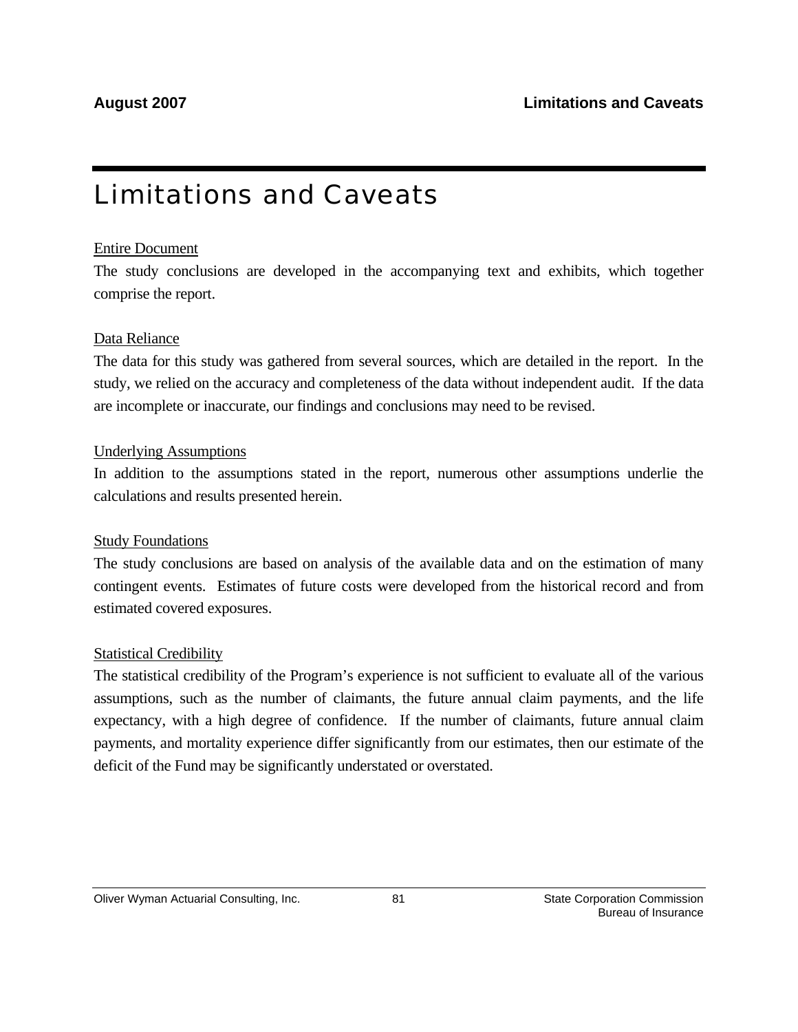# Limitations and Caveats

<u>Entire Document</u>

The study conclusions are developed in the accompanying text and exhibits, which together comprise the report.

<u>Data Reliance</u>

The data for this study was gathered from several sources, which are detailed in the report. In the study, we relied on the accuracy and completeness of the data without independent audit. If the data are incomplete or inaccurate, our findings and conclusions may need to be revised.

<u>Underlying Assumptions</u>

In addition to the assumptions stated in the report, numerous other assumptions underlie the calculations and results presented herein.

<u>Study Foundations</u>

The study conclusions are based on analysis of the available data and on the estimation of many contingent events. Estimates of future costs were developed from the historical record and from estimated covered exposures.

<u>Statistical Credibility</u>

The statistical credibility of the Program's experience is not sufficient to evaluate all of the various assumptions, such as the number of claimants, the future annual claim payments, and the life expectancy, with a high degree of confidence. If the number of claimants, future annual claim payments, and mortality experience differ significantly from our estimates, then our estimate of the deficit of the Fund may be significantly understated or overstated.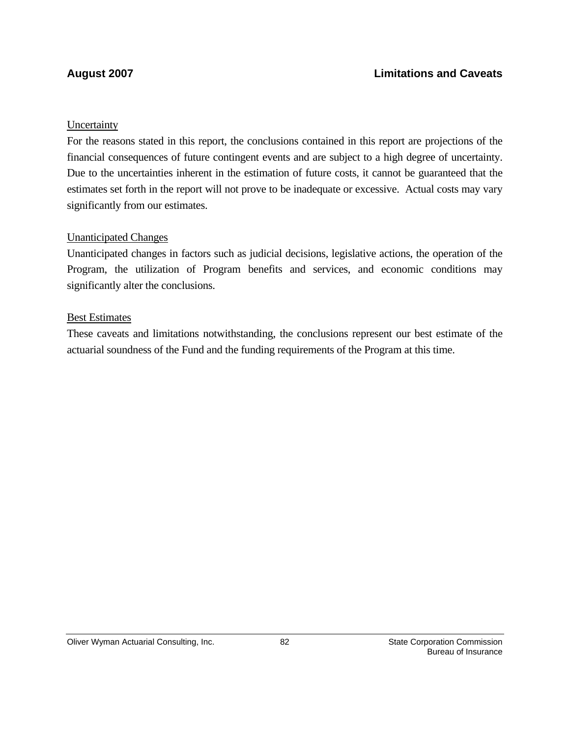Uncertainty

For the reasons stated in this report, the conclusions contained in this report are projections of the financial consequences of future contingent events and are subject to a high degree of uncertainty. Due to the uncertainties inherent in the estimation of future costs, it cannot be guaranteed that the estimates set forth in the report will not prove to be inadequate or excessive. Actual costs may vary significantly from our estimates.

Unanticipated Changes

Unanticipated changes in factors such as judicial decisions, legislative actions, the operation of the Program, the utilization of Program benefits and services, and economic conditions may significantly alter the conclusions.

Best Estimates

These caveats and limitations notwithstanding, the conclusions represent our best estimate of the actuarial soundness of the Fund and the funding requirements of the Program at this time.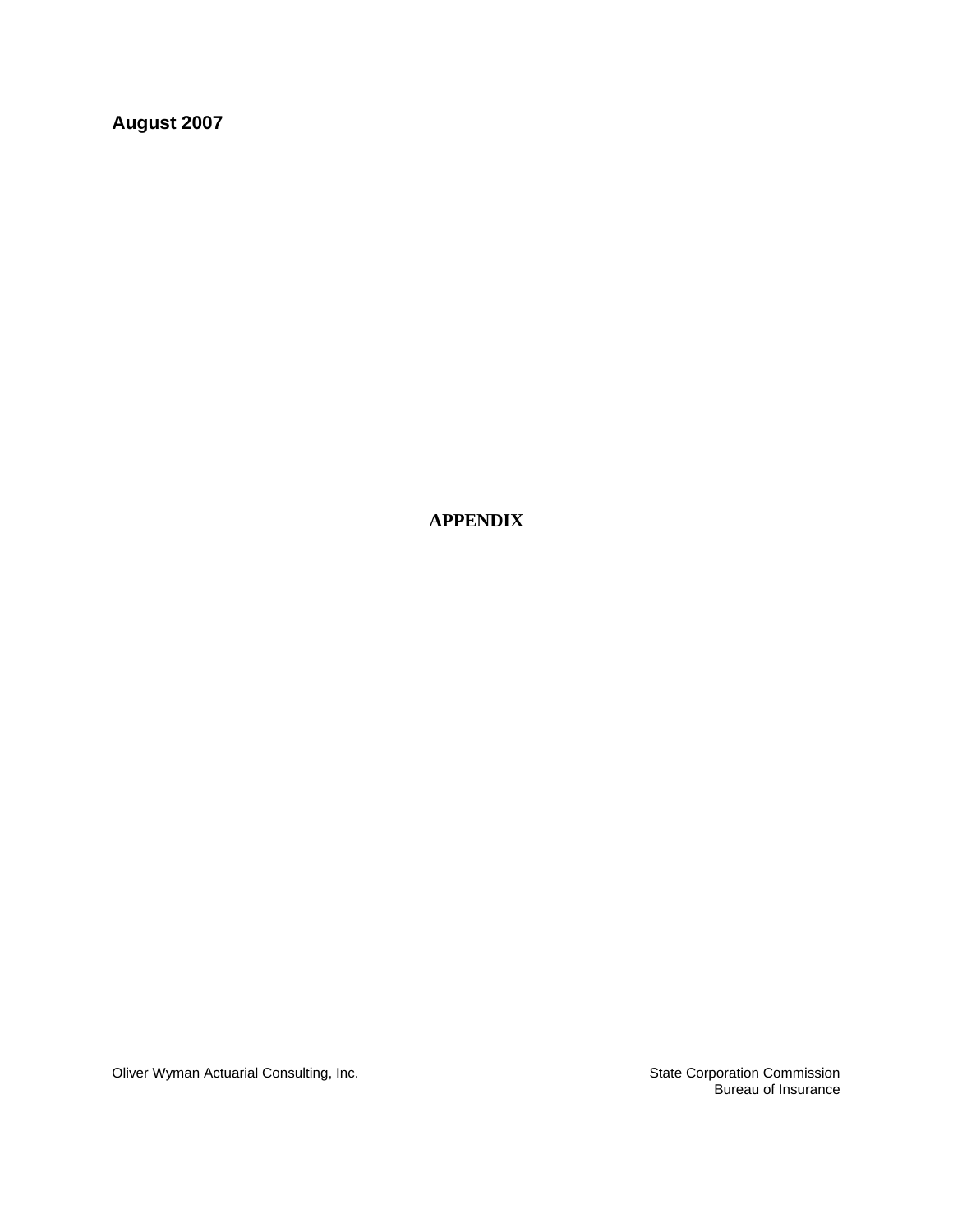**August 2007**

# APPENDIX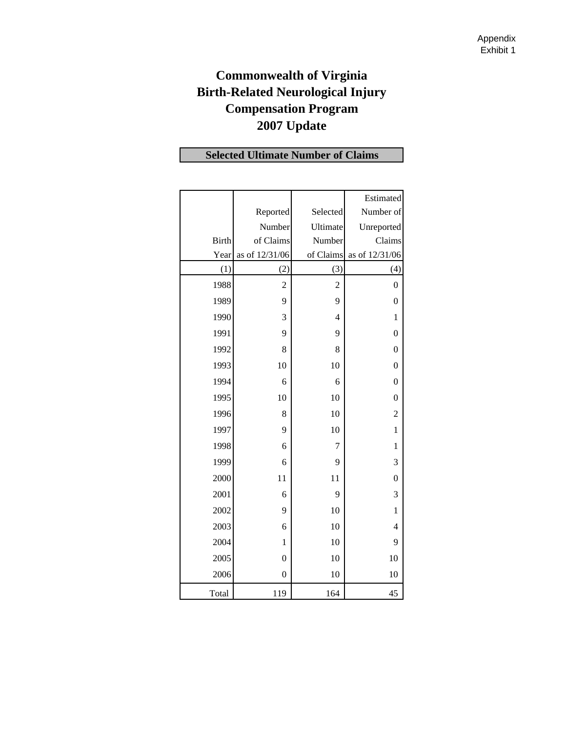Appendix
Exhibit 1

# Commonwealth of Virginia
# Birth-Related Neurological Injury Compensation Program
# 2007 Update

## Selected Ultimate Number of Claims

| Birth Year | Reported Number of Claims as of 12/31/06 | Selected Ultimate Number of Claims | Estimated Number of Unreported Claims as of 12/31/06 |
|---|---|---|---|
| (1) | (2) | (3) | (4) |
| 1988 | 2 | 2 | 0 |
| 1989 | 9 | 9 | 0 |
| 1990 | 3 | 4 | 1 |
| 1991 | 9 | 9 | 0 |
| 1992 | 8 | 8 | 0 |
| 1993 | 10 | 10 | 0 |
| 1994 | 6 | 6 | 0 |
| 1995 | 10 | 10 | 0 |
| 1996 | 8 | 10 | 2 |
| 1997 | 9 | 10 | 1 |
| 1998 | 6 | 7 | 1 |
| 1999 | 6 | 9 | 3 |
| 2000 | 11 | 11 | 0 |
| 2001 | 6 | 9 | 3 |
| 2002 | 9 | 10 | 1 |
| 2003 | 6 | 10 | 4 |
| 2004 | 1 | 10 | 9 |
| 2005 | 0 | 10 | 10 |
| 2006 | 0 | 10 | 10 |
| Total | 119 | 164 | 45 |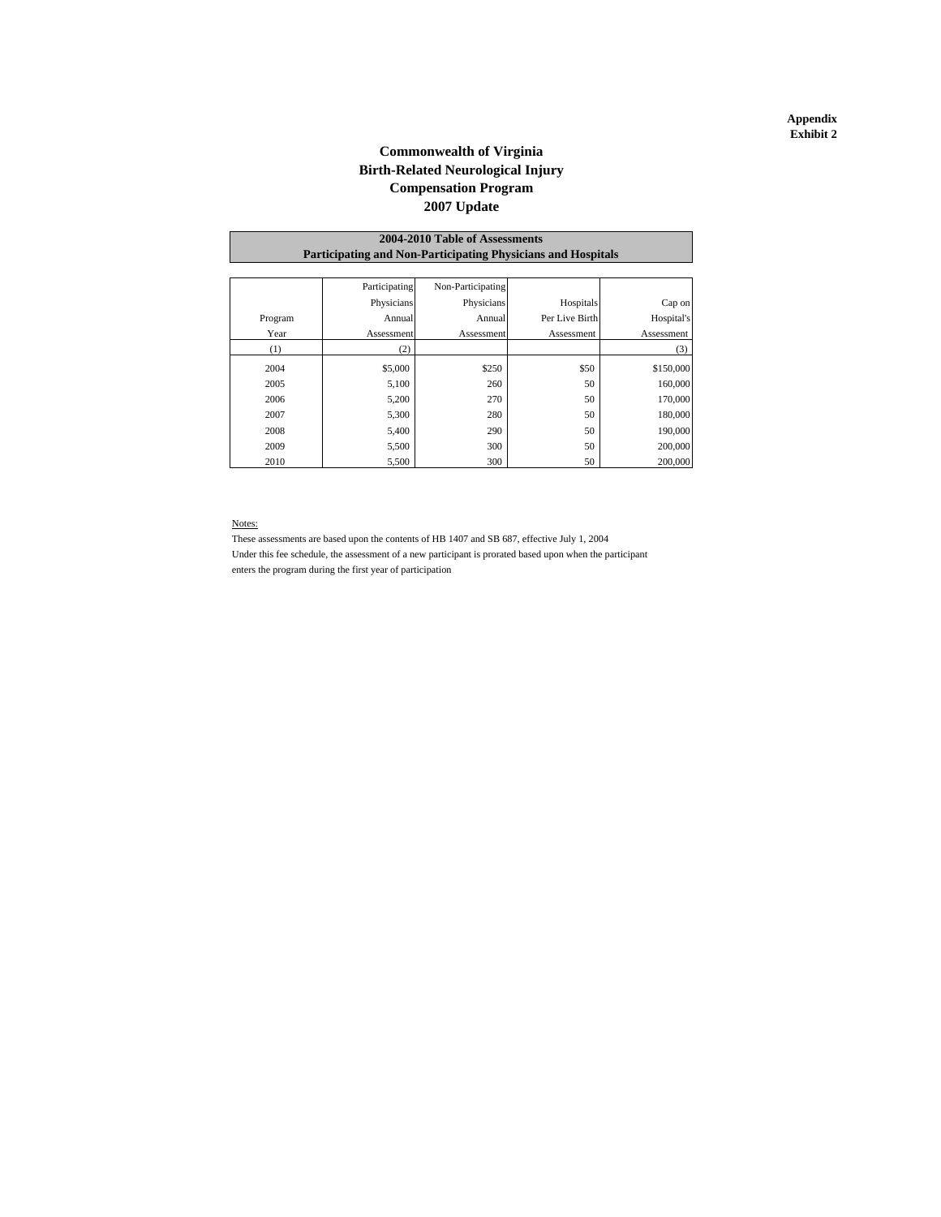**Appendix**
**Exhibit 2**

# Commonwealth of Virginia
# Birth-Related Neurological Injury
# Compensation Program
# 2007 Update

**2004-2010 Table of Assessments**
**Participating and Non-Participating Physicians and Hospitals**

| Program Year | Participating Physicians Annual Assessment | Non-Participating Physicians Annual Assessment | Hospitals Per Live Birth Assessment | Cap on Hospital's Assessment |
|---|---|---|---|---|
| (1) | (2) | | | (3) |
| 2004 | $5,000 | $250 | $50 | $150,000 |
| 2005 | 5,100 | 260 | 50 | 160,000 |
| 2006 | 5,200 | 270 | 50 | 170,000 |
| 2007 | 5,300 | 280 | 50 | 180,000 |
| 2008 | 5,400 | 290 | 50 | 190,000 |
| 2009 | 5,500 | 300 | 50 | 200,000 |
| 2010 | 5,500 | 300 | 50 | 200,000 |

Notes:

These assessments are based upon the contents of HB 1407 and SB 687, effective July 1, 2004

Under this fee schedule, the assessment of a new participant is prorated based upon when the participant enters the program during the first year of participation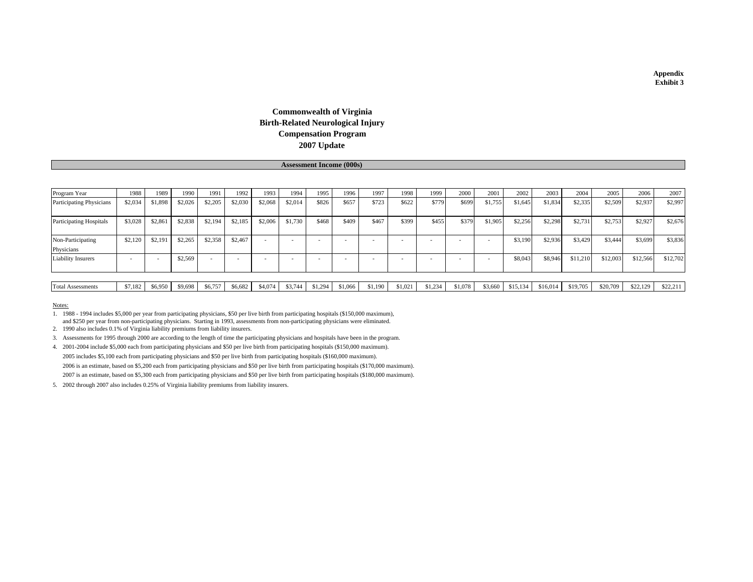**Appendix**
**Exhibit 3**

# Commonwealth of Virginia
# Birth-Related Neurological Injury
# Compensation Program
# 2007 Update

## Assessment Income (000s)

| Program Year | 1988 | 1989 | 1990 | 1991 | 1992 | 1993 | 1994 | 1995 | 1996 | 1997 | 1998 | 1999 | 2000 | 2001 | 2002 | 2003 | 2004 | 2005 | 2006 | 2007 |
|---|---|---|---|---|---|---|---|---|---|---|---|---|---|---|---|---|---|---|---|---|
| Participating Physicians | $2,034 | $1,898 | $2,026 | $2,205 | $2,030 | $2,068 | $2,014 | $826 | $657 | $723 | $622 | $779 | $699 | $1,755 | $1,645 | $1,834 | $2,335 | $2,509 | $2,937 | $2,997 |
| Participating Hospitals | $3,028 | $2,861 | $2,838 | $2,194 | $2,185 | $2,006 | $1,730 | $468 | $409 | $467 | $399 | $455 | $379 | $1,905 | $2,256 | $2,298 | $2,731 | $2,753 | $2,927 | $2,676 |
| Non-Participating Physicians | $2,120 | $2,191 | $2,265 | $2,358 | $2,467 | - | - | - | - | - | - | - | - | - | $3,190 | $2,936 | $3,429 | $3,444 | $3,699 | $3,836 |
| Liability Insurers | - | - | $2,569 | - | - | - | - | - | - | - | - | - | - | - | $8,043 | $8,946 | $11,210 | $12,003 | $12,566 | $12,702 |
| Total Assessments | $7,182 | $6,950 | $9,698 | $6,757 | $6,682 | $4,074 | $3,744 | $1,294 | $1,066 | $1,190 | $1,021 | $1,234 | $1,078 | $3,660 | $15,134 | $16,014 | $19,705 | $20,709 | $22,129 | $22,211 |

Notes:

1. 1988 - 1994 includes $5,000 per year from participating physicians, $50 per live birth from participating hospitals ($150,000 maximum), and $250 per year from non-participating physicians. Starting in 1993, assessments from non-participating physicians were eliminated.
2. 1990 also includes 0.1% of Virginia liability premiums from liability insurers.
3. Assessments for 1995 through 2000 are according to the length of time the participating physicians and hospitals have been in the program.
4. 2001-2004 include $5,000 each from participating physicians and $50 per live birth from participating hospitals ($150,000 maximum).
   2005 includes $5,100 each from participating physicians and $50 per live birth from participating hospitals ($160,000 maximum).
   2006 is an estimate, based on $5,200 each from participating physicians and $50 per live birth from participating hospitals ($170,000 maximum).
   2007 is an estimate, based on $5,300 each from participating physicians and $50 per live birth from participating hospitals ($180,000 maximum).
5. 2002 through 2007 also includes 0.25% of Virginia liability premiums from liability insurers.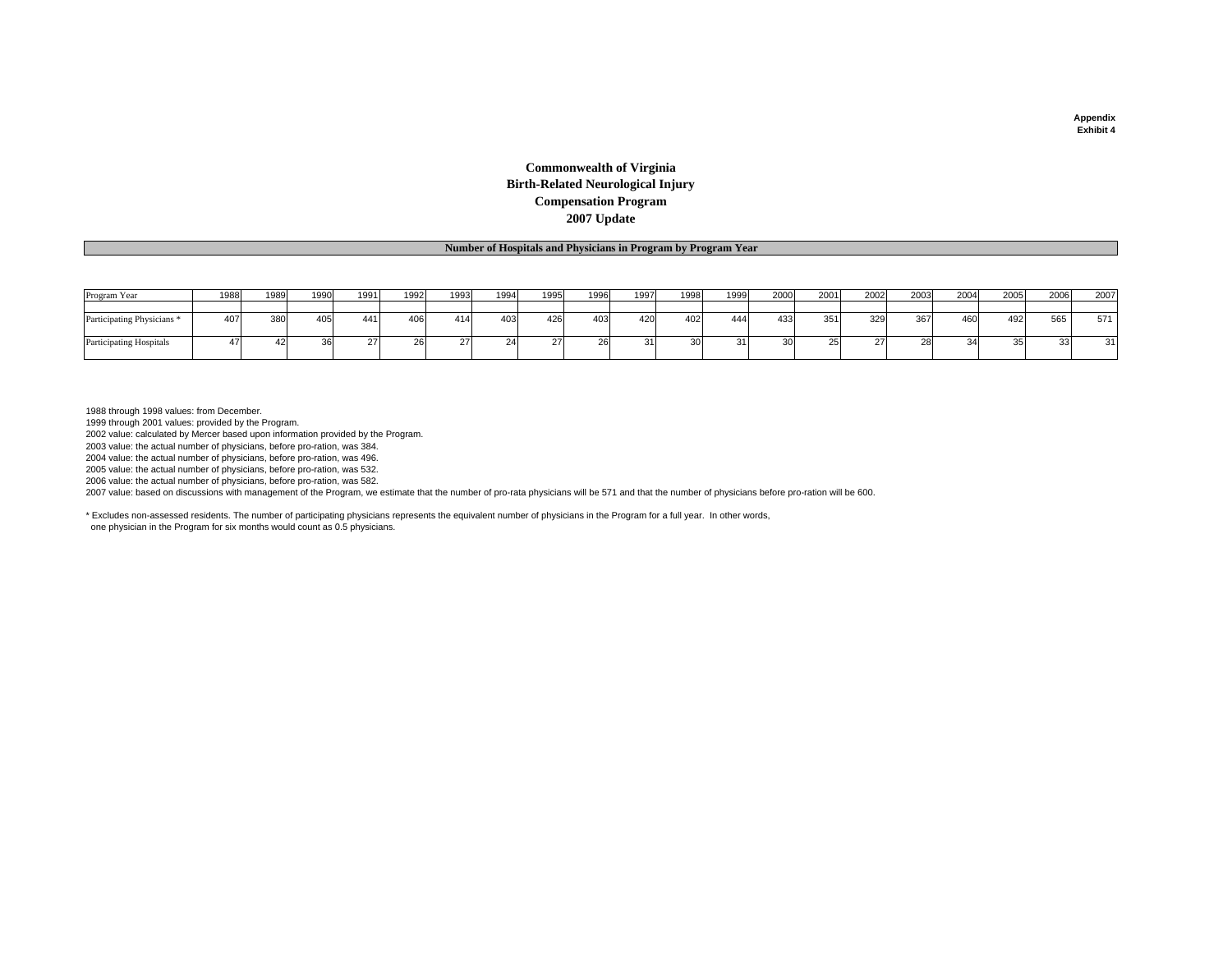Appendix
Exhibit 4

**Commonwealth of Virginia**
**Birth-Related Neurological Injury**
**Compensation Program**
**2007 Update**

**Number of Hospitals and Physicians in Program by Program Year**

| Program Year | 1988 | 1989 | 1990 | 1991 | 1992 | 1993 | 1994 | 1995 | 1996 | 1997 | 1998 | 1999 | 2000 | 2001 | 2002 | 2003 | 2004 | 2005 | 2006 | 2007 |
|---|---|---|---|---|---|---|---|---|---|---|---|---|---|---|---|---|---|---|---|---|
| Participating Physicians * | 407 | 380 | 405 | 441 | 406 | 414 | 403 | 426 | 403 | 420 | 402 | 444 | 433 | 351 | 329 | 367 | 460 | 492 | 565 | 571 |
| Participating Hospitals | 47 | 42 | 36 | 27 | 26 | 27 | 24 | 27 | 26 | 31 | 30 | 31 | 30 | 25 | 27 | 28 | 34 | 35 | 33 | 31 |

1988 through 1998 values: from December.
1999 through 2001 values: provided by the Program.
2002 value: calculated by Mercer based upon information provided by the Program.
2003 value: the actual number of physicians, before pro-ration, was 384.
2004 value: the actual number of physicians, before pro-ration, was 496.
2005 value: the actual number of physicians, before pro-ration, was 532.
2006 value: the actual number of physicians, before pro-ration, was 582.
2007 value: based on discussions with management of the Program, we estimate that the number of pro-rata physicians will be 571 and that the number of physicians before pro-ration will be 600.

* Excludes non-assessed residents. The number of participating physicians represents the equivalent number of physicians in the Program for a full year. In other words, one physician in the Program for six months would count as 0.5 physicians.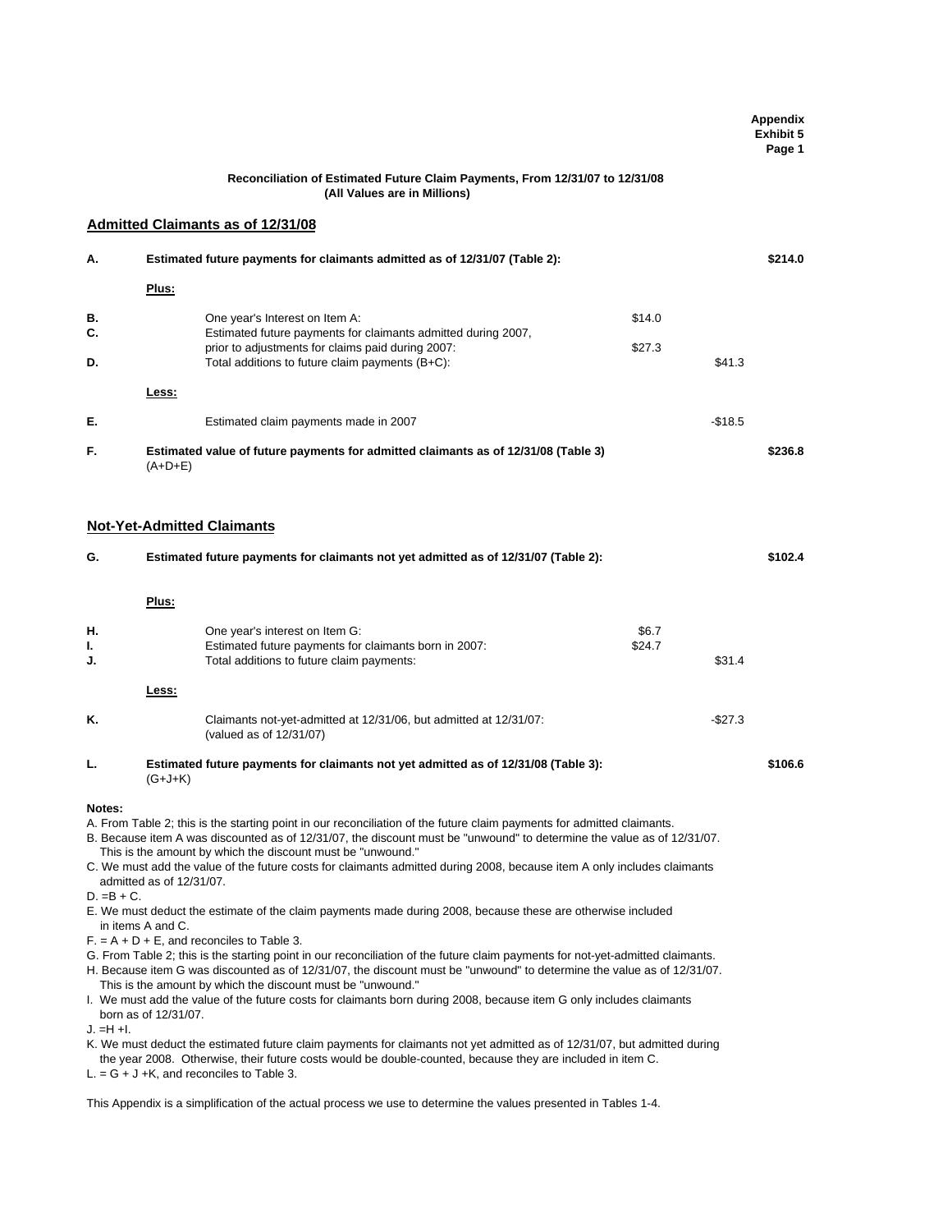**Appendix**
**Exhibit 5**
**Page 1**

### Reconciliation of Estimated Future Claim Payments, From 12/31/07 to 12/31/08
**(All Values are in Millions)**

## Admitted Claimants as of 12/31/08

| | | | | |
|---|---|---|---|---|
| **A.** | **Estimated future payments for claimants admitted as of 12/31/07 (Table 2):** | | | **\$214.0** |
| | **Plus:** | | | |
| **B.** | One year's Interest on Item A: | \$14.0 | | |
| **C.** | Estimated future payments for claimants admitted during 2007, prior to adjustments for claims paid during 2007: | \$27.3 | | |
| **D.** | Total additions to future claim payments (B+C): | | \$41.3 | |
| | **Less:** | | | |
| **E.** | Estimated claim payments made in 2007 | | -\$18.5 | |
| **F.** | **Estimated value of future payments for admitted claimants as of 12/31/08 (Table 3)** (A+D+E) | | | **\$236.8** |

## Not-Yet-Admitted Claimants

| | | | | |
|---|---|---|---|---|
| **G.** | **Estimated future payments for claimants not yet admitted as of 12/31/07 (Table 2):** | | | **\$102.4** |
| | **Plus:** | | | |
| **H.** | One year's interest on Item G: | \$6.7 | | |
| **I.** | Estimated future payments for claimants born in 2007: | \$24.7 | | |
| **J.** | Total additions to future claim payments: | | \$31.4 | |
| | **Less:** | | | |
| **K.** | Claimants not-yet-admitted at 12/31/06, but admitted at 12/31/07: (valued as of 12/31/07) | | -\$27.3 | |
| **L.** | **Estimated future payments for claimants not yet admitted as of 12/31/08 (Table 3):** (G+J+K) | | | **\$106.6** |

**Notes:**

A. From Table 2; this is the starting point in our reconciliation of the future claim payments for admitted claimants.
B. Because item A was discounted as of 12/31/07, the discount must be "unwound" to determine the value as of 12/31/07. This is the amount by which the discount must be "unwound."
C. We must add the value of the future costs for claimants admitted during 2008, because item A only includes claimants admitted as of 12/31/07.
D. =B + C.
E. We must deduct the estimate of the claim payments made during 2008, because these are otherwise included in items A and C.
F. = A + D + E, and reconciles to Table 3.
G. From Table 2; this is the starting point in our reconciliation of the future claim payments for not-yet-admitted claimants.
H. Because item G was discounted as of 12/31/07, the discount must be "unwound" to determine the value as of 12/31/07. This is the amount by which the discount must be "unwound."
I. We must add the value of the future costs for claimants born during 2008, because item G only includes claimants born as of 12/31/07.
J. =H +I.
K. We must deduct the estimated future claim payments for claimants not yet admitted as of 12/31/07, but admitted during the year 2008. Otherwise, their future costs would be double-counted, because they are included in item C.
L. = G + J +K, and reconciles to Table 3.

This Appendix is a simplification of the actual process we use to determine the values presented in Tables 1-4.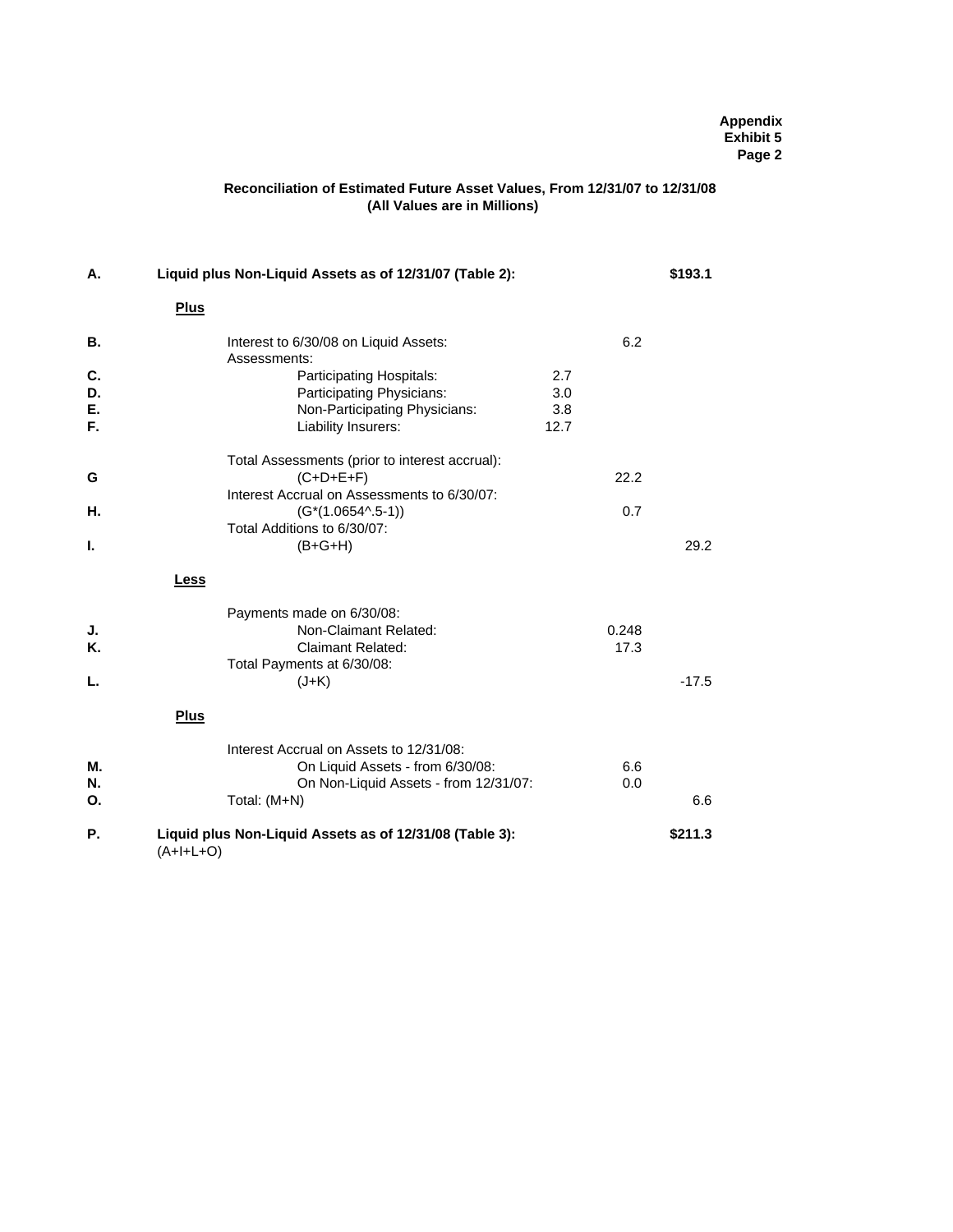**Appendix**
**Exhibit 5**
**Page 2**

**Reconciliation of Estimated Future Asset Values, From 12/31/07 to 12/31/08**
**(All Values are in Millions)**

| | | | | |
|---|---|---|---|---|
| **A.** | **Liquid plus Non-Liquid Assets as of 12/31/07 (Table 2):** | | | **$193.1** |
| | **Plus** | | | |
| **B.** | Interest to 6/30/08 on Liquid Assets: | | 6.2 | |
| | Assessments: | | | |
| **C.** | Participating Hospitals: | 2.7 | | |
| **D.** | Participating Physicians: | 3.0 | | |
| **E.** | Non-Participating Physicians: | 3.8 | | |
| **F.** | Liability Insurers: | 12.7 | | |
| | Total Assessments (prior to interest accrual): | | | |
| **G** | (C+D+E+F) | | 22.2 | |
| | Interest Accrual on Assessments to 6/30/07: | | | |
| **H.** | (G*(1.0654^.5-1)) | | 0.7 | |
| | Total Additions to 6/30/07: | | | |
| **I.** | (B+G+H) | | | 29.2 |
| | **Less** | | | |
| | Payments made on 6/30/08: | | | |
| **J.** | Non-Claimant Related: | | 0.248 | |
| **K.** | Claimant Related: | | 17.3 | |
| | Total Payments at 6/30/08: | | | |
| **L.** | (J+K) | | | -17.5 |
| | **Plus** | | | |
| | Interest Accrual on Assets to 12/31/08: | | | |
| **M.** | On Liquid Assets - from 6/30/08: | | 6.6 | |
| **N.** | On Non-Liquid Assets - from 12/31/07: | | 0.0 | |
| **O.** | Total: (M+N) | | | 6.6 |
| **P.** | **Liquid plus Non-Liquid Assets as of 12/31/08 (Table 3):** (A+I+L+O) | | | **$211.3** |